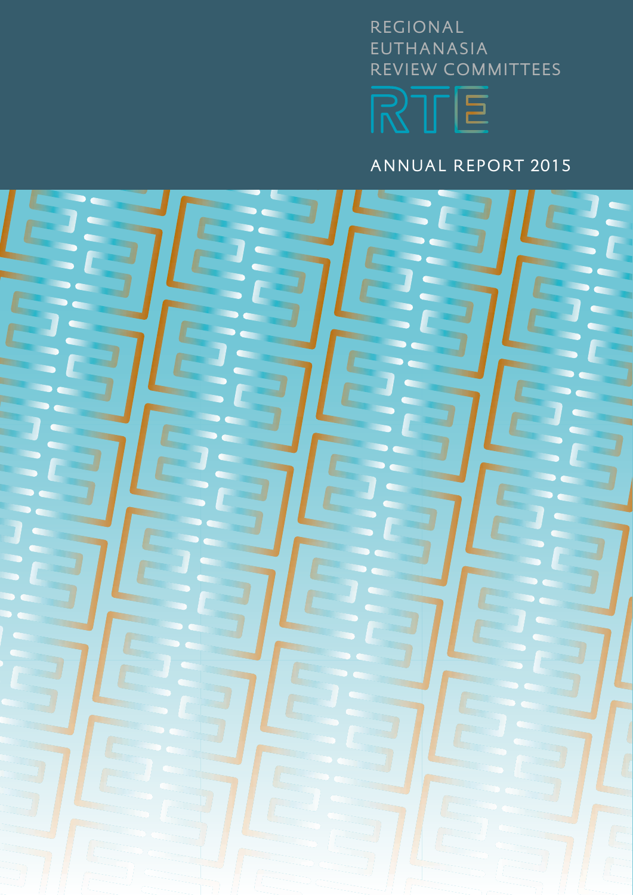REGIONAL EUTHANASIA REVIEW COMMITTEES

RTE

# ANNUAL REPORT 2015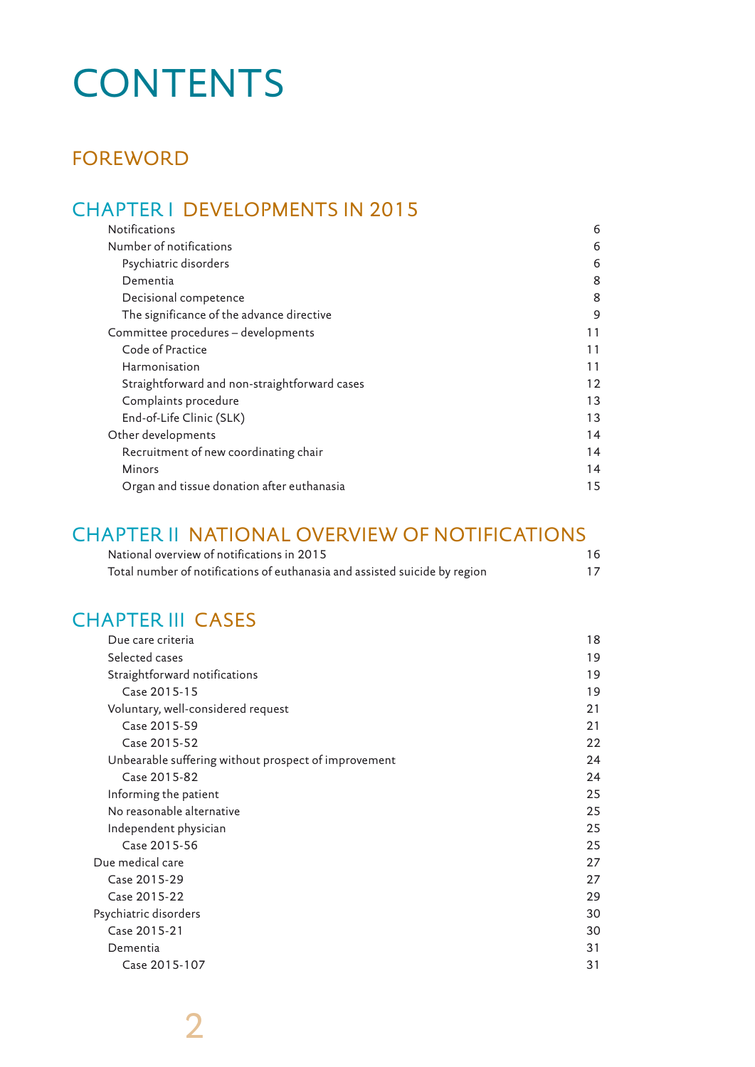# CONTENTS

## FOREWORD

## CHAPTER I DEVELOPMENTS IN 2015

| | |
|---|---|
| Notifications | 6 |
| Number of notifications | 6 |
| Psychiatric disorders | 6 |
| Dementia | 8 |
| Decisional competence | 8 |
| The significance of the advance directive | 9 |
| Committee procedures – developments | 11 |
| Code of Practice | 11 |
| Harmonisation | 11 |
| Straightforward and non-straightforward cases | 12 |
| Complaints procedure | 13 |
| End-of-Life Clinic (SLK) | 13 |
| Other developments | 14 |
| Recruitment of new coordinating chair | 14 |
| Minors | 14 |
| Organ and tissue donation after euthanasia | 15 |

## CHAPTER II NATIONAL OVERVIEW OF NOTIFICATIONS

| | |
|---|---|
| National overview of notifications in 2015 | 16 |
| Total number of notifications of euthanasia and assisted suicide by region | 17 |

## CHAPTER III CASES

| | |
|---|---|
| Due care criteria | 18 |
| Selected cases | 19 |
| Straightforward notifications | 19 |
| Case 2015-15 | 19 |
| Voluntary, well-considered request | 21 |
| Case 2015-59 | 21 |
| Case 2015-52 | 22 |
| Unbearable suffering without prospect of improvement | 24 |
| Case 2015-82 | 24 |
| Informing the patient | 25 |
| No reasonable alternative | 25 |
| Independent physician | 25 |
| Case 2015-56 | 25 |
| Due medical care | 27 |
| Case 2015-29 | 27 |
| Case 2015-22 | 29 |
| Psychiatric disorders | 30 |
| Case 2015-21 | 30 |
| Dementia | 31 |
| Case 2015-107 | 31 |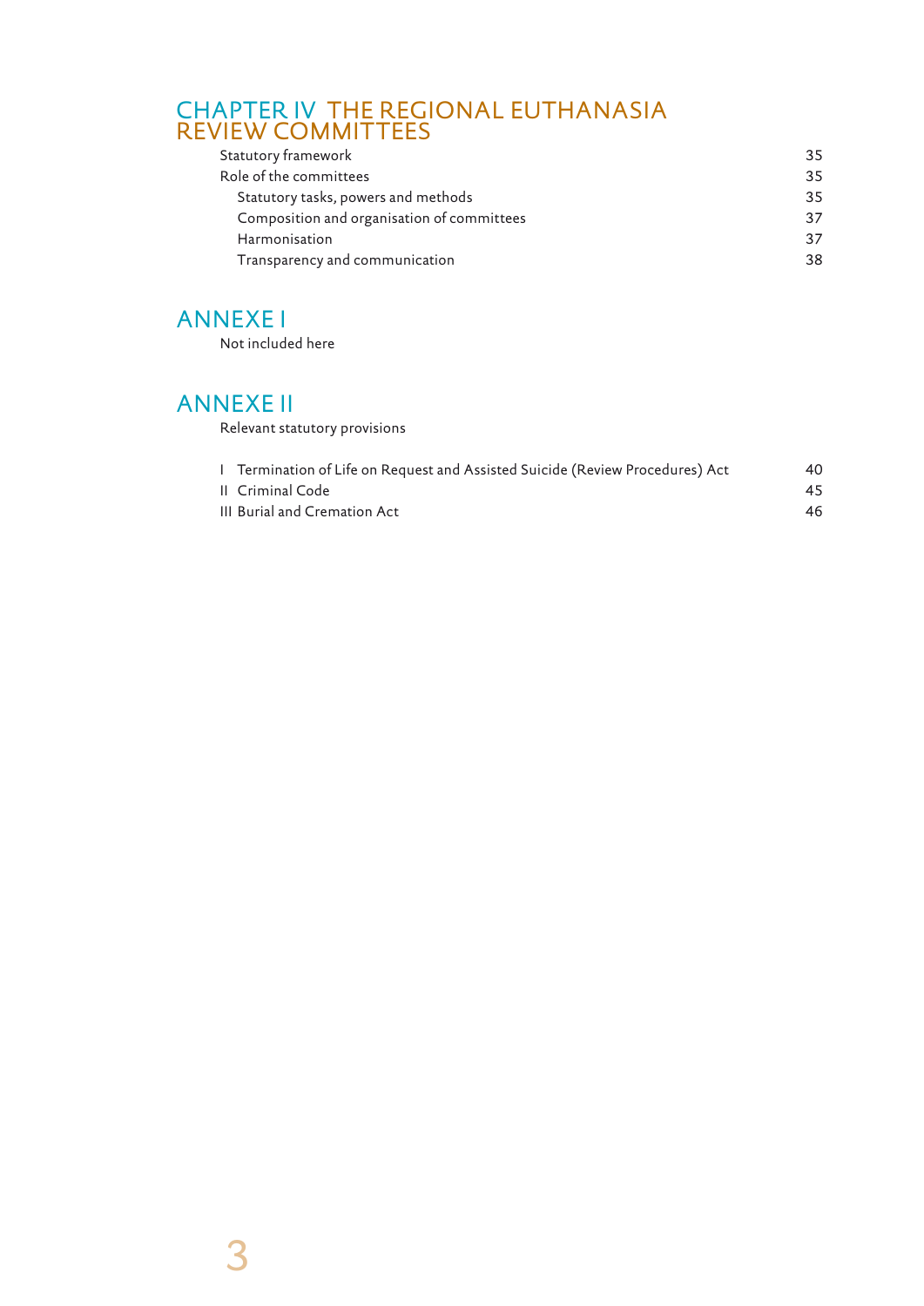## CHAPTER IV THE REGIONAL EUTHANASIA REVIEW COMMITTEES

| | |
|---|---|
| Statutory framework | 35 |
| Role of the committees | 35 |
| Statutory tasks, powers and methods | 35 |
| Composition and organisation of committees | 37 |
| Harmonisation | 37 |
| Transparency and communication | 38 |

## ANNEXE I

Not included here

## ANNEXE II

Relevant statutory provisions

| | |
|---|---|
| I Termination of Life on Request and Assisted Suicide (Review Procedures) Act | 40 |
| II Criminal Code | 45 |
| III Burial and Cremation Act | 46 |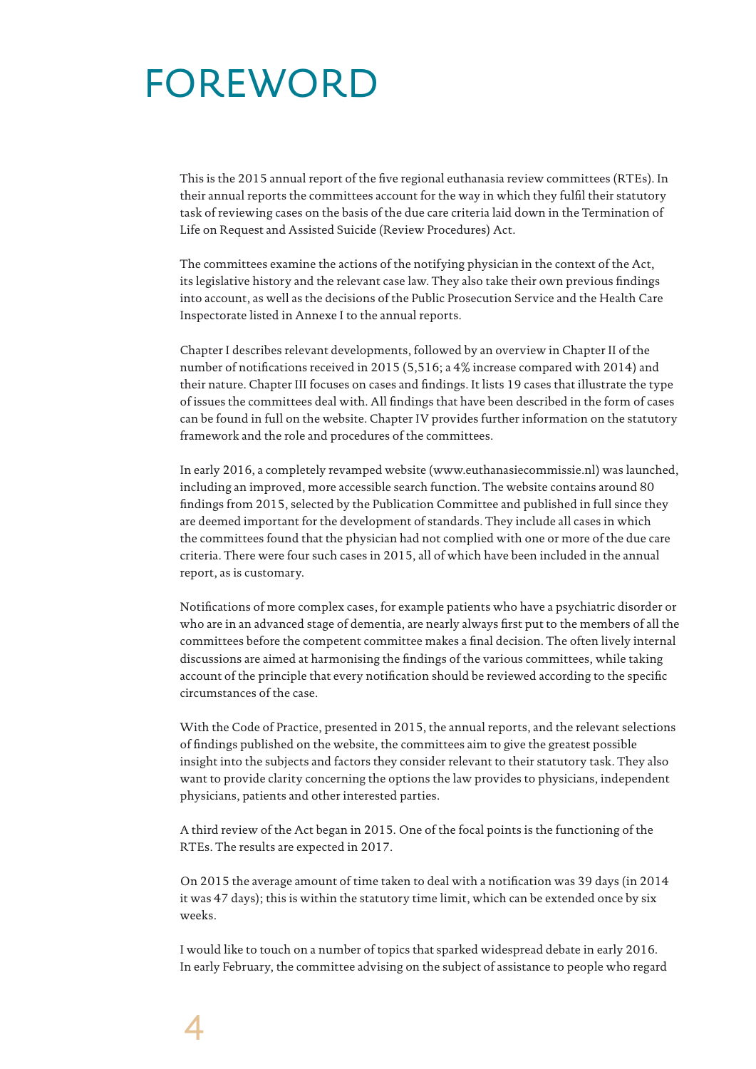# FOREWORD

This is the 2015 annual report of the five regional euthanasia review committees (RTEs). In their annual reports the committees account for the way in which they fulfil their statutory task of reviewing cases on the basis of the due care criteria laid down in the Termination of Life on Request and Assisted Suicide (Review Procedures) Act.

The committees examine the actions of the notifying physician in the context of the Act, its legislative history and the relevant case law. They also take their own previous findings into account, as well as the decisions of the Public Prosecution Service and the Health Care Inspectorate listed in Annexe I to the annual reports.

Chapter I describes relevant developments, followed by an overview in Chapter II of the number of notifications received in 2015 (5,516; a 4% increase compared with 2014) and their nature. Chapter III focuses on cases and findings. It lists 19 cases that illustrate the type of issues the committees deal with. All findings that have been described in the form of cases can be found in full on the website. Chapter IV provides further information on the statutory framework and the role and procedures of the committees.

In early 2016, a completely revamped website (www.euthanasiecommissie.nl) was launched, including an improved, more accessible search function. The website contains around 80 findings from 2015, selected by the Publication Committee and published in full since they are deemed important for the development of standards. They include all cases in which the committees found that the physician had not complied with one or more of the due care criteria. There were four such cases in 2015, all of which have been included in the annual report, as is customary.

Notifications of more complex cases, for example patients who have a psychiatric disorder or who are in an advanced stage of dementia, are nearly always first put to the members of all the committees before the competent committee makes a final decision. The often lively internal discussions are aimed at harmonising the findings of the various committees, while taking account of the principle that every notification should be reviewed according to the specific circumstances of the case.

With the Code of Practice, presented in 2015, the annual reports, and the relevant selections of findings published on the website, the committees aim to give the greatest possible insight into the subjects and factors they consider relevant to their statutory task. They also want to provide clarity concerning the options the law provides to physicians, independent physicians, patients and other interested parties.

A third review of the Act began in 2015. One of the focal points is the functioning of the RTEs. The results are expected in 2017.

On 2015 the average amount of time taken to deal with a notification was 39 days (in 2014 it was 47 days); this is within the statutory time limit, which can be extended once by six weeks.

I would like to touch on a number of topics that sparked widespread debate in early 2016. In early February, the committee advising on the subject of assistance to people who regard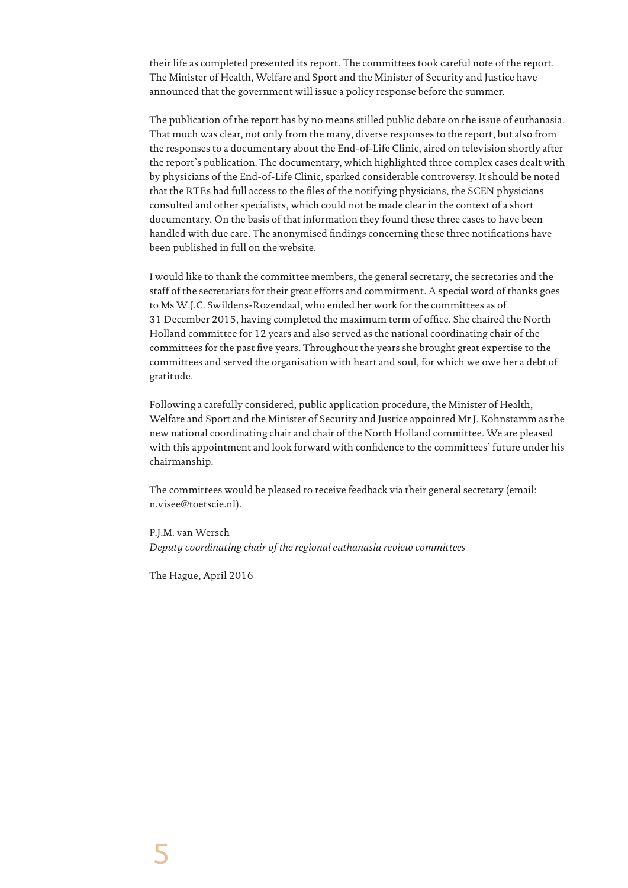their life as completed presented its report. The committees took careful note of the report. The Minister of Health, Welfare and Sport and the Minister of Security and Justice have announced that the government will issue a policy response before the summer.

The publication of the report has by no means stilled public debate on the issue of euthanasia. That much was clear, not only from the many, diverse responses to the report, but also from the responses to a documentary about the End-of-Life Clinic, aired on television shortly after the report's publication. The documentary, which highlighted three complex cases dealt with by physicians of the End-of-Life Clinic, sparked considerable controversy. It should be noted that the RTEs had full access to the files of the notifying physicians, the SCEN physicians consulted and other specialists, which could not be made clear in the context of a short documentary. On the basis of that information they found these three cases to have been handled with due care. The anonymised findings concerning these three notifications have been published in full on the website.

I would like to thank the committee members, the general secretary, the secretaries and the staff of the secretariats for their great efforts and commitment. A special word of thanks goes to Ms W.J.C. Swildens-Rozendaal, who ended her work for the committees as of 31 December 2015, having completed the maximum term of office. She chaired the North Holland committee for 12 years and also served as the national coordinating chair of the committees for the past five years. Throughout the years she brought great expertise to the committees and served the organisation with heart and soul, for which we owe her a debt of gratitude.

Following a carefully considered, public application procedure, the Minister of Health, Welfare and Sport and the Minister of Security and Justice appointed Mr J. Kohnstamm as the new national coordinating chair and chair of the North Holland committee. We are pleased with this appointment and look forward with confidence to the committees' future under his chairmanship.

The committees would be pleased to receive feedback via their general secretary (email: n.visee@toetscie.nl).

P.J.M. van Wersch
*Deputy coordinating chair of the regional euthanasia review committees*

The Hague, April 2016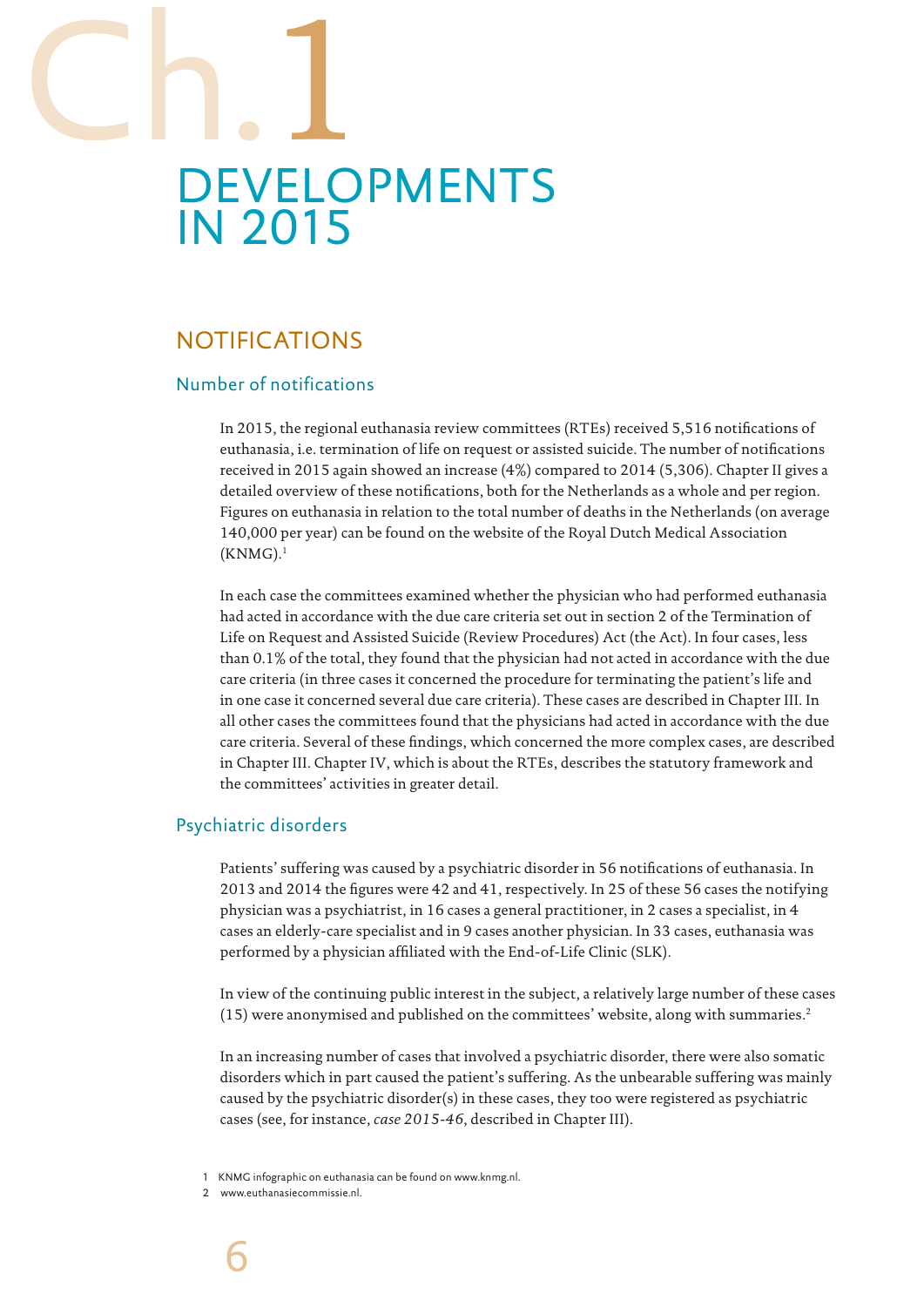# Ch.1 DEVELOPMENTS IN 2015

## NOTIFICATIONS

### Number of notifications

In 2015, the regional euthanasia review committees (RTEs) received 5,516 notifications of euthanasia, i.e. termination of life on request or assisted suicide. The number of notifications received in 2015 again showed an increase (4%) compared to 2014 (5,306). Chapter II gives a detailed overview of these notifications, both for the Netherlands as a whole and per region. Figures on euthanasia in relation to the total number of deaths in the Netherlands (on average 140,000 per year) can be found on the website of the Royal Dutch Medical Association (KNMG).[1]

In each case the committees examined whether the physician who had performed euthanasia had acted in accordance with the due care criteria set out in section 2 of the Termination of Life on Request and Assisted Suicide (Review Procedures) Act (the Act). In four cases, less than 0.1% of the total, they found that the physician had not acted in accordance with the due care criteria (in three cases it concerned the procedure for terminating the patient's life and in one case it concerned several due care criteria). These cases are described in Chapter III. In all other cases the committees found that the physicians had acted in accordance with the due care criteria. Several of these findings, which concerned the more complex cases, are described in Chapter III. Chapter IV, which is about the RTEs, describes the statutory framework and the committees' activities in greater detail.

### Psychiatric disorders

Patients' suffering was caused by a psychiatric disorder in 56 notifications of euthanasia. In 2013 and 2014 the figures were 42 and 41, respectively. In 25 of these 56 cases the notifying physician was a psychiatrist, in 16 cases a general practitioner, in 2 cases a specialist, in 4 cases an elderly-care specialist and in 9 cases another physician. In 33 cases, euthanasia was performed by a physician affiliated with the End-of-Life Clinic (SLK).

In view of the continuing public interest in the subject, a relatively large number of these cases (15) were anonymised and published on the committees' website, along with summaries.[2]

In an increasing number of cases that involved a psychiatric disorder, there were also somatic disorders which in part caused the patient's suffering. As the unbearable suffering was mainly caused by the psychiatric disorder(s) in these cases, they too were registered as psychiatric cases (see, for instance, *case 2015-46*, described in Chapter III).

1 KNMG infographic on euthanasia can be found on www.knmg.nl.

2 www.euthanasiecommissie.nl.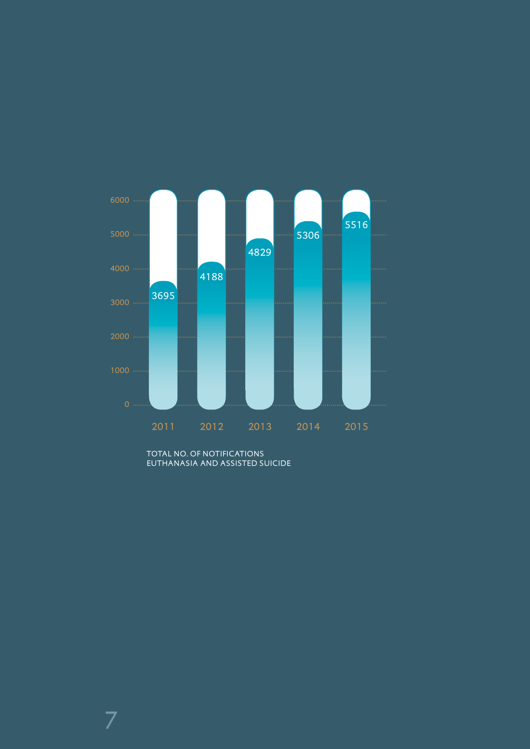| Year | Total no. of notifications |
| --- | --- |
| 2011 | 3695 |
| 2012 | 4188 |
| 2013 | 4829 |
| 2014 | 5306 |
| 2015 | 5516 |

TOTAL NO. OF NOTIFICATIONS
EUTHANASIA AND ASSISTED SUICIDE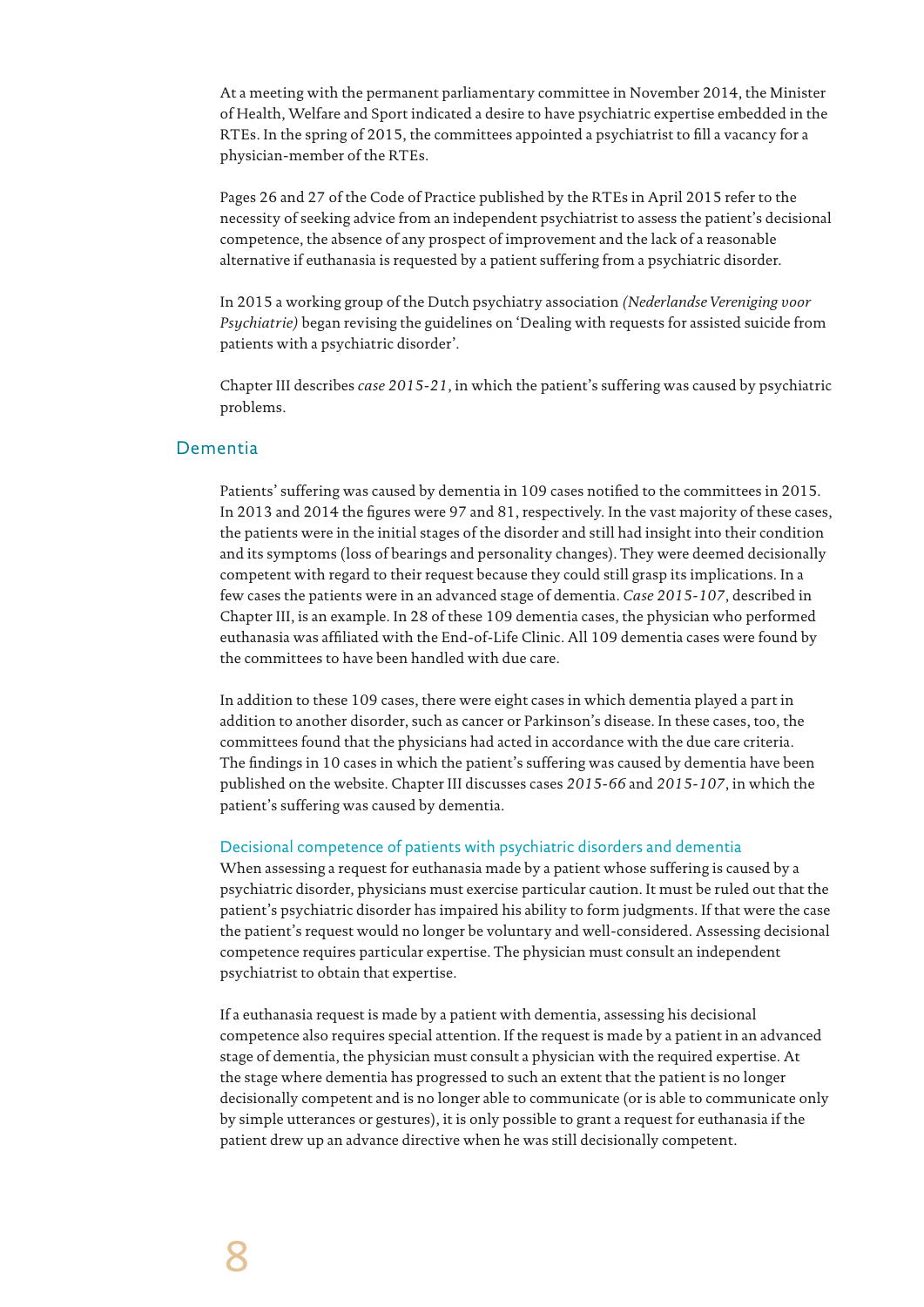At a meeting with the permanent parliamentary committee in November 2014, the Minister of Health, Welfare and Sport indicated a desire to have psychiatric expertise embedded in the RTEs. In the spring of 2015, the committees appointed a psychiatrist to fill a vacancy for a physician-member of the RTEs.

Pages 26 and 27 of the Code of Practice published by the RTEs in April 2015 refer to the necessity of seeking advice from an independent psychiatrist to assess the patient's decisional competence, the absence of any prospect of improvement and the lack of a reasonable alternative if euthanasia is requested by a patient suffering from a psychiatric disorder.

In 2015 a working group of the Dutch psychiatry association *(Nederlandse Vereniging voor Psychiatrie)* began revising the guidelines on 'Dealing with requests for assisted suicide from patients with a psychiatric disorder'.

Chapter III describes *case 2015-21*, in which the patient's suffering was caused by psychiatric problems.

## Dementia

Patients' suffering was caused by dementia in 109 cases notified to the committees in 2015. In 2013 and 2014 the figures were 97 and 81, respectively. In the vast majority of these cases, the patients were in the initial stages of the disorder and still had insight into their condition and its symptoms (loss of bearings and personality changes). They were deemed decisionally competent with regard to their request because they could still grasp its implications. In a few cases the patients were in an advanced stage of dementia. *Case 2015-107*, described in Chapter III, is an example. In 28 of these 109 dementia cases, the physician who performed euthanasia was affiliated with the End-of-Life Clinic. All 109 dementia cases were found by the committees to have been handled with due care.

In addition to these 109 cases, there were eight cases in which dementia played a part in addition to another disorder, such as cancer or Parkinson's disease. In these cases, too, the committees found that the physicians had acted in accordance with the due care criteria. The findings in 10 cases in which the patient's suffering was caused by dementia have been published on the website. Chapter III discusses cases *2015-66* and *2015-107*, in which the patient's suffering was caused by dementia.

### Decisional competence of patients with psychiatric disorders and dementia

When assessing a request for euthanasia made by a patient whose suffering is caused by a psychiatric disorder, physicians must exercise particular caution. It must be ruled out that the patient's psychiatric disorder has impaired his ability to form judgments. If that were the case the patient's request would no longer be voluntary and well-considered. Assessing decisional competence requires particular expertise. The physician must consult an independent psychiatrist to obtain that expertise.

If a euthanasia request is made by a patient with dementia, assessing his decisional competence also requires special attention. If the request is made by a patient in an advanced stage of dementia, the physician must consult a physician with the required expertise. At the stage where dementia has progressed to such an extent that the patient is no longer decisionally competent and is no longer able to communicate (or is able to communicate only by simple utterances or gestures), it is only possible to grant a request for euthanasia if the patient drew up an advance directive when he was still decisionally competent.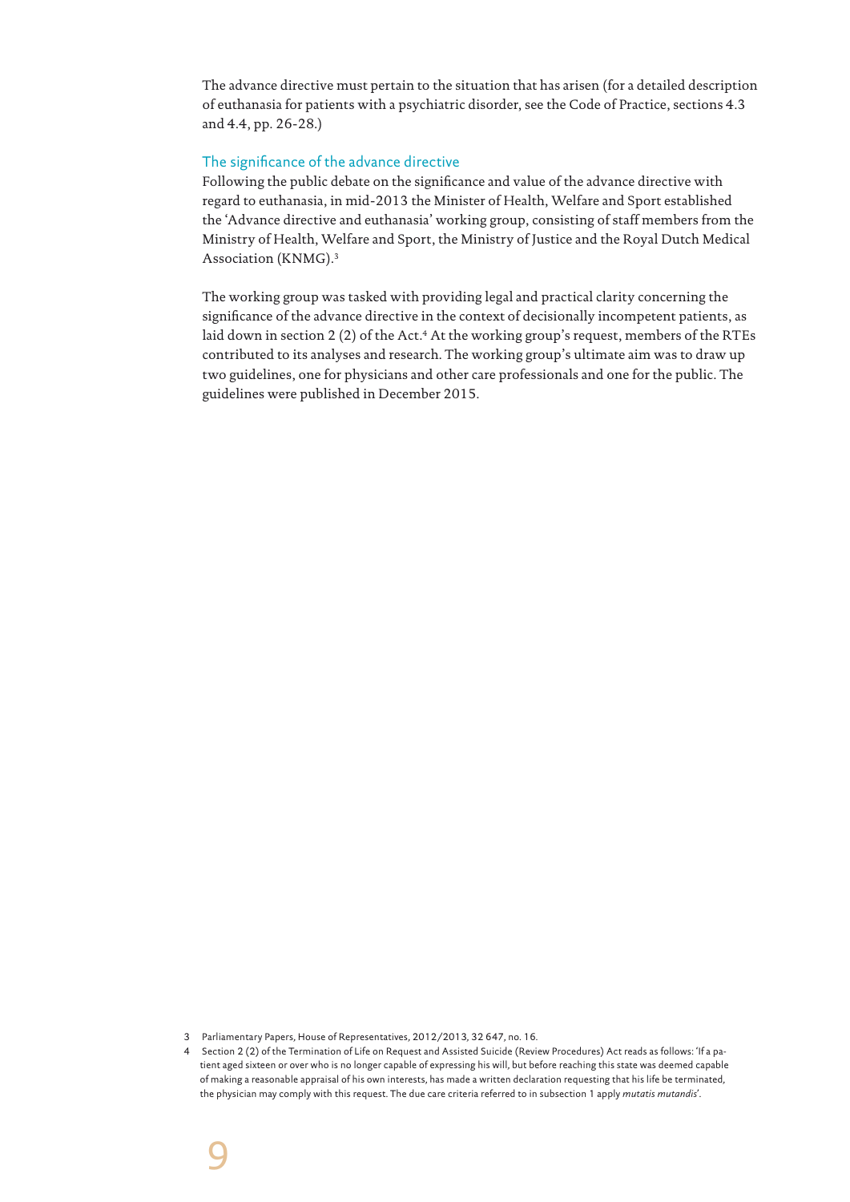The advance directive must pertain to the situation that has arisen (for a detailed description of euthanasia for patients with a psychiatric disorder, see the Code of Practice, sections 4.3 and 4.4, pp. 26-28.)

### The significance of the advance directive

Following the public debate on the significance and value of the advance directive with regard to euthanasia, in mid-2013 the Minister of Health, Welfare and Sport established the 'Advance directive and euthanasia' working group, consisting of staff members from the Ministry of Health, Welfare and Sport, the Ministry of Justice and the Royal Dutch Medical Association (KNMG).[3]

The working group was tasked with providing legal and practical clarity concerning the significance of the advance directive in the context of decisionally incompetent patients, as laid down in section 2 (2) of the Act.[4] At the working group's request, members of the RTEs contributed to its analyses and research. The working group's ultimate aim was to draw up two guidelines, one for physicians and other care professionals and one for the public. The guidelines were published in December 2015.

---

3 Parliamentary Papers, House of Representatives, 2012/2013, 32 647, no. 16.

4 Section 2 (2) of the Termination of Life on Request and Assisted Suicide (Review Procedures) Act reads as follows: 'If a patient aged sixteen or over who is no longer capable of expressing his will, but before reaching this state was deemed capable of making a reasonable appraisal of his own interests, has made a written declaration requesting that his life be terminated, the physician may comply with this request. The due care criteria referred to in subsection 1 apply *mutatis mutandis*'.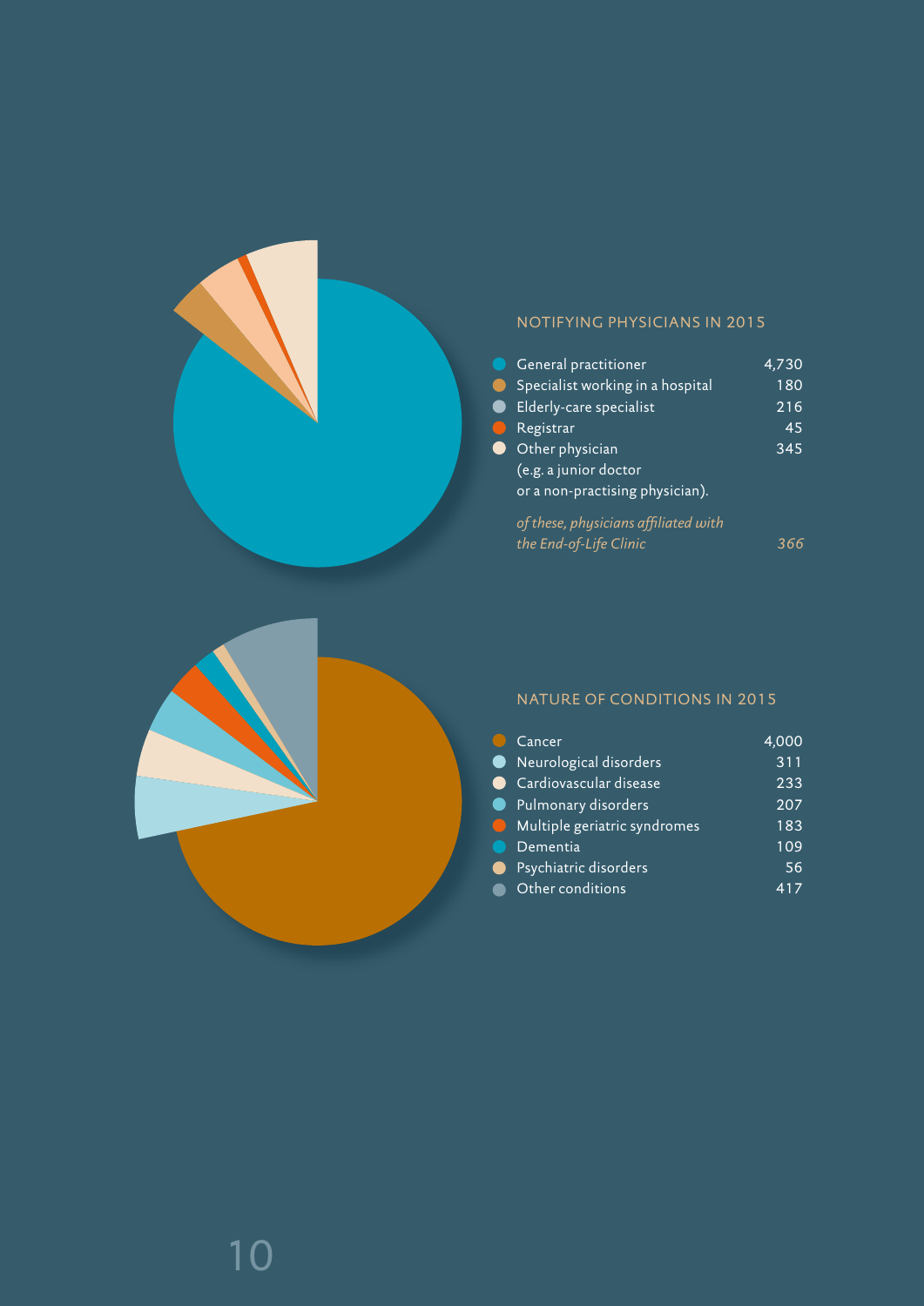## NOTIFYING PHYSICIANS IN 2015

| Physician | Number |
| --- | --- |
| General practitioner | 4,730 |
| Specialist working in a hospital | 180 |
| Elderly-care specialist | 216 |
| Registrar | 45 |
| Other physician (e.g. a junior doctor or a non-practising physician). | 345 |
| *of these, physicians affiliated with the End-of-Life Clinic* | *366* |

## NATURE OF CONDITIONS IN 2015

| Condition | Number |
| --- | --- |
| Cancer | 4,000 |
| Neurological disorders | 311 |
| Cardiovascular disease | 233 |
| Pulmonary disorders | 207 |
| Multiple geriatric syndromes | 183 |
| Dementia | 109 |
| Psychiatric disorders | 56 |
| Other conditions | 417 |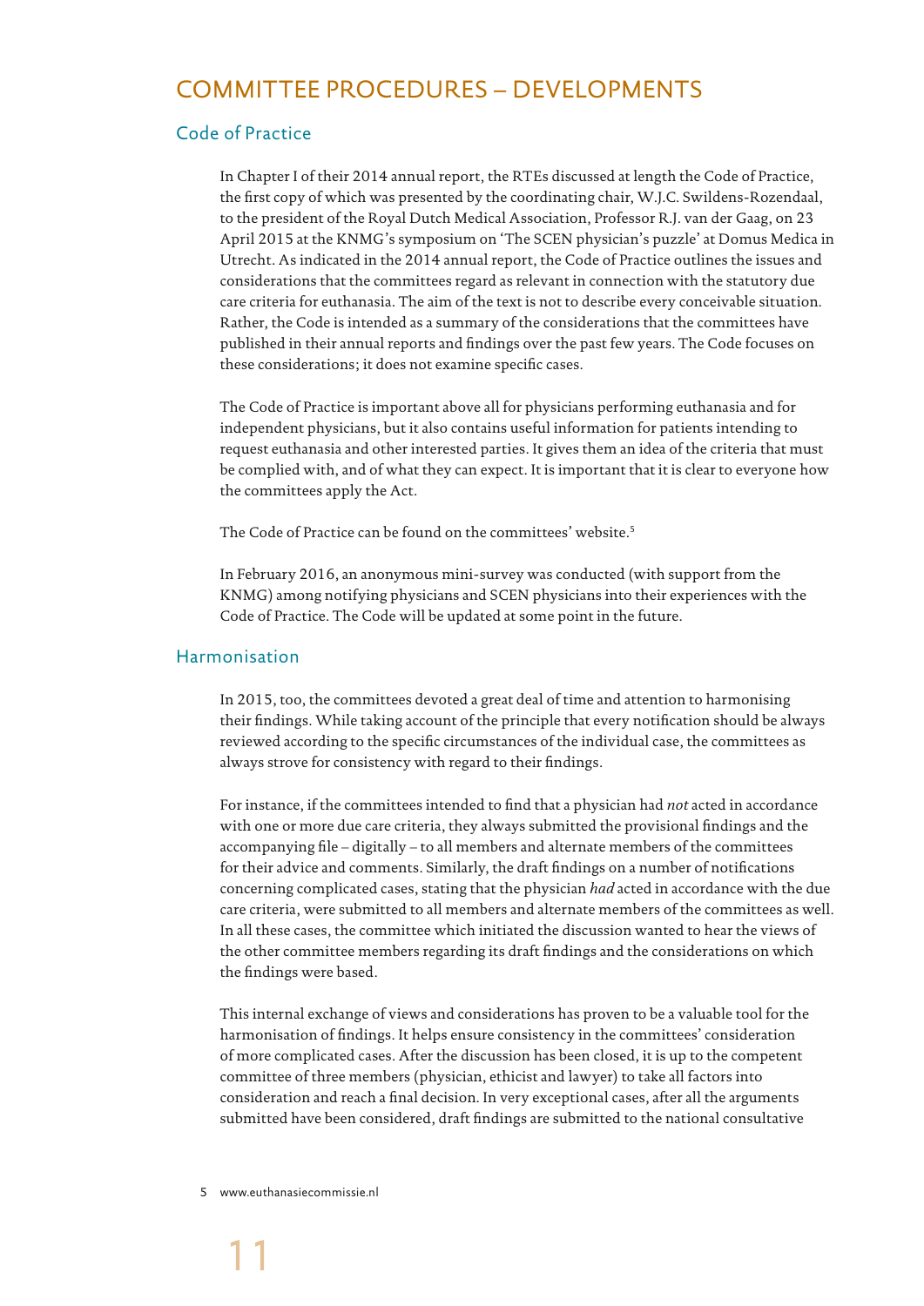# COMMITTEE PROCEDURES – DEVELOPMENTS

## Code of Practice

In Chapter I of their 2014 annual report, the RTEs discussed at length the Code of Practice, the first copy of which was presented by the coordinating chair, W.J.C. Swildens-Rozendaal, to the president of the Royal Dutch Medical Association, Professor R.J. van der Gaag, on 23 April 2015 at the KNMG's symposium on 'The SCEN physician's puzzle' at Domus Medica in Utrecht. As indicated in the 2014 annual report, the Code of Practice outlines the issues and considerations that the committees regard as relevant in connection with the statutory due care criteria for euthanasia. The aim of the text is not to describe every conceivable situation. Rather, the Code is intended as a summary of the considerations that the committees have published in their annual reports and findings over the past few years. The Code focuses on these considerations; it does not examine specific cases.

The Code of Practice is important above all for physicians performing euthanasia and for independent physicians, but it also contains useful information for patients intending to request euthanasia and other interested parties. It gives them an idea of the criteria that must be complied with, and of what they can expect. It is important that it is clear to everyone how the committees apply the Act.

The Code of Practice can be found on the committees' website.[5]

In February 2016, an anonymous mini-survey was conducted (with support from the KNMG) among notifying physicians and SCEN physicians into their experiences with the Code of Practice. The Code will be updated at some point in the future.

## Harmonisation

In 2015, too, the committees devoted a great deal of time and attention to harmonising their findings. While taking account of the principle that every notification should be always reviewed according to the specific circumstances of the individual case, the committees as always strove for consistency with regard to their findings.

For instance, if the committees intended to find that a physician had *not* acted in accordance with one or more due care criteria, they always submitted the provisional findings and the accompanying file – digitally – to all members and alternate members of the committees for their advice and comments. Similarly, the draft findings on a number of notifications concerning complicated cases, stating that the physician *had* acted in accordance with the due care criteria, were submitted to all members and alternate members of the committees as well. In all these cases, the committee which initiated the discussion wanted to hear the views of the other committee members regarding its draft findings and the considerations on which the findings were based.

This internal exchange of views and considerations has proven to be a valuable tool for the harmonisation of findings. It helps ensure consistency in the committees' consideration of more complicated cases. After the discussion has been closed, it is up to the competent committee of three members (physician, ethicist and lawyer) to take all factors into consideration and reach a final decision. In very exceptional cases, after all the arguments submitted have been considered, draft findings are submitted to the national consultative

5 www.euthanasiecommissie.nl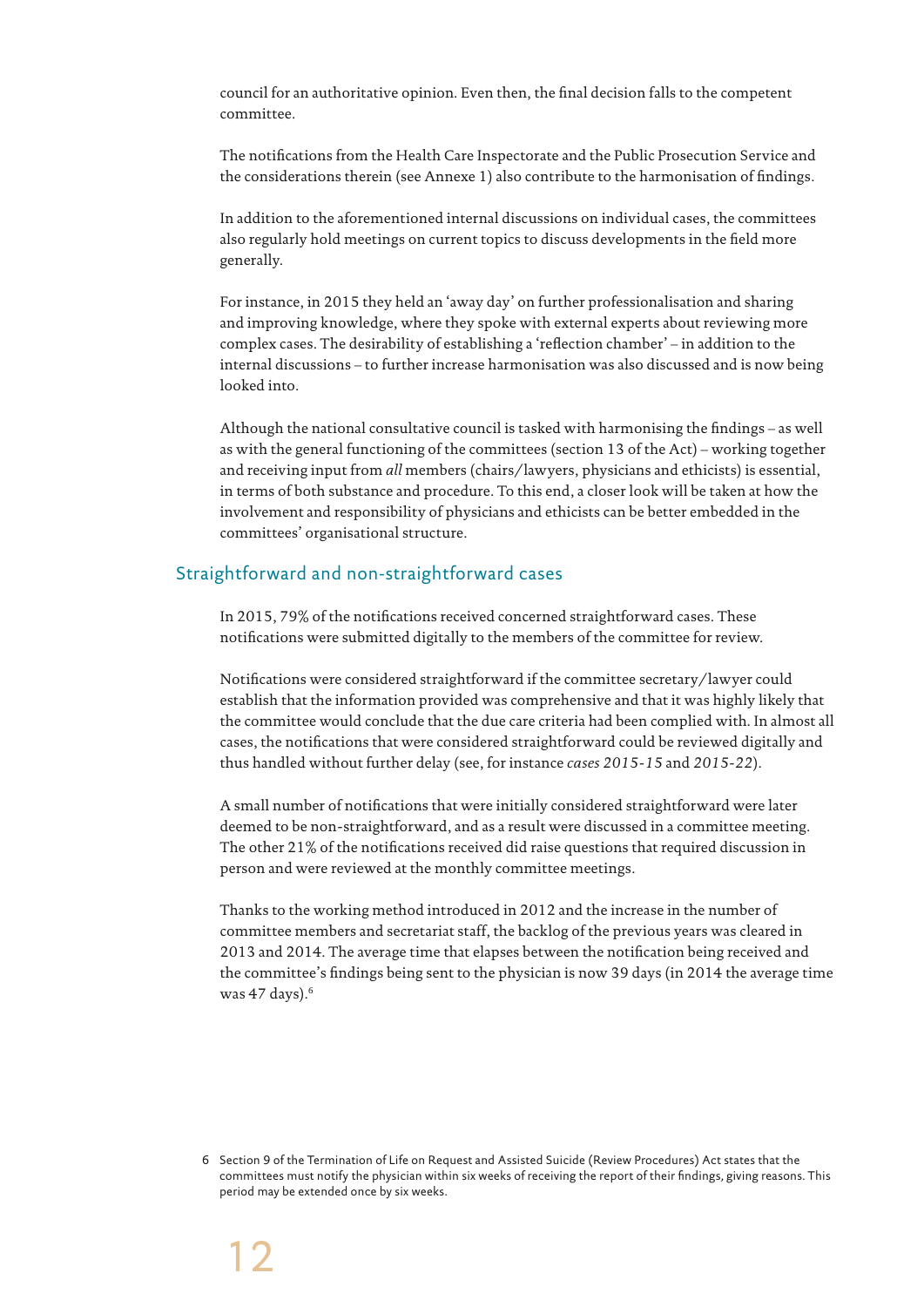council for an authoritative opinion. Even then, the final decision falls to the competent committee.

The notifications from the Health Care Inspectorate and the Public Prosecution Service and the considerations therein (see Annexe 1) also contribute to the harmonisation of findings.

In addition to the aforementioned internal discussions on individual cases, the committees also regularly hold meetings on current topics to discuss developments in the field more generally.

For instance, in 2015 they held an 'away day' on further professionalisation and sharing and improving knowledge, where they spoke with external experts about reviewing more complex cases. The desirability of establishing a 'reflection chamber' – in addition to the internal discussions – to further increase harmonisation was also discussed and is now being looked into.

Although the national consultative council is tasked with harmonising the findings – as well as with the general functioning of the committees (section 13 of the Act) – working together and receiving input from *all* members (chairs/lawyers, physicians and ethicists) is essential, in terms of both substance and procedure. To this end, a closer look will be taken at how the involvement and responsibility of physicians and ethicists can be better embedded in the committees' organisational structure.

## Straightforward and non-straightforward cases

In 2015, 79% of the notifications received concerned straightforward cases. These notifications were submitted digitally to the members of the committee for review.

Notifications were considered straightforward if the committee secretary/lawyer could establish that the information provided was comprehensive and that it was highly likely that the committee would conclude that the due care criteria had been complied with. In almost all cases, the notifications that were considered straightforward could be reviewed digitally and thus handled without further delay (see, for instance *cases 2015-15* and *2015-22*).

A small number of notifications that were initially considered straightforward were later deemed to be non-straightforward, and as a result were discussed in a committee meeting. The other 21% of the notifications received did raise questions that required discussion in person and were reviewed at the monthly committee meetings.

Thanks to the working method introduced in 2012 and the increase in the number of committee members and secretariat staff, the backlog of the previous years was cleared in 2013 and 2014. The average time that elapses between the notification being received and the committee's findings being sent to the physician is now 39 days (in 2014 the average time was 47 days).[6]

6 Section 9 of the Termination of Life on Request and Assisted Suicide (Review Procedures) Act states that the committees must notify the physician within six weeks of receiving the report of their findings, giving reasons. This period may be extended once by six weeks.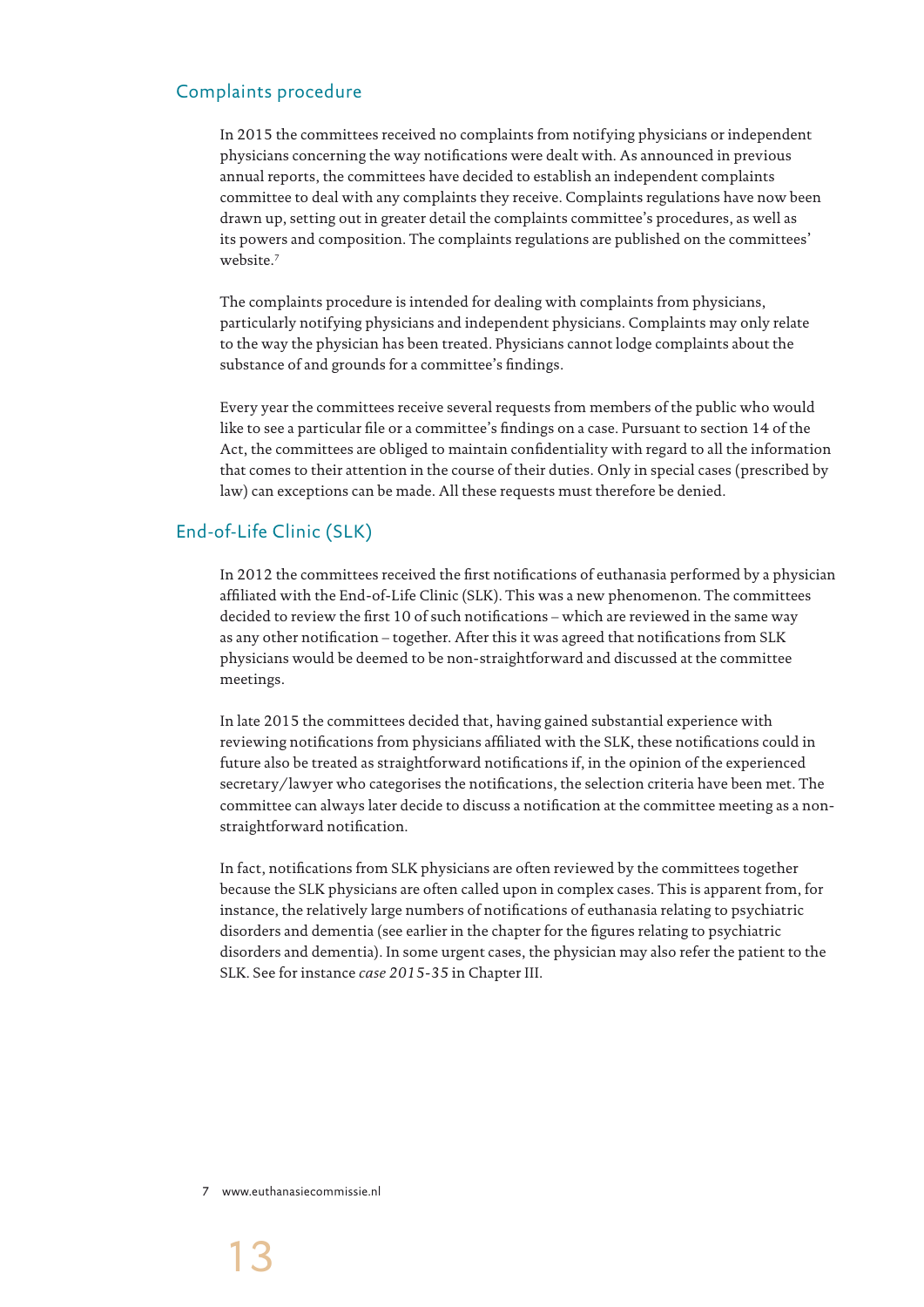## Complaints procedure

In 2015 the committees received no complaints from notifying physicians or independent physicians concerning the way notifications were dealt with. As announced in previous annual reports, the committees have decided to establish an independent complaints committee to deal with any complaints they receive. Complaints regulations have now been drawn up, setting out in greater detail the complaints committee's procedures, as well as its powers and composition. The complaints regulations are published on the committees' website.[7]

The complaints procedure is intended for dealing with complaints from physicians, particularly notifying physicians and independent physicians. Complaints may only relate to the way the physician has been treated. Physicians cannot lodge complaints about the substance of and grounds for a committee's findings.

Every year the committees receive several requests from members of the public who would like to see a particular file or a committee's findings on a case. Pursuant to section 14 of the Act, the committees are obliged to maintain confidentiality with regard to all the information that comes to their attention in the course of their duties. Only in special cases (prescribed by law) can exceptions can be made. All these requests must therefore be denied.

## End-of-Life Clinic (SLK)

In 2012 the committees received the first notifications of euthanasia performed by a physician affiliated with the End-of-Life Clinic (SLK). This was a new phenomenon. The committees decided to review the first 10 of such notifications – which are reviewed in the same way as any other notification – together. After this it was agreed that notifications from SLK physicians would be deemed to be non-straightforward and discussed at the committee meetings.

In late 2015 the committees decided that, having gained substantial experience with reviewing notifications from physicians affiliated with the SLK, these notifications could in future also be treated as straightforward notifications if, in the opinion of the experienced secretary/lawyer who categorises the notifications, the selection criteria have been met. The committee can always later decide to discuss a notification at the committee meeting as a non-straightforward notification.

In fact, notifications from SLK physicians are often reviewed by the committees together because the SLK physicians are often called upon in complex cases. This is apparent from, for instance, the relatively large numbers of notifications of euthanasia relating to psychiatric disorders and dementia (see earlier in the chapter for the figures relating to psychiatric disorders and dementia). In some urgent cases, the physician may also refer the patient to the SLK. See for instance *case 2015-35* in Chapter III.

7 www.euthanasiecommissie.nl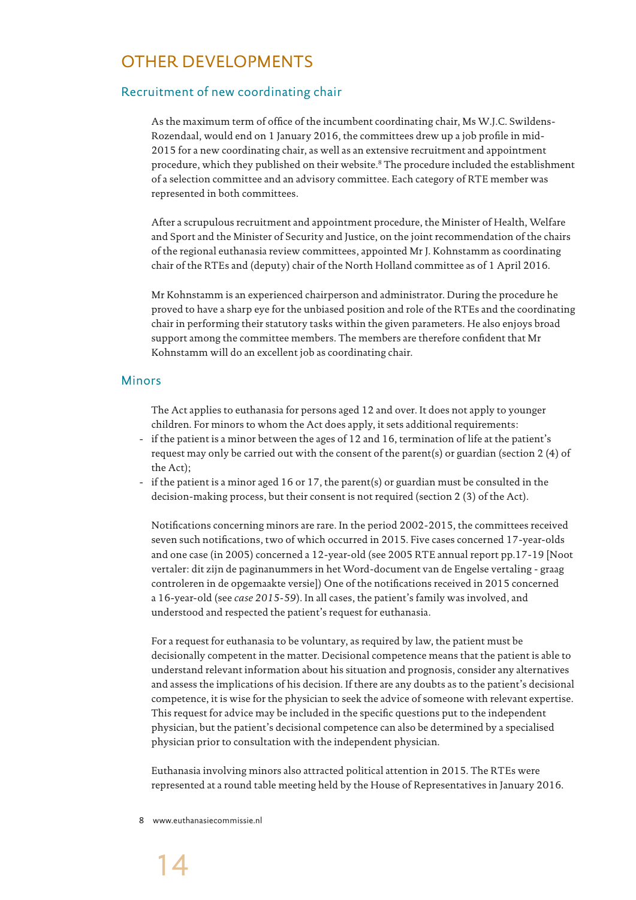# OTHER DEVELOPMENTS

## Recruitment of new coordinating chair

As the maximum term of office of the incumbent coordinating chair, Ms W.J.C. Swildens-Rozendaal, would end on 1 January 2016, the committees drew up a job profile in mid-2015 for a new coordinating chair, as well as an extensive recruitment and appointment procedure, which they published on their website.[8] The procedure included the establishment of a selection committee and an advisory committee. Each category of RTE member was represented in both committees.

After a scrupulous recruitment and appointment procedure, the Minister of Health, Welfare and Sport and the Minister of Security and Justice, on the joint recommendation of the chairs of the regional euthanasia review committees, appointed Mr J. Kohnstamm as coordinating chair of the RTEs and (deputy) chair of the North Holland committee as of 1 April 2016.

Mr Kohnstamm is an experienced chairperson and administrator. During the procedure he proved to have a sharp eye for the unbiased position and role of the RTEs and the coordinating chair in performing their statutory tasks within the given parameters. He also enjoys broad support among the committee members. The members are therefore confident that Mr Kohnstamm will do an excellent job as coordinating chair.

## Minors

The Act applies to euthanasia for persons aged 12 and over. It does not apply to younger children. For minors to whom the Act does apply, it sets additional requirements:

- if the patient is a minor between the ages of 12 and 16, termination of life at the patient's request may only be carried out with the consent of the parent(s) or guardian (section 2 (4) of the Act);
- if the patient is a minor aged 16 or 17, the parent(s) or guardian must be consulted in the decision-making process, but their consent is not required (section 2 (3) of the Act).

Notifications concerning minors are rare. In the period 2002-2015, the committees received seven such notifications, two of which occurred in 2015. Five cases concerned 17-year-olds and one case (in 2005) concerned a 12-year-old (see 2005 RTE annual report pp.17-19 [Noot vertaler: dit zijn de paginanummers in het Word-document van de Engelse vertaling - graag controleren in de opgemaakte versie]) One of the notifications received in 2015 concerned a 16-year-old (see *case 2015-59*). In all cases, the patient's family was involved, and understood and respected the patient's request for euthanasia.

For a request for euthanasia to be voluntary, as required by law, the patient must be decisionally competent in the matter. Decisional competence means that the patient is able to understand relevant information about his situation and prognosis, consider any alternatives and assess the implications of his decision. If there are any doubts as to the patient's decisional competence, it is wise for the physician to seek the advice of someone with relevant expertise. This request for advice may be included in the specific questions put to the independent physician, but the patient's decisional competence can also be determined by a specialised physician prior to consultation with the independent physician.

Euthanasia involving minors also attracted political attention in 2015. The RTEs were represented at a round table meeting held by the House of Representatives in January 2016.

8 www.euthanasiecommissie.nl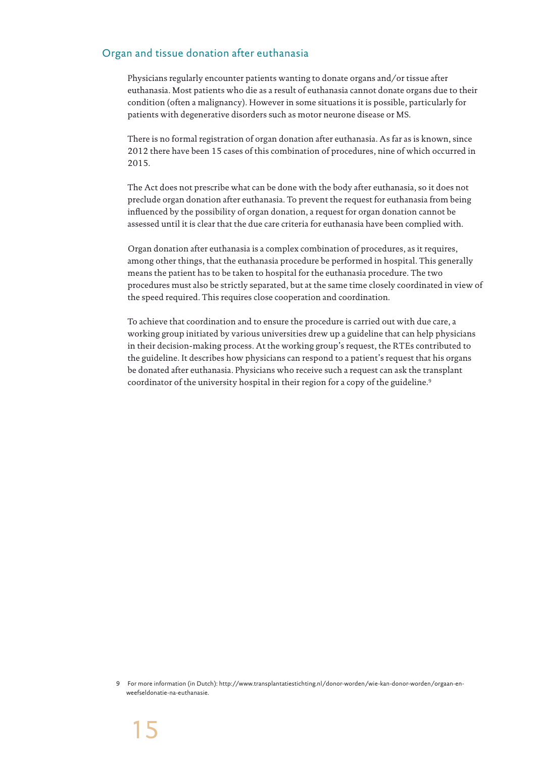## Organ and tissue donation after euthanasia

Physicians regularly encounter patients wanting to donate organs and/or tissue after euthanasia. Most patients who die as a result of euthanasia cannot donate organs due to their condition (often a malignancy). However in some situations it is possible, particularly for patients with degenerative disorders such as motor neurone disease or MS.

There is no formal registration of organ donation after euthanasia. As far as is known, since 2012 there have been 15 cases of this combination of procedures, nine of which occurred in 2015.

The Act does not prescribe what can be done with the body after euthanasia, so it does not preclude organ donation after euthanasia. To prevent the request for euthanasia from being influenced by the possibility of organ donation, a request for organ donation cannot be assessed until it is clear that the due care criteria for euthanasia have been complied with.

Organ donation after euthanasia is a complex combination of procedures, as it requires, among other things, that the euthanasia procedure be performed in hospital. This generally means the patient has to be taken to hospital for the euthanasia procedure. The two procedures must also be strictly separated, but at the same time closely coordinated in view of the speed required. This requires close cooperation and coordination.

To achieve that coordination and to ensure the procedure is carried out with due care, a working group initiated by various universities drew up a guideline that can help physicians in their decision-making process. At the working group's request, the RTEs contributed to the guideline. It describes how physicians can respond to a patient's request that his organs be donated after euthanasia. Physicians who receive such a request can ask the transplant coordinator of the university hospital in their region for a copy of the guideline.[9]

9 For more information (in Dutch): http://www.transplantatiestichting.nl/donor-worden/wie-kan-donor-worden/orgaan-en-weefseldonatie-na-euthanasie.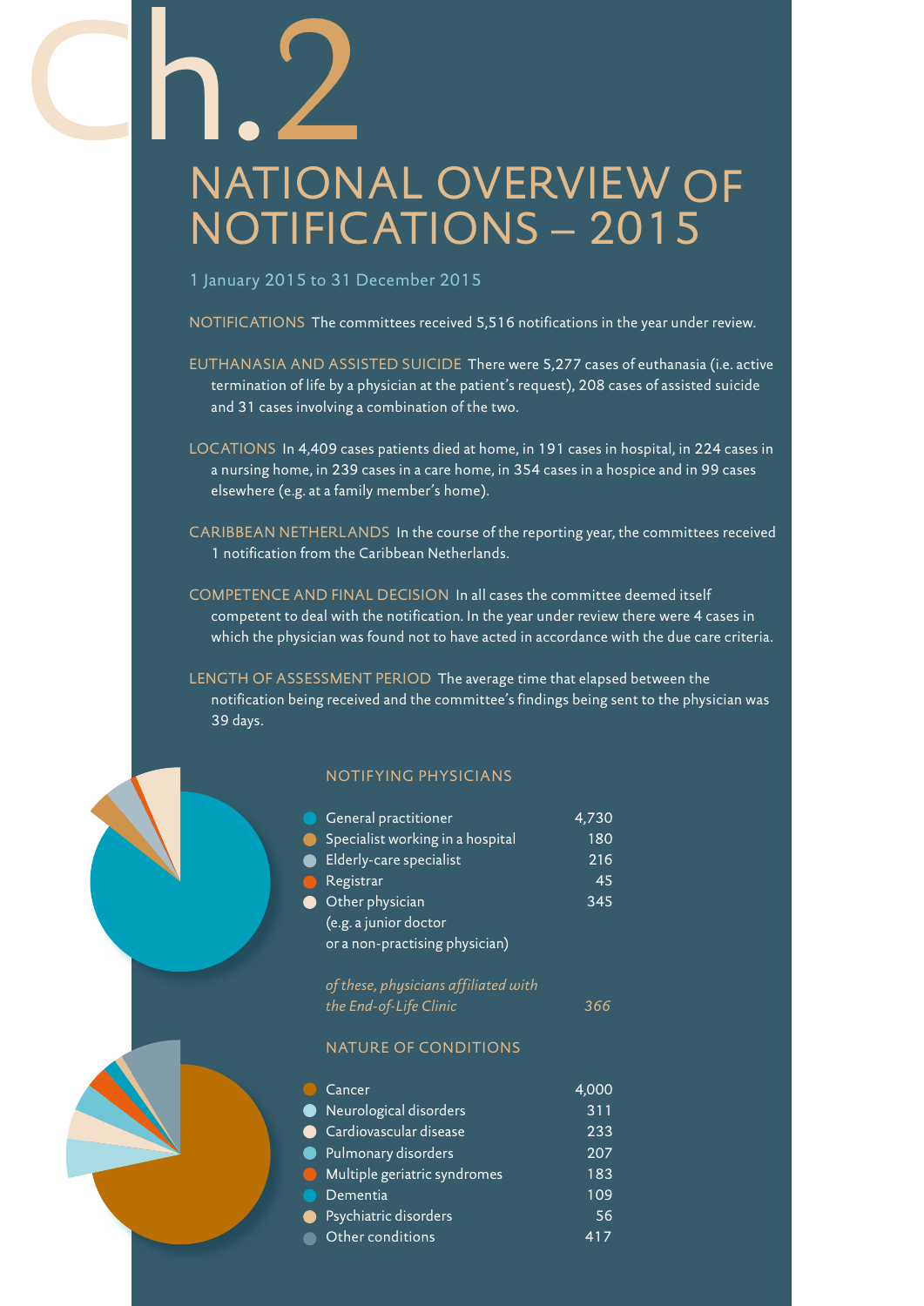# Ch.2

# NATIONAL OVERVIEW OF NOTIFICATIONS – 2015

1 January 2015 to 31 December 2015

NOTIFICATIONS The committees received 5,516 notifications in the year under review.

EUTHANASIA AND ASSISTED SUICIDE There were 5,277 cases of euthanasia (i.e. active termination of life by a physician at the patient's request), 208 cases of assisted suicide and 31 cases involving a combination of the two.

LOCATIONS In 4,409 cases patients died at home, in 191 cases in hospital, in 224 cases in a nursing home, in 239 cases in a care home, in 354 cases in a hospice and in 99 cases elsewhere (e.g. at a family member's home).

CARIBBEAN NETHERLANDS In the course of the reporting year, the committees received 1 notification from the Caribbean Netherlands.

COMPETENCE AND FINAL DECISION In all cases the committee deemed itself competent to deal with the notification. In the year under review there were 4 cases in which the physician was found not to have acted in accordance with the due care criteria.

LENGTH OF ASSESSMENT PERIOD The average time that elapsed between the notification being received and the committee's findings being sent to the physician was 39 days.

## NOTIFYING PHYSICIANS

| | |
|---|---|
| General practitioner | 4,730 |
| Specialist working in a hospital | 180 |
| Elderly-care specialist | 216 |
| Registrar | 45 |
| Other physician (e.g. a junior doctor or a non-practising physician) | 345 |
| *of these, physicians affiliated with the End-of-Life Clinic* | *366* |

## NATURE OF CONDITIONS

| | |
|---|---|
| Cancer | 4,000 |
| Neurological disorders | 311 |
| Cardiovascular disease | 233 |
| Pulmonary disorders | 207 |
| Multiple geriatric syndromes | 183 |
| Dementia | 109 |
| Psychiatric disorders | 56 |
| Other conditions | 417 |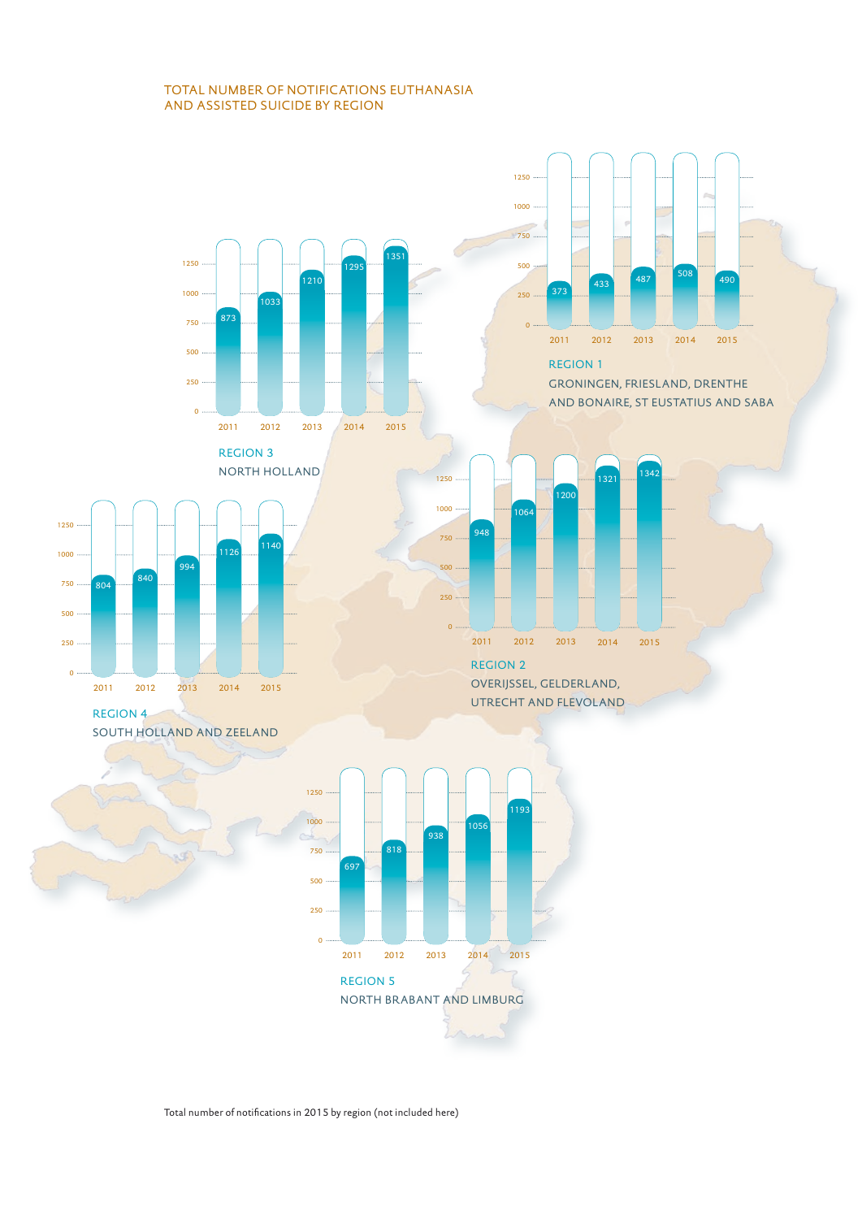## TOTAL NUMBER OF NOTIFICATIONS EUTHANASIA AND ASSISTED SUICIDE BY REGION

**REGION 1**
GRONINGEN, FRIESLAND, DRENTHE AND BONAIRE, ST EUSTATIUS AND SABA

| 2011 | 2012 | 2013 | 2014 | 2015 |
|---|---|---|---|---|
| 373 | 433 | 487 | 508 | 490 |

**REGION 2**
OVERIJSSEL, GELDERLAND, UTRECHT AND FLEVOLAND

| 2011 | 2012 | 2013 | 2014 | 2015 |
|---|---|---|---|---|
| 948 | 1064 | 1200 | 1321 | 1342 |

**REGION 3**
NORTH HOLLAND

| 2011 | 2012 | 2013 | 2014 | 2015 |
|---|---|---|---|---|
| 873 | 1033 | 1210 | 1295 | 1351 |

**REGION 4**
SOUTH HOLLAND AND ZEELAND

| 2011 | 2012 | 2013 | 2014 | 2015 |
|---|---|---|---|---|
| 804 | 840 | 994 | 1126 | 1140 |

**REGION 5**
NORTH BRABANT AND LIMBURG

| 2011 | 2012 | 2013 | 2014 | 2015 |
|---|---|---|---|---|
| 697 | 818 | 938 | 1056 | 1193 |

Total number of notifications in 2015 by region (not included here)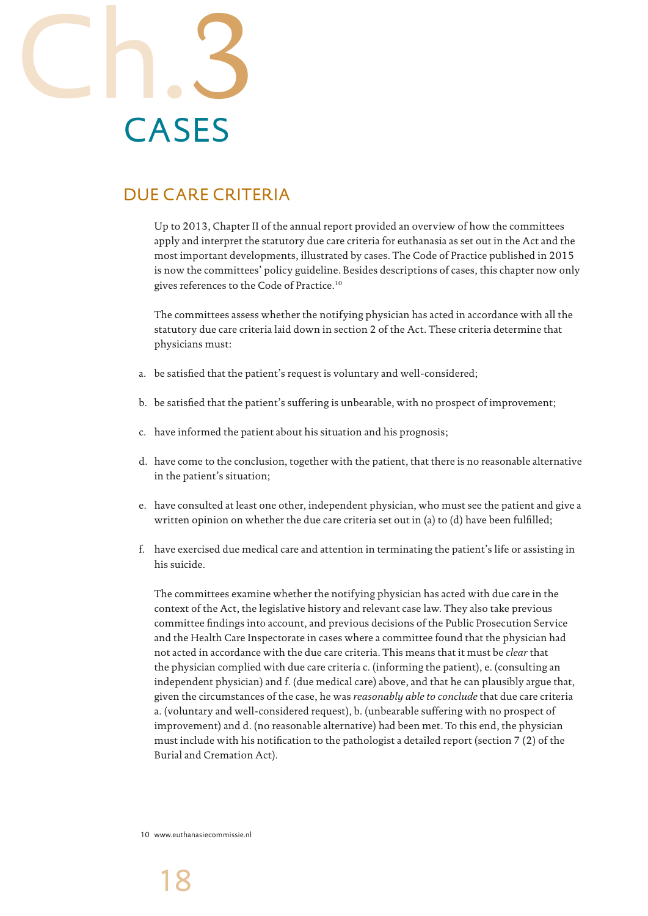# Ch.3 CASES

## DUE CARE CRITERIA

Up to 2013, Chapter II of the annual report provided an overview of how the committees apply and interpret the statutory due care criteria for euthanasia as set out in the Act and the most important developments, illustrated by cases. The Code of Practice published in 2015 is now the committees' policy guideline. Besides descriptions of cases, this chapter now only gives references to the Code of Practice.[10]

The committees assess whether the notifying physician has acted in accordance with all the statutory due care criteria laid down in section 2 of the Act. These criteria determine that physicians must:

a. be satisfied that the patient's request is voluntary and well-considered;

b. be satisfied that the patient's suffering is unbearable, with no prospect of improvement;

c. have informed the patient about his situation and his prognosis;

d. have come to the conclusion, together with the patient, that there is no reasonable alternative in the patient's situation;

e. have consulted at least one other, independent physician, who must see the patient and give a written opinion on whether the due care criteria set out in (a) to (d) have been fulfilled;

f. have exercised due medical care and attention in terminating the patient's life or assisting in his suicide.

The committees examine whether the notifying physician has acted with due care in the context of the Act, the legislative history and relevant case law. They also take previous committee findings into account, and previous decisions of the Public Prosecution Service and the Health Care Inspectorate in cases where a committee found that the physician had not acted in accordance with the due care criteria. This means that it must be *clear* that the physician complied with due care criteria c. (informing the patient), e. (consulting an independent physician) and f. (due medical care) above, and that he can plausibly argue that, given the circumstances of the case, he was *reasonably able to conclude* that due care criteria a. (voluntary and well-considered request), b. (unbearable suffering with no prospect of improvement) and d. (no reasonable alternative) had been met. To this end, the physician must include with his notification to the pathologist a detailed report (section 7 (2) of the Burial and Cremation Act).

[10] www.euthanasiecommissie.nl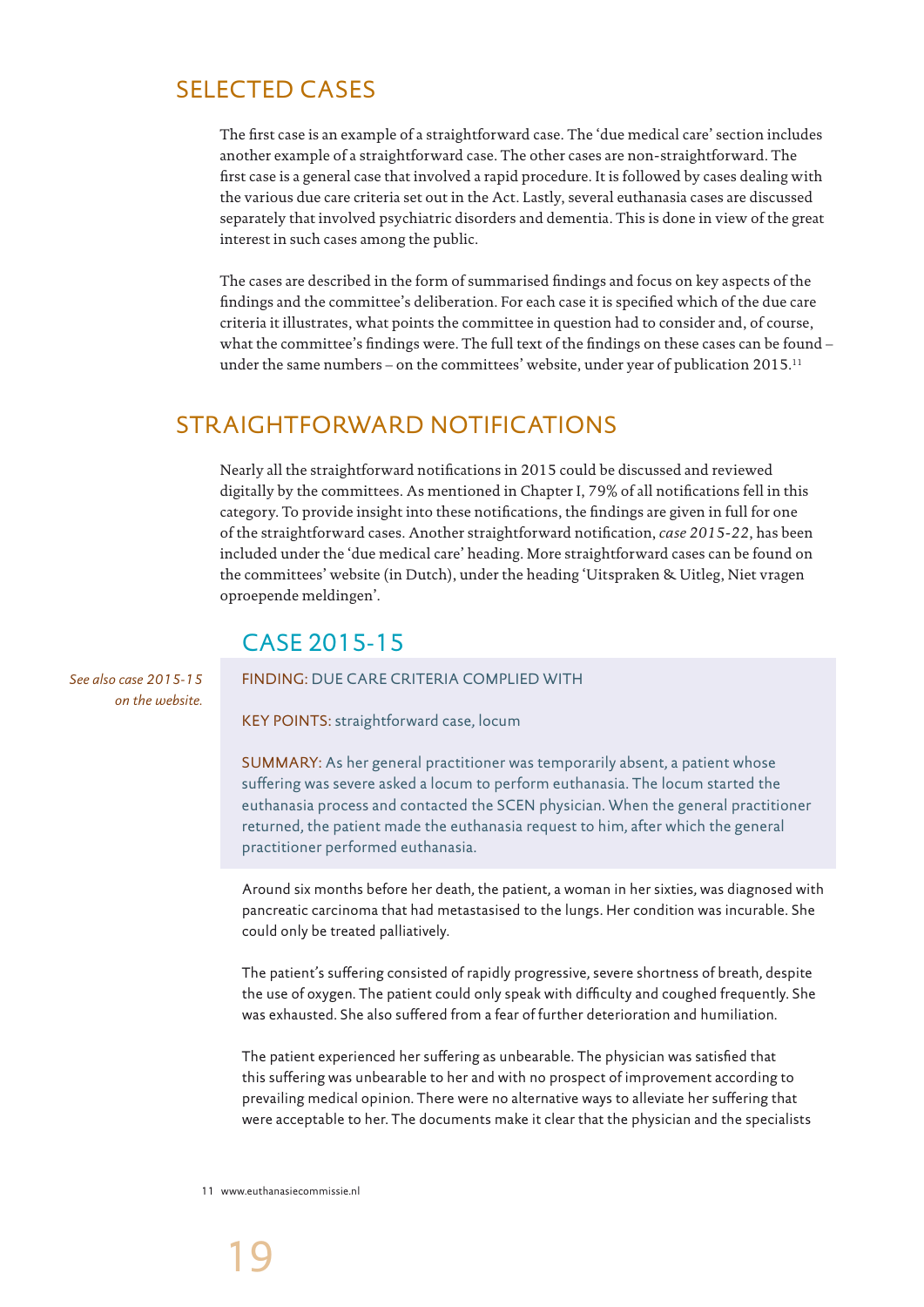## SELECTED CASES

The first case is an example of a straightforward case. The 'due medical care' section includes another example of a straightforward case. The other cases are non-straightforward. The first case is a general case that involved a rapid procedure. It is followed by cases dealing with the various due care criteria set out in the Act. Lastly, several euthanasia cases are discussed separately that involved psychiatric disorders and dementia. This is done in view of the great interest in such cases among the public.

The cases are described in the form of summarised findings and focus on key aspects of the findings and the committee's deliberation. For each case it is specified which of the due care criteria it illustrates, what points the committee in question had to consider and, of course, what the committee's findings were. The full text of the findings on these cases can be found – under the same numbers – on the committees' website, under year of publication 2015.[11]

## STRAIGHTFORWARD NOTIFICATIONS

Nearly all the straightforward notifications in 2015 could be discussed and reviewed digitally by the committees. As mentioned in Chapter I, 79% of all notifications fell in this category. To provide insight into these notifications, the findings are given in full for one of the straightforward cases. Another straightforward notification, *case 2015-22*, has been included under the 'due medical care' heading. More straightforward cases can be found on the committees' website (in Dutch), under the heading 'Uitspraken & Uitleg, Niet vragen oproepende meldingen'.

### CASE 2015-15

*See also case 2015-15 on the website.*

FINDING: DUE CARE CRITERIA COMPLIED WITH

KEY POINTS: straightforward case, locum

SUMMARY: As her general practitioner was temporarily absent, a patient whose suffering was severe asked a locum to perform euthanasia. The locum started the euthanasia process and contacted the SCEN physician. When the general practitioner returned, the patient made the euthanasia request to him, after which the general practitioner performed euthanasia.

Around six months before her death, the patient, a woman in her sixties, was diagnosed with pancreatic carcinoma that had metastasised to the lungs. Her condition was incurable. She could only be treated palliatively.

The patient's suffering consisted of rapidly progressive, severe shortness of breath, despite the use of oxygen. The patient could only speak with difficulty and coughed frequently. She was exhausted. She also suffered from a fear of further deterioration and humiliation.

The patient experienced her suffering as unbearable. The physician was satisfied that this suffering was unbearable to her and with no prospect of improvement according to prevailing medical opinion. There were no alternative ways to alleviate her suffering that were acceptable to her. The documents make it clear that the physician and the specialists

11 www.euthanasiecommissie.nl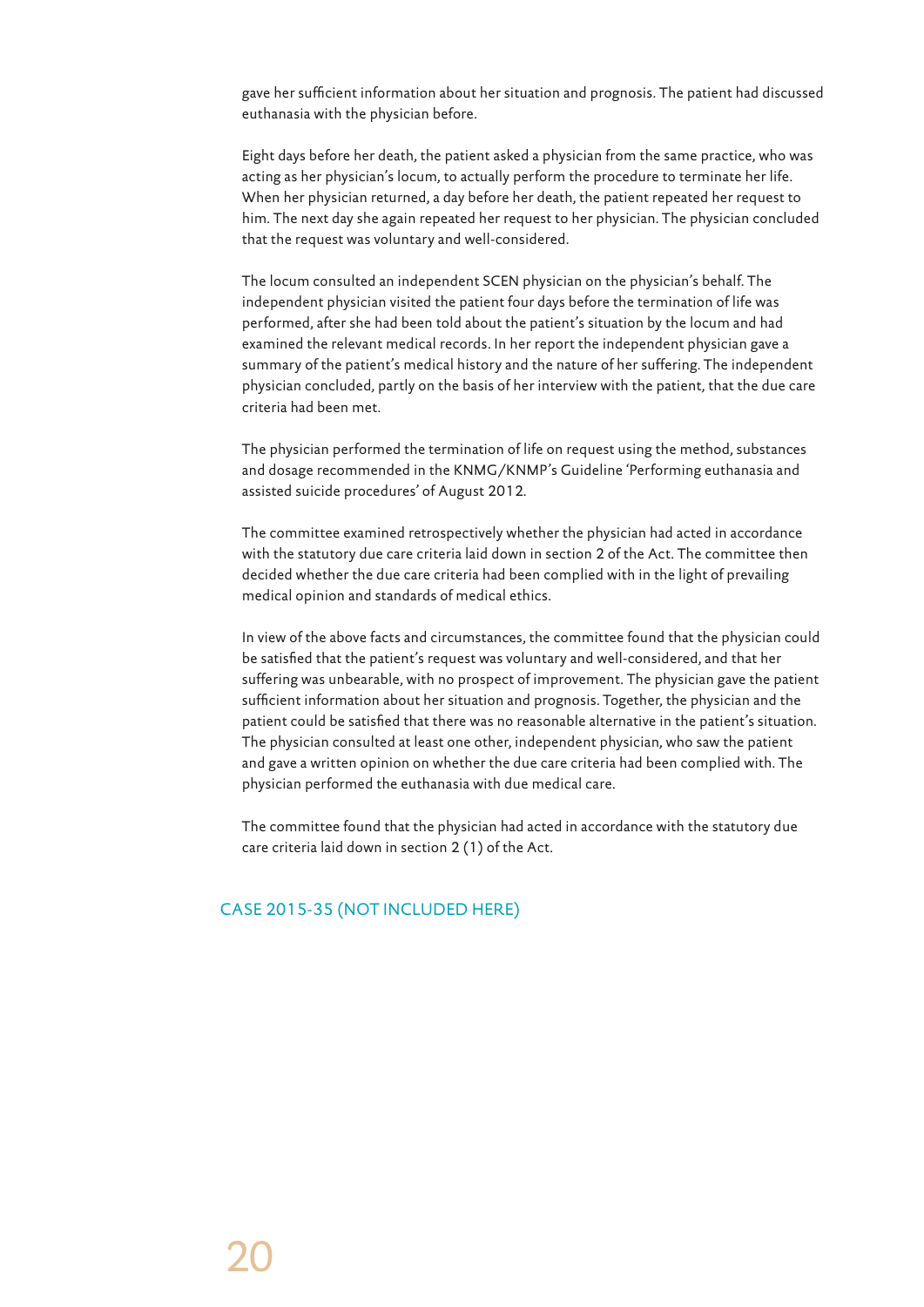gave her sufficient information about her situation and prognosis. The patient had discussed euthanasia with the physician before.

Eight days before her death, the patient asked a physician from the same practice, who was acting as her physician's locum, to actually perform the procedure to terminate her life. When her physician returned, a day before her death, the patient repeated her request to him. The next day she again repeated her request to her physician. The physician concluded that the request was voluntary and well-considered.

The locum consulted an independent SCEN physician on the physician's behalf. The independent physician visited the patient four days before the termination of life was performed, after she had been told about the patient's situation by the locum and had examined the relevant medical records. In her report the independent physician gave a summary of the patient's medical history and the nature of her suffering. The independent physician concluded, partly on the basis of her interview with the patient, that the due care criteria had been met.

The physician performed the termination of life on request using the method, substances and dosage recommended in the KNMG/KNMP's Guideline 'Performing euthanasia and assisted suicide procedures' of August 2012.

The committee examined retrospectively whether the physician had acted in accordance with the statutory due care criteria laid down in section 2 of the Act. The committee then decided whether the due care criteria had been complied with in the light of prevailing medical opinion and standards of medical ethics.

In view of the above facts and circumstances, the committee found that the physician could be satisfied that the patient's request was voluntary and well-considered, and that her suffering was unbearable, with no prospect of improvement. The physician gave the patient sufficient information about her situation and prognosis. Together, the physician and the patient could be satisfied that there was no reasonable alternative in the patient's situation. The physician consulted at least one other, independent physician, who saw the patient and gave a written opinion on whether the due care criteria had been complied with. The physician performed the euthanasia with due medical care.

The committee found that the physician had acted in accordance with the statutory due care criteria laid down in section 2 (1) of the Act.

## CASE 2015-35 (NOT INCLUDED HERE)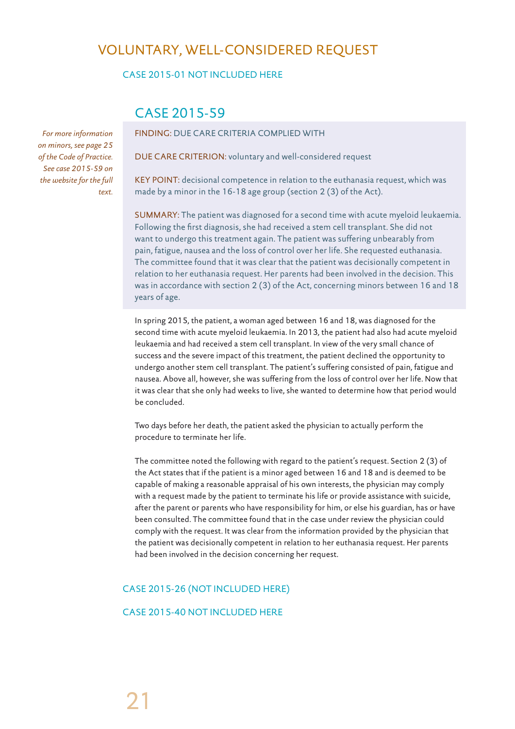# VOLUNTARY, WELL-CONSIDERED REQUEST

### CASE 2015-01 NOT INCLUDED HERE

## CASE 2015-59

*For more information on minors, see page 25 of the Code of Practice. See case 2015-59 on the website for the full text.*

FINDING: DUE CARE CRITERIA COMPLIED WITH

DUE CARE CRITERION: voluntary and well-considered request

KEY POINT: decisional competence in relation to the euthanasia request, which was made by a minor in the 16-18 age group (section 2 (3) of the Act).

SUMMARY: The patient was diagnosed for a second time with acute myeloid leukaemia. Following the first diagnosis, she had received a stem cell transplant. She did not want to undergo this treatment again. The patient was suffering unbearably from pain, fatigue, nausea and the loss of control over her life. She requested euthanasia. The committee found that it was clear that the patient was decisionally competent in relation to her euthanasia request. Her parents had been involved in the decision. This was in accordance with section 2 (3) of the Act, concerning minors between 16 and 18 years of age.

In spring 2015, the patient, a woman aged between 16 and 18, was diagnosed for the second time with acute myeloid leukaemia. In 2013, the patient had also had acute myeloid leukaemia and had received a stem cell transplant. In view of the very small chance of success and the severe impact of this treatment, the patient declined the opportunity to undergo another stem cell transplant. The patient's suffering consisted of pain, fatigue and nausea. Above all, however, she was suffering from the loss of control over her life. Now that it was clear that she only had weeks to live, she wanted to determine how that period would be concluded.

Two days before her death, the patient asked the physician to actually perform the procedure to terminate her life.

The committee noted the following with regard to the patient's request. Section 2 (3) of the Act states that if the patient is a minor aged between 16 and 18 and is deemed to be capable of making a reasonable appraisal of his own interests, the physician may comply with a request made by the patient to terminate his life or provide assistance with suicide, after the parent or parents who have responsibility for him, or else his guardian, has or have been consulted. The committee found that in the case under review the physician could comply with the request. It was clear from the information provided by the physician that the patient was decisionally competent in relation to her euthanasia request. Her parents had been involved in the decision concerning her request.

### CASE 2015-26 (NOT INCLUDED HERE)

### CASE 2015-40 NOT INCLUDED HERE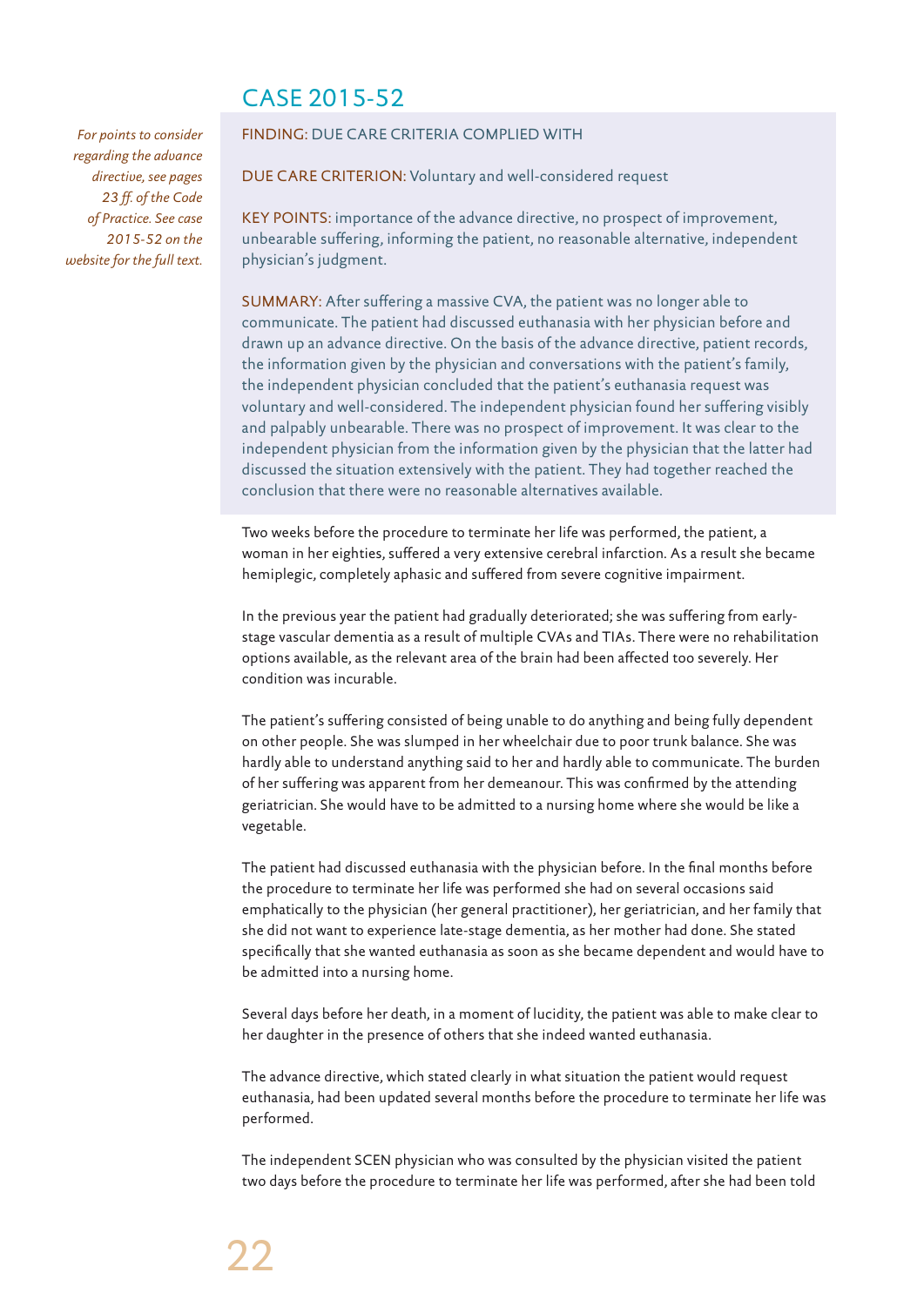## CASE 2015-52

*For points to consider regarding the advance directive, see pages 23 ff. of the Code of Practice. See case 2015-52 on the website for the full text.*

FINDING: DUE CARE CRITERIA COMPLIED WITH

DUE CARE CRITERION: Voluntary and well-considered request

KEY POINTS: importance of the advance directive, no prospect of improvement, unbearable suffering, informing the patient, no reasonable alternative, independent physician's judgment.

SUMMARY: After suffering a massive CVA, the patient was no longer able to communicate. The patient had discussed euthanasia with her physician before and drawn up an advance directive. On the basis of the advance directive, patient records, the information given by the physician and conversations with the patient's family, the independent physician concluded that the patient's euthanasia request was voluntary and well-considered. The independent physician found her suffering visibly and palpably unbearable. There was no prospect of improvement. It was clear to the independent physician from the information given by the physician that the latter had discussed the situation extensively with the patient. They had together reached the conclusion that there were no reasonable alternatives available.

Two weeks before the procedure to terminate her life was performed, the patient, a woman in her eighties, suffered a very extensive cerebral infarction. As a result she became hemiplegic, completely aphasic and suffered from severe cognitive impairment.

In the previous year the patient had gradually deteriorated; she was suffering from early-stage vascular dementia as a result of multiple CVAs and TIAs. There were no rehabilitation options available, as the relevant area of the brain had been affected too severely. Her condition was incurable.

The patient's suffering consisted of being unable to do anything and being fully dependent on other people. She was slumped in her wheelchair due to poor trunk balance. She was hardly able to understand anything said to her and hardly able to communicate. The burden of her suffering was apparent from her demeanour. This was confirmed by the attending geriatrician. She would have to be admitted to a nursing home where she would be like a vegetable.

The patient had discussed euthanasia with the physician before. In the final months before the procedure to terminate her life was performed she had on several occasions said emphatically to the physician (her general practitioner), her geriatrician, and her family that she did not want to experience late-stage dementia, as her mother had done. She stated specifically that she wanted euthanasia as soon as she became dependent and would have to be admitted into a nursing home.

Several days before her death, in a moment of lucidity, the patient was able to make clear to her daughter in the presence of others that she indeed wanted euthanasia.

The advance directive, which stated clearly in what situation the patient would request euthanasia, had been updated several months before the procedure to terminate her life was performed.

The independent SCEN physician who was consulted by the physician visited the patient two days before the procedure to terminate her life was performed, after she had been told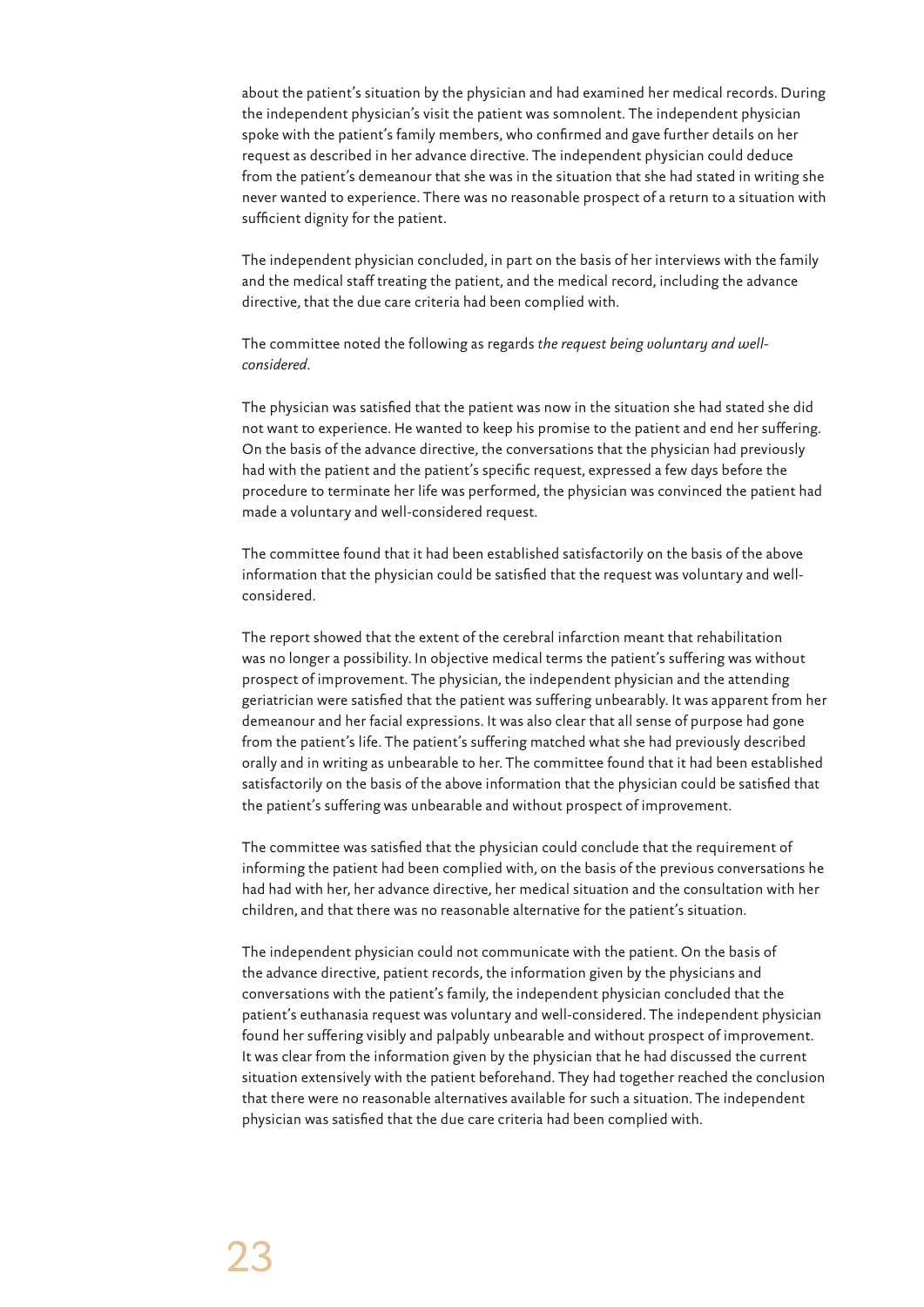about the patient's situation by the physician and had examined her medical records. During the independent physician's visit the patient was somnolent. The independent physician spoke with the patient's family members, who confirmed and gave further details on her request as described in her advance directive. The independent physician could deduce from the patient's demeanour that she was in the situation that she had stated in writing she never wanted to experience. There was no reasonable prospect of a return to a situation with sufficient dignity for the patient.

The independent physician concluded, in part on the basis of her interviews with the family and the medical staff treating the patient, and the medical record, including the advance directive, that the due care criteria had been complied with.

The committee noted the following as regards *the request being voluntary and well-considered*.

The physician was satisfied that the patient was now in the situation she had stated she did not want to experience. He wanted to keep his promise to the patient and end her suffering. On the basis of the advance directive, the conversations that the physician had previously had with the patient and the patient's specific request, expressed a few days before the procedure to terminate her life was performed, the physician was convinced the patient had made a voluntary and well-considered request.

The committee found that it had been established satisfactorily on the basis of the above information that the physician could be satisfied that the request was voluntary and well-considered.

The report showed that the extent of the cerebral infarction meant that rehabilitation was no longer a possibility. In objective medical terms the patient's suffering was without prospect of improvement. The physician, the independent physician and the attending geriatrician were satisfied that the patient was suffering unbearably. It was apparent from her demeanour and her facial expressions. It was also clear that all sense of purpose had gone from the patient's life. The patient's suffering matched what she had previously described orally and in writing as unbearable to her. The committee found that it had been established satisfactorily on the basis of the above information that the physician could be satisfied that the patient's suffering was unbearable and without prospect of improvement.

The committee was satisfied that the physician could conclude that the requirement of informing the patient had been complied with, on the basis of the previous conversations he had had with her, her advance directive, her medical situation and the consultation with her children, and that there was no reasonable alternative for the patient's situation.

The independent physician could not communicate with the patient. On the basis of the advance directive, patient records, the information given by the physicians and conversations with the patient's family, the independent physician concluded that the patient's euthanasia request was voluntary and well-considered. The independent physician found her suffering visibly and palpably unbearable and without prospect of improvement. It was clear from the information given by the physician that he had discussed the current situation extensively with the patient beforehand. They had together reached the conclusion that there were no reasonable alternatives available for such a situation. The independent physician was satisfied that the due care criteria had been complied with.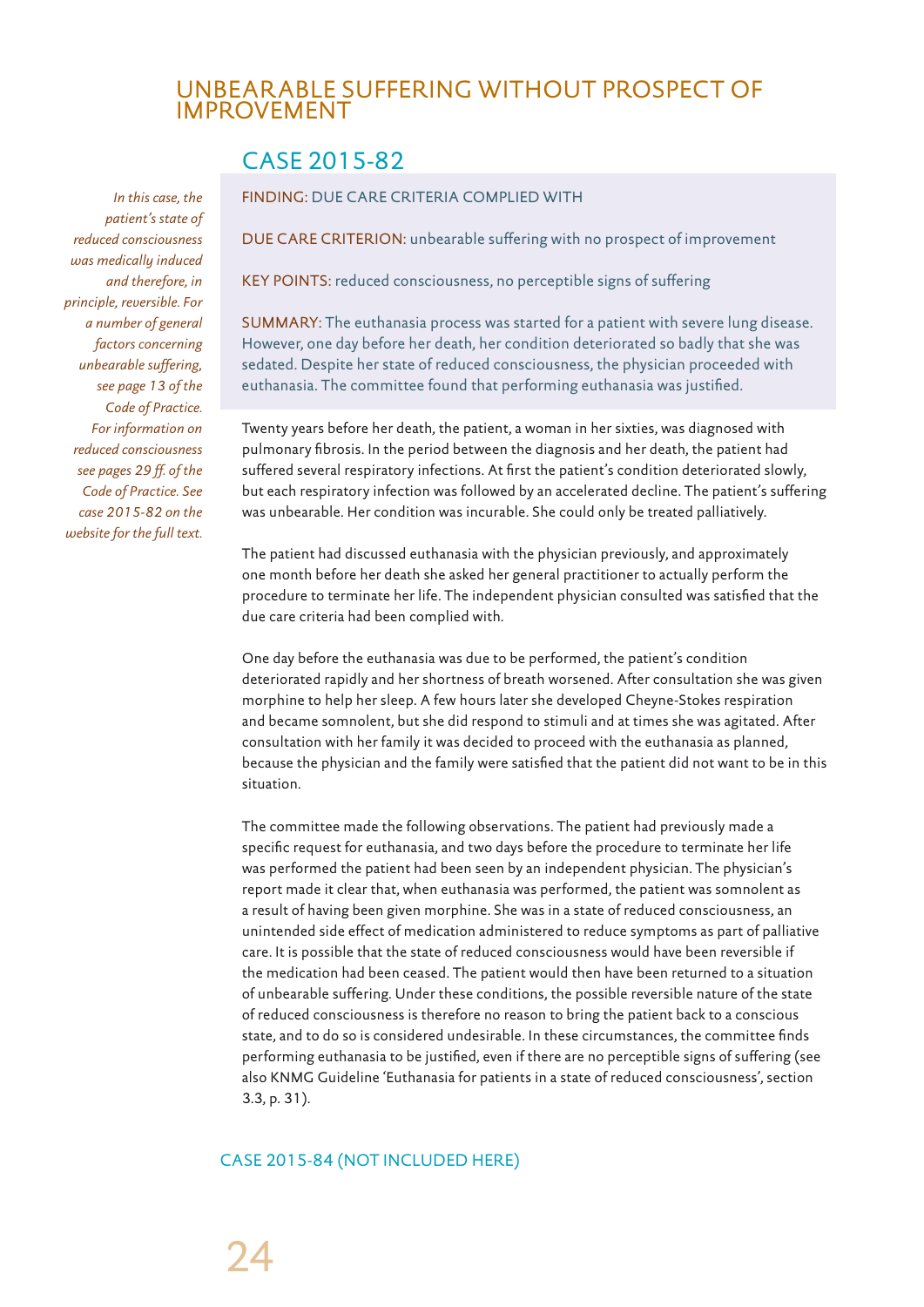## UNBEARABLE SUFFERING WITHOUT PROSPECT OF IMPROVEMENT

### CASE 2015-82

*In this case, the patient's state of reduced consciousness was medically induced and therefore, in principle, reversible. For a number of general factors concerning unbearable suffering, see page 13 of the Code of Practice. For information on reduced consciousness see pages 29 ff. of the Code of Practice. See case 2015-82 on the website for the full text.*

FINDING: DUE CARE CRITERIA COMPLIED WITH

DUE CARE CRITERION: unbearable suffering with no prospect of improvement

KEY POINTS: reduced consciousness, no perceptible signs of suffering

SUMMARY: The euthanasia process was started for a patient with severe lung disease. However, one day before her death, her condition deteriorated so badly that she was sedated. Despite her state of reduced consciousness, the physician proceeded with euthanasia. The committee found that performing euthanasia was justified.

Twenty years before her death, the patient, a woman in her sixties, was diagnosed with pulmonary fibrosis. In the period between the diagnosis and her death, the patient had suffered several respiratory infections. At first the patient's condition deteriorated slowly, but each respiratory infection was followed by an accelerated decline. The patient's suffering was unbearable. Her condition was incurable. She could only be treated palliatively.

The patient had discussed euthanasia with the physician previously, and approximately one month before her death she asked her general practitioner to actually perform the procedure to terminate her life. The independent physician consulted was satisfied that the due care criteria had been complied with.

One day before the euthanasia was due to be performed, the patient's condition deteriorated rapidly and her shortness of breath worsened. After consultation she was given morphine to help her sleep. A few hours later she developed Cheyne-Stokes respiration and became somnolent, but she did respond to stimuli and at times she was agitated. After consultation with her family it was decided to proceed with the euthanasia as planned, because the physician and the family were satisfied that the patient did not want to be in this situation.

The committee made the following observations. The patient had previously made a specific request for euthanasia, and two days before the procedure to terminate her life was performed the patient had been seen by an independent physician. The physician's report made it clear that, when euthanasia was performed, the patient was somnolent as a result of having been given morphine. She was in a state of reduced consciousness, an unintended side effect of medication administered to reduce symptoms as part of palliative care. It is possible that the state of reduced consciousness would have been reversible if the medication had been ceased. The patient would then have been returned to a situation of unbearable suffering. Under these conditions, the possible reversible nature of the state of reduced consciousness is therefore no reason to bring the patient back to a conscious state, and to do so is considered undesirable. In these circumstances, the committee finds performing euthanasia to be justified, even if there are no perceptible signs of suffering (see also KNMG Guideline 'Euthanasia for patients in a state of reduced consciousness', section 3.3, p. 31).

### CASE 2015-84 (NOT INCLUDED HERE)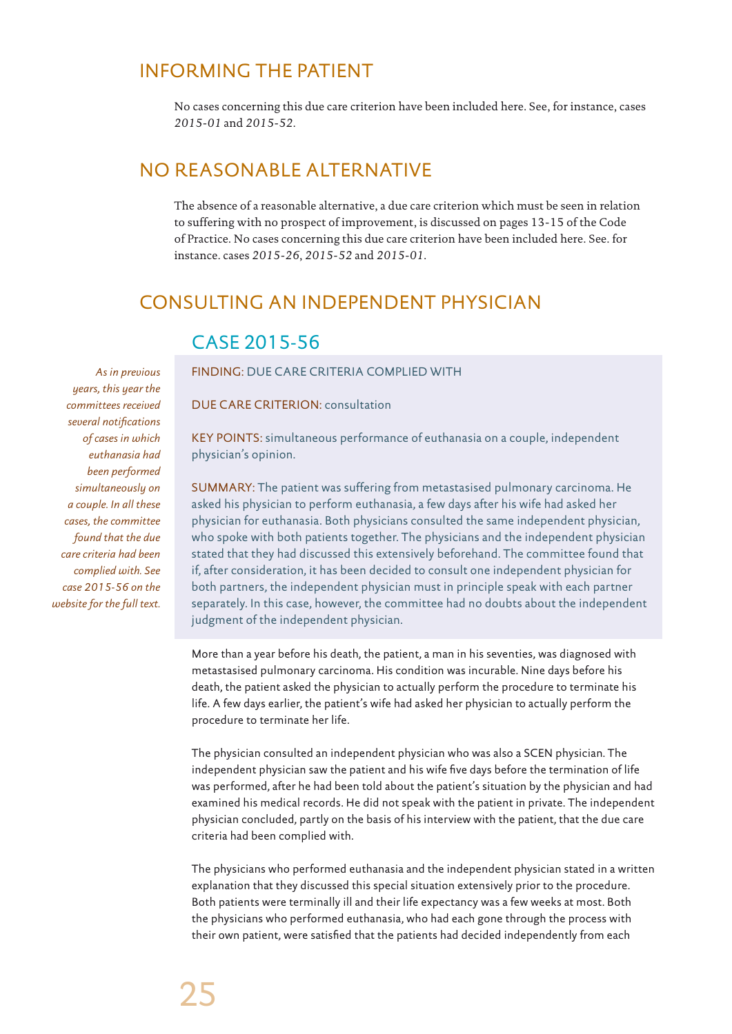## INFORMING THE PATIENT

No cases concerning this due care criterion have been included here. See, for instance, cases *2015-01* and *2015-52*.

## NO REASONABLE ALTERNATIVE

The absence of a reasonable alternative, a due care criterion which must be seen in relation to suffering with no prospect of improvement, is discussed on pages 13-15 of the Code of Practice. No cases concerning this due care criterion have been included here. See. for instance. cases *2015-26*, *2015-52* and *2015-01*.

## CONSULTING AN INDEPENDENT PHYSICIAN

### CASE 2015-56

*As in previous years, this year the committees received several notifications of cases in which euthanasia had been performed simultaneously on a couple. In all these cases, the committee found that the due care criteria had been complied with. See case 2015-56 on the website for the full text.*

FINDING: DUE CARE CRITERIA COMPLIED WITH

DUE CARE CRITERION: consultation

KEY POINTS: simultaneous performance of euthanasia on a couple, independent physician's opinion.

SUMMARY: The patient was suffering from metastasised pulmonary carcinoma. He asked his physician to perform euthanasia, a few days after his wife had asked her physician for euthanasia. Both physicians consulted the same independent physician, who spoke with both patients together. The physicians and the independent physician stated that they had discussed this extensively beforehand. The committee found that if, after consideration, it has been decided to consult one independent physician for both partners, the independent physician must in principle speak with each partner separately. In this case, however, the committee had no doubts about the independent judgment of the independent physician.

More than a year before his death, the patient, a man in his seventies, was diagnosed with metastasised pulmonary carcinoma. His condition was incurable. Nine days before his death, the patient asked the physician to actually perform the procedure to terminate his life. A few days earlier, the patient's wife had asked her physician to actually perform the procedure to terminate her life.

The physician consulted an independent physician who was also a SCEN physician. The independent physician saw the patient and his wife five days before the termination of life was performed, after he had been told about the patient's situation by the physician and had examined his medical records. He did not speak with the patient in private. The independent physician concluded, partly on the basis of his interview with the patient, that the due care criteria had been complied with.

The physicians who performed euthanasia and the independent physician stated in a written explanation that they discussed this special situation extensively prior to the procedure. Both patients were terminally ill and their life expectancy was a few weeks at most. Both the physicians who performed euthanasia, who had each gone through the process with their own patient, were satisfied that the patients had decided independently from each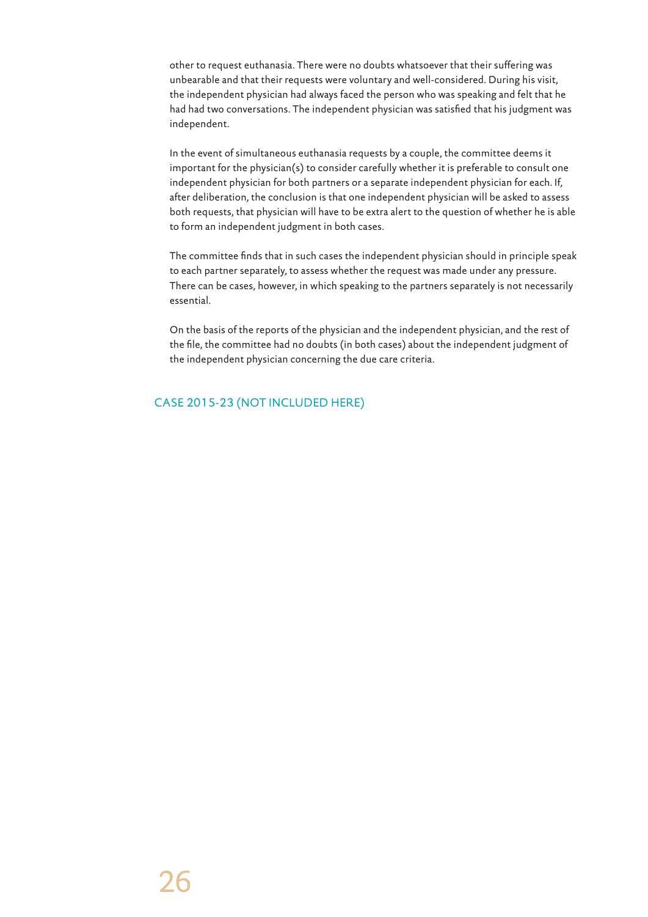other to request euthanasia. There were no doubts whatsoever that their suffering was unbearable and that their requests were voluntary and well-considered. During his visit, the independent physician had always faced the person who was speaking and felt that he had had two conversations. The independent physician was satisfied that his judgment was independent.

In the event of simultaneous euthanasia requests by a couple, the committee deems it important for the physician(s) to consider carefully whether it is preferable to consult one independent physician for both partners or a separate independent physician for each. If, after deliberation, the conclusion is that one independent physician will be asked to assess both requests, that physician will have to be extra alert to the question of whether he is able to form an independent judgment in both cases.

The committee finds that in such cases the independent physician should in principle speak to each partner separately, to assess whether the request was made under any pressure. There can be cases, however, in which speaking to the partners separately is not necessarily essential.

On the basis of the reports of the physician and the independent physician, and the rest of the file, the committee had no doubts (in both cases) about the independent judgment of the independent physician concerning the due care criteria.

## CASE 2015-23 (NOT INCLUDED HERE)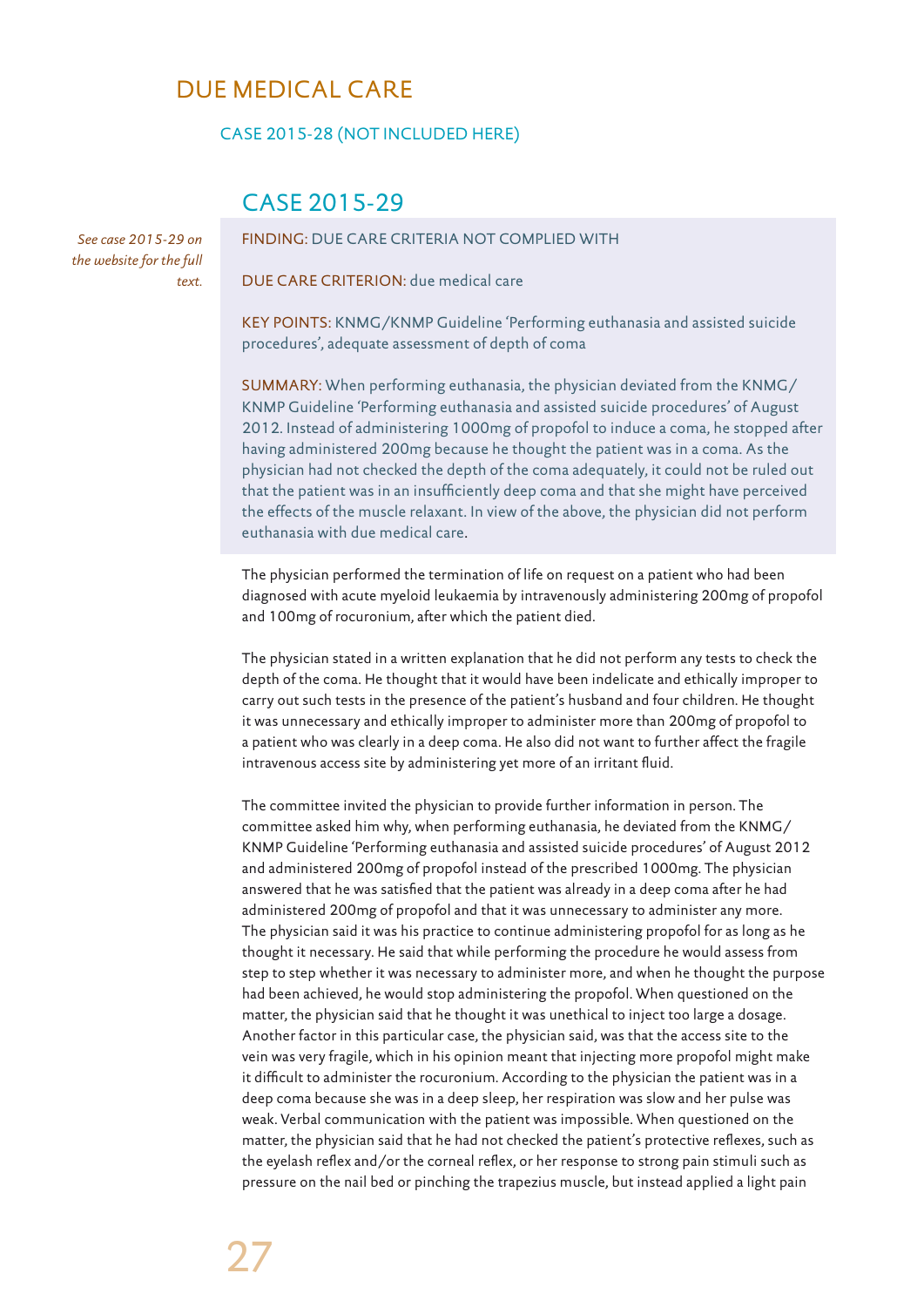# DUE MEDICAL CARE

## CASE 2015-28 (NOT INCLUDED HERE)

## CASE 2015-29

*See case 2015-29 on the website for the full text.*

FINDING: DUE CARE CRITERIA NOT COMPLIED WITH

DUE CARE CRITERION: due medical care

KEY POINTS: KNMG/KNMP Guideline 'Performing euthanasia and assisted suicide procedures', adequate assessment of depth of coma

SUMMARY: When performing euthanasia, the physician deviated from the KNMG/KNMP Guideline 'Performing euthanasia and assisted suicide procedures' of August 2012. Instead of administering 1000mg of propofol to induce a coma, he stopped after having administered 200mg because he thought the patient was in a coma. As the physician had not checked the depth of the coma adequately, it could not be ruled out that the patient was in an insufficiently deep coma and that she might have perceived the effects of the muscle relaxant. In view of the above, the physician did not perform euthanasia with due medical care.

The physician performed the termination of life on request on a patient who had been diagnosed with acute myeloid leukaemia by intravenously administering 200mg of propofol and 100mg of rocuronium, after which the patient died.

The physician stated in a written explanation that he did not perform any tests to check the depth of the coma. He thought that it would have been indelicate and ethically improper to carry out such tests in the presence of the patient's husband and four children. He thought it was unnecessary and ethically improper to administer more than 200mg of propofol to a patient who was clearly in a deep coma. He also did not want to further affect the fragile intravenous access site by administering yet more of an irritant fluid.

The committee invited the physician to provide further information in person. The committee asked him why, when performing euthanasia, he deviated from the KNMG/KNMP Guideline 'Performing euthanasia and assisted suicide procedures' of August 2012 and administered 200mg of propofol instead of the prescribed 1000mg. The physician answered that he was satisfied that the patient was already in a deep coma after he had administered 200mg of propofol and that it was unnecessary to administer any more. The physician said it was his practice to continue administering propofol for as long as he thought it necessary. He said that while performing the procedure he would assess from step to step whether it was necessary to administer more, and when he thought the purpose had been achieved, he would stop administering the propofol. When questioned on the matter, the physician said that he thought it was unethical to inject too large a dosage. Another factor in this particular case, the physician said, was that the access site to the vein was very fragile, which in his opinion meant that injecting more propofol might make it difficult to administer the rocuronium. According to the physician the patient was in a deep coma because she was in a deep sleep, her respiration was slow and her pulse was weak. Verbal communication with the patient was impossible. When questioned on the matter, the physician said that he had not checked the patient's protective reflexes, such as the eyelash reflex and/or the corneal reflex, or her response to strong pain stimuli such as pressure on the nail bed or pinching the trapezius muscle, but instead applied a light pain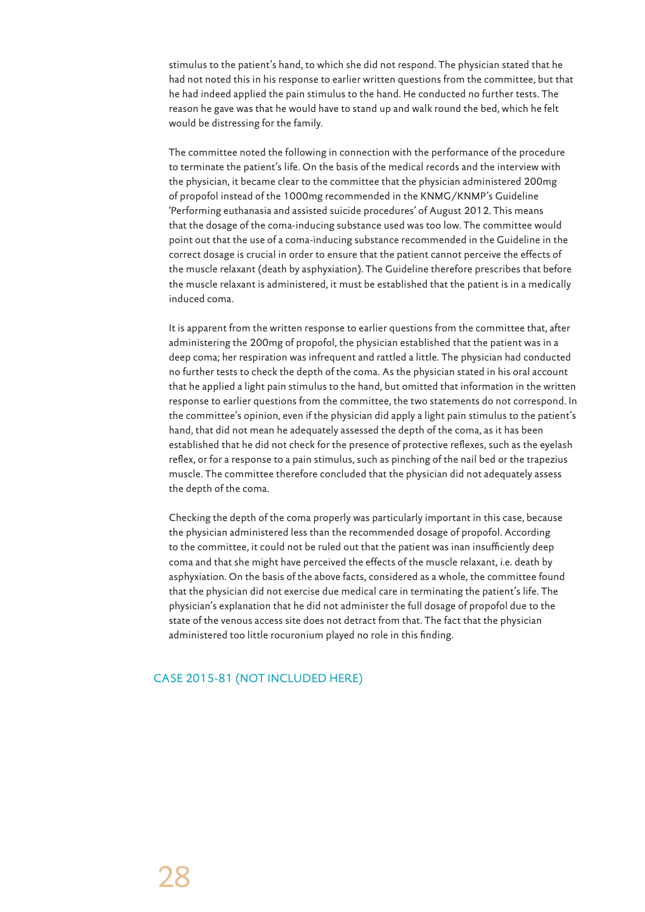stimulus to the patient's hand, to which she did not respond. The physician stated that he had not noted this in his response to earlier written questions from the committee, but that he had indeed applied the pain stimulus to the hand. He conducted no further tests. The reason he gave was that he would have to stand up and walk round the bed, which he felt would be distressing for the family.

The committee noted the following in connection with the performance of the procedure to terminate the patient's life. On the basis of the medical records and the interview with the physician, it became clear to the committee that the physician administered 200mg of propofol instead of the 1000mg recommended in the KNMG/KNMP's Guideline 'Performing euthanasia and assisted suicide procedures' of August 2012. This means that the dosage of the coma-inducing substance used was too low. The committee would point out that the use of a coma-inducing substance recommended in the Guideline in the correct dosage is crucial in order to ensure that the patient cannot perceive the effects of the muscle relaxant (death by asphyxiation). The Guideline therefore prescribes that before the muscle relaxant is administered, it must be established that the patient is in a medically induced coma.

It is apparent from the written response to earlier questions from the committee that, after administering the 200mg of propofol, the physician established that the patient was in a deep coma; her respiration was infrequent and rattled a little. The physician had conducted no further tests to check the depth of the coma. As the physician stated in his oral account that he applied a light pain stimulus to the hand, but omitted that information in the written response to earlier questions from the committee, the two statements do not correspond. In the committee's opinion, even if the physician did apply a light pain stimulus to the patient's hand, that did not mean he adequately assessed the depth of the coma, as it has been established that he did not check for the presence of protective reflexes, such as the eyelash reflex, or for a response to a pain stimulus, such as pinching of the nail bed or the trapezius muscle. The committee therefore concluded that the physician did not adequately assess the depth of the coma.

Checking the depth of the coma properly was particularly important in this case, because the physician administered less than the recommended dosage of propofol. According to the committee, it could not be ruled out that the patient was inan insufficiently deep coma and that she might have perceived the effects of the muscle relaxant, i.e. death by asphyxiation. On the basis of the above facts, considered as a whole, the committee found that the physician did not exercise due medical care in terminating the patient's life. The physician's explanation that he did not administer the full dosage of propofol due to the state of the venous access site does not detract from that. The fact that the physician administered too little rocuronium played no role in this finding.

## CASE 2015-81 (NOT INCLUDED HERE)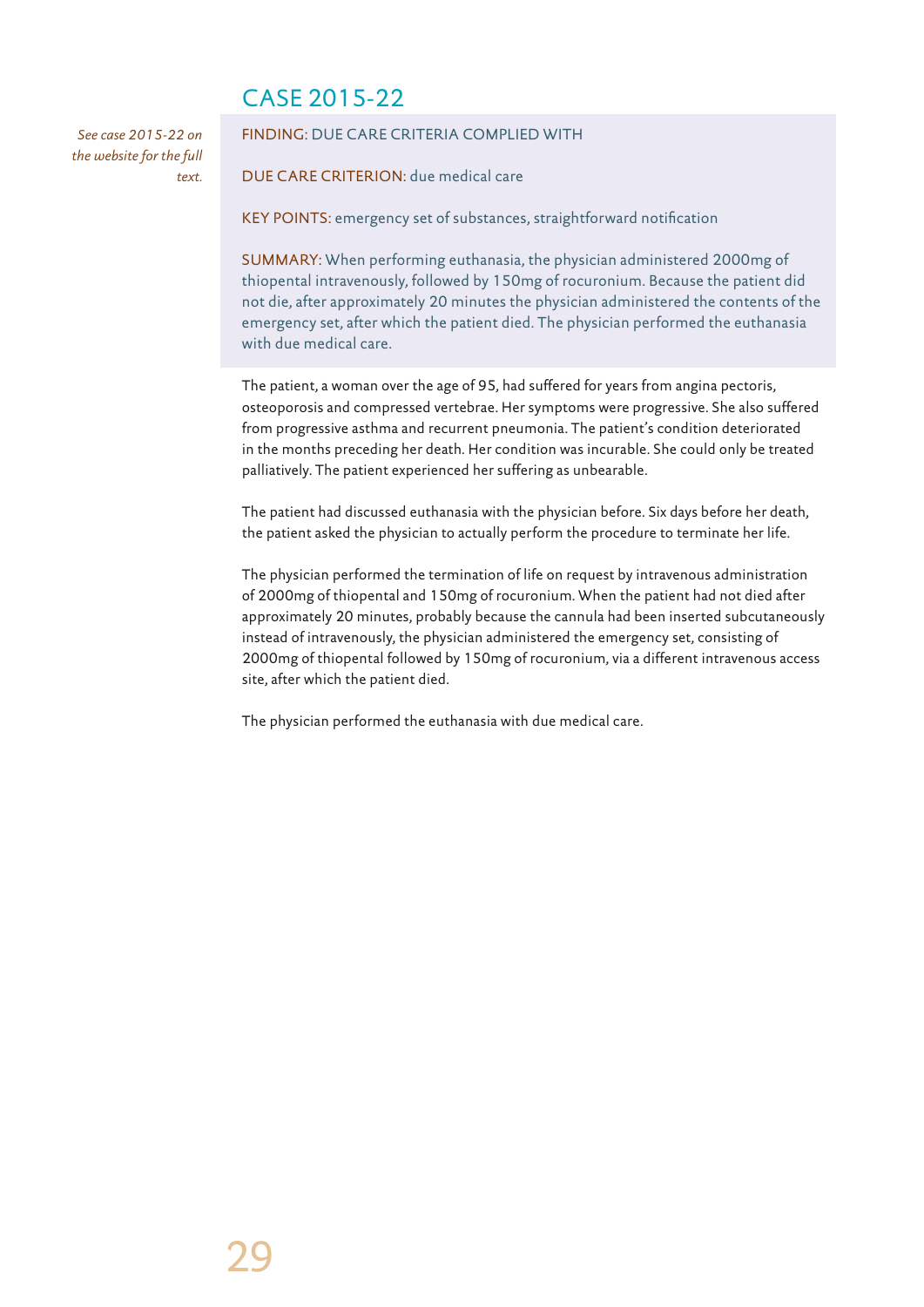## CASE 2015-22

*See case 2015-22 on the website for the full text.*

FINDING: DUE CARE CRITERIA COMPLIED WITH

DUE CARE CRITERION: due medical care

KEY POINTS: emergency set of substances, straightforward notification

SUMMARY: When performing euthanasia, the physician administered 2000mg of thiopental intravenously, followed by 150mg of rocuronium. Because the patient did not die, after approximately 20 minutes the physician administered the contents of the emergency set, after which the patient died. The physician performed the euthanasia with due medical care.

The patient, a woman over the age of 95, had suffered for years from angina pectoris, osteoporosis and compressed vertebrae. Her symptoms were progressive. She also suffered from progressive asthma and recurrent pneumonia. The patient's condition deteriorated in the months preceding her death. Her condition was incurable. She could only be treated palliatively. The patient experienced her suffering as unbearable.

The patient had discussed euthanasia with the physician before. Six days before her death, the patient asked the physician to actually perform the procedure to terminate her life.

The physician performed the termination of life on request by intravenous administration of 2000mg of thiopental and 150mg of rocuronium. When the patient had not died after approximately 20 minutes, probably because the cannula had been inserted subcutaneously instead of intravenously, the physician administered the emergency set, consisting of 2000mg of thiopental followed by 150mg of rocuronium, via a different intravenous access site, after which the patient died.

The physician performed the euthanasia with due medical care.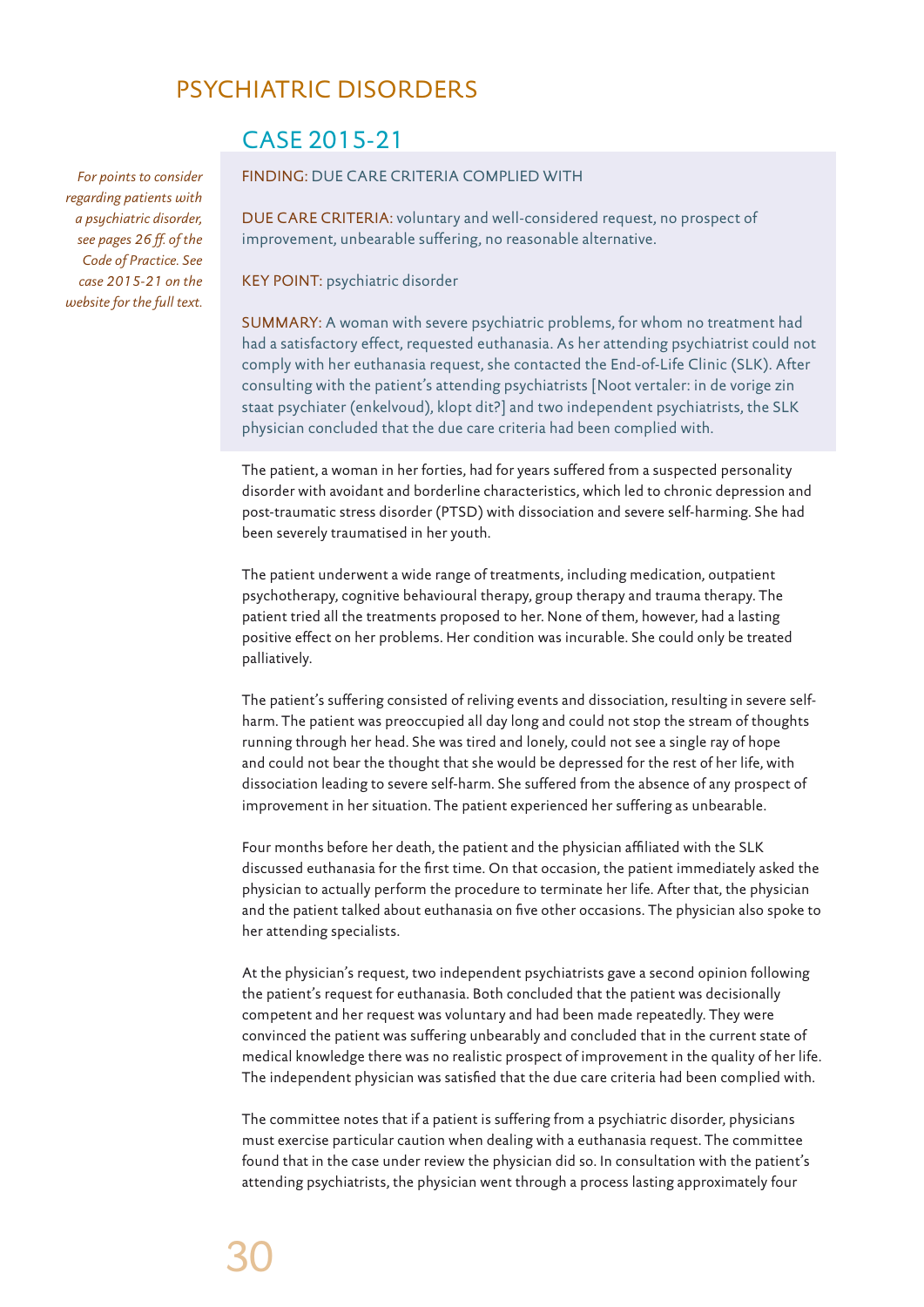# PSYCHIATRIC DISORDERS

## CASE 2015-21

*For points to consider regarding patients with a psychiatric disorder, see pages 26 ff. of the Code of Practice. See case 2015-21 on the website for the full text.*

FINDING: DUE CARE CRITERIA COMPLIED WITH

DUE CARE CRITERIA: voluntary and well-considered request, no prospect of improvement, unbearable suffering, no reasonable alternative.

KEY POINT: psychiatric disorder

SUMMARY: A woman with severe psychiatric problems, for whom no treatment had had a satisfactory effect, requested euthanasia. As her attending psychiatrist could not comply with her euthanasia request, she contacted the End-of-Life Clinic (SLK). After consulting with the patient's attending psychiatrists [Noot vertaler: in de vorige zin staat psychiater (enkelvoud), klopt dit?] and two independent psychiatrists, the SLK physician concluded that the due care criteria had been complied with.

The patient, a woman in her forties, had for years suffered from a suspected personality disorder with avoidant and borderline characteristics, which led to chronic depression and post-traumatic stress disorder (PTSD) with dissociation and severe self-harming. She had been severely traumatised in her youth.

The patient underwent a wide range of treatments, including medication, outpatient psychotherapy, cognitive behavioural therapy, group therapy and trauma therapy. The patient tried all the treatments proposed to her. None of them, however, had a lasting positive effect on her problems. Her condition was incurable. She could only be treated palliatively.

The patient's suffering consisted of reliving events and dissociation, resulting in severe self-harm. The patient was preoccupied all day long and could not stop the stream of thoughts running through her head. She was tired and lonely, could not see a single ray of hope and could not bear the thought that she would be depressed for the rest of her life, with dissociation leading to severe self-harm. She suffered from the absence of any prospect of improvement in her situation. The patient experienced her suffering as unbearable.

Four months before her death, the patient and the physician affiliated with the SLK discussed euthanasia for the first time. On that occasion, the patient immediately asked the physician to actually perform the procedure to terminate her life. After that, the physician and the patient talked about euthanasia on five other occasions. The physician also spoke to her attending specialists.

At the physician's request, two independent psychiatrists gave a second opinion following the patient's request for euthanasia. Both concluded that the patient was decisionally competent and her request was voluntary and had been made repeatedly. They were convinced the patient was suffering unbearably and concluded that in the current state of medical knowledge there was no realistic prospect of improvement in the quality of her life. The independent physician was satisfied that the due care criteria had been complied with.

The committee notes that if a patient is suffering from a psychiatric disorder, physicians must exercise particular caution when dealing with a euthanasia request. The committee found that in the case under review the physician did so. In consultation with the patient's attending psychiatrists, the physician went through a process lasting approximately four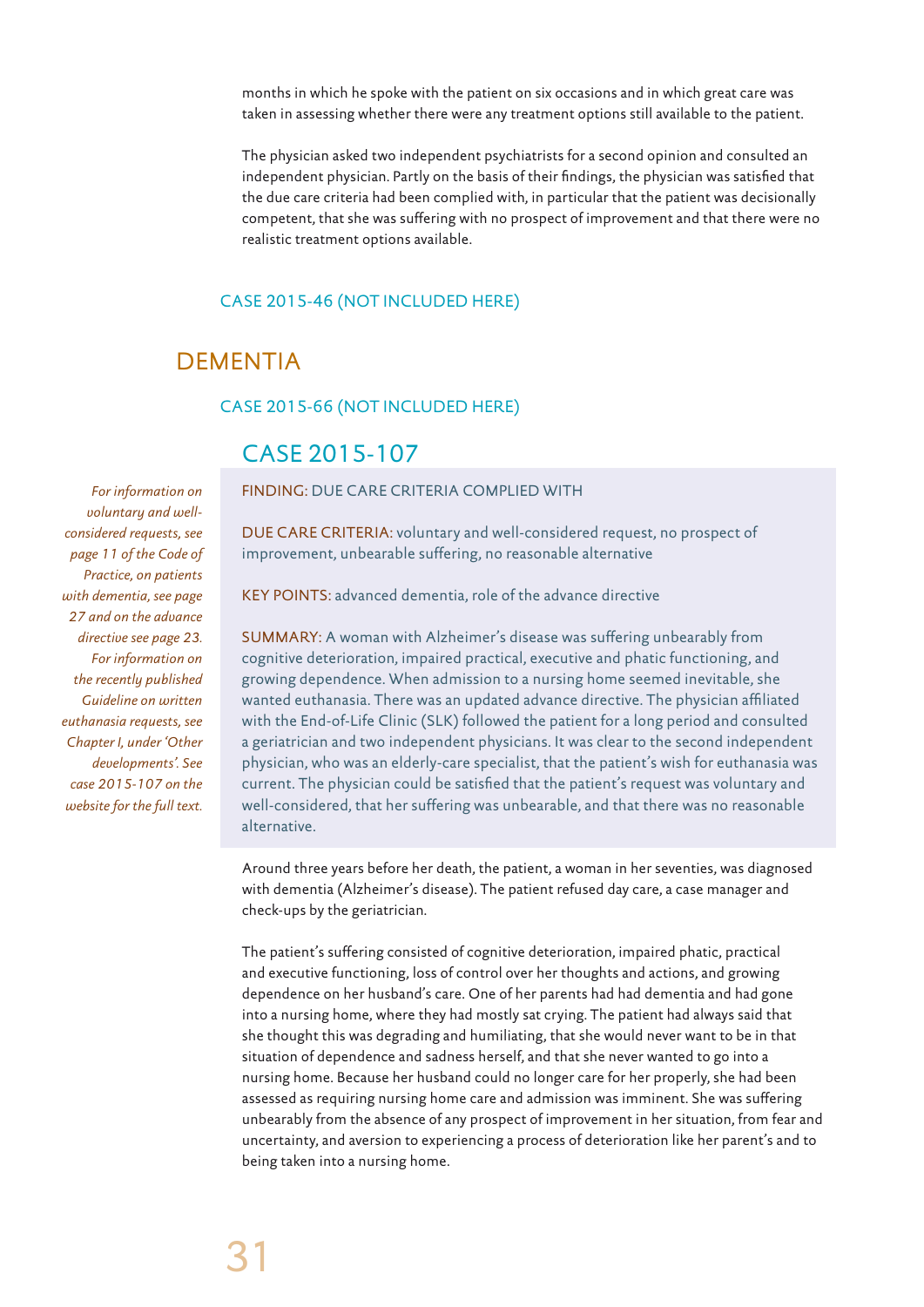months in which he spoke with the patient on six occasions and in which great care was taken in assessing whether there were any treatment options still available to the patient.

The physician asked two independent psychiatrists for a second opinion and consulted an independent physician. Partly on the basis of their findings, the physician was satisfied that the due care criteria had been complied with, in particular that the patient was decisionally competent, that she was suffering with no prospect of improvement and that there were no realistic treatment options available.

### CASE 2015-46 (NOT INCLUDED HERE)

## DEMENTIA

### CASE 2015-66 (NOT INCLUDED HERE)

### CASE 2015-107

*For information on voluntary and well-considered requests, see page 11 of the Code of Practice, on patients with dementia, see page 27 and on the advance directive see page 23. For information on the recently published Guideline on written euthanasia requests, see Chapter I, under 'Other developments'. See case 2015-107 on the website for the full text.*

FINDING: DUE CARE CRITERIA COMPLIED WITH

DUE CARE CRITERIA: voluntary and well-considered request, no prospect of improvement, unbearable suffering, no reasonable alternative

KEY POINTS: advanced dementia, role of the advance directive

SUMMARY: A woman with Alzheimer's disease was suffering unbearably from cognitive deterioration, impaired practical, executive and phatic functioning, and growing dependence. When admission to a nursing home seemed inevitable, she wanted euthanasia. There was an updated advance directive. The physician affiliated with the End-of-Life Clinic (SLK) followed the patient for a long period and consulted a geriatrician and two independent physicians. It was clear to the second independent physician, who was an elderly-care specialist, that the patient's wish for euthanasia was current. The physician could be satisfied that the patient's request was voluntary and well-considered, that her suffering was unbearable, and that there was no reasonable alternative.

Around three years before her death, the patient, a woman in her seventies, was diagnosed with dementia (Alzheimer's disease). The patient refused day care, a case manager and check-ups by the geriatrician.

The patient's suffering consisted of cognitive deterioration, impaired phatic, practical and executive functioning, loss of control over her thoughts and actions, and growing dependence on her husband's care. One of her parents had had dementia and had gone into a nursing home, where they had mostly sat crying. The patient had always said that she thought this was degrading and humiliating, that she would never want to be in that situation of dependence and sadness herself, and that she never wanted to go into a nursing home. Because her husband could no longer care for her properly, she had been assessed as requiring nursing home care and admission was imminent. She was suffering unbearably from the absence of any prospect of improvement in her situation, from fear and uncertainty, and aversion to experiencing a process of deterioration like her parent's and to being taken into a nursing home.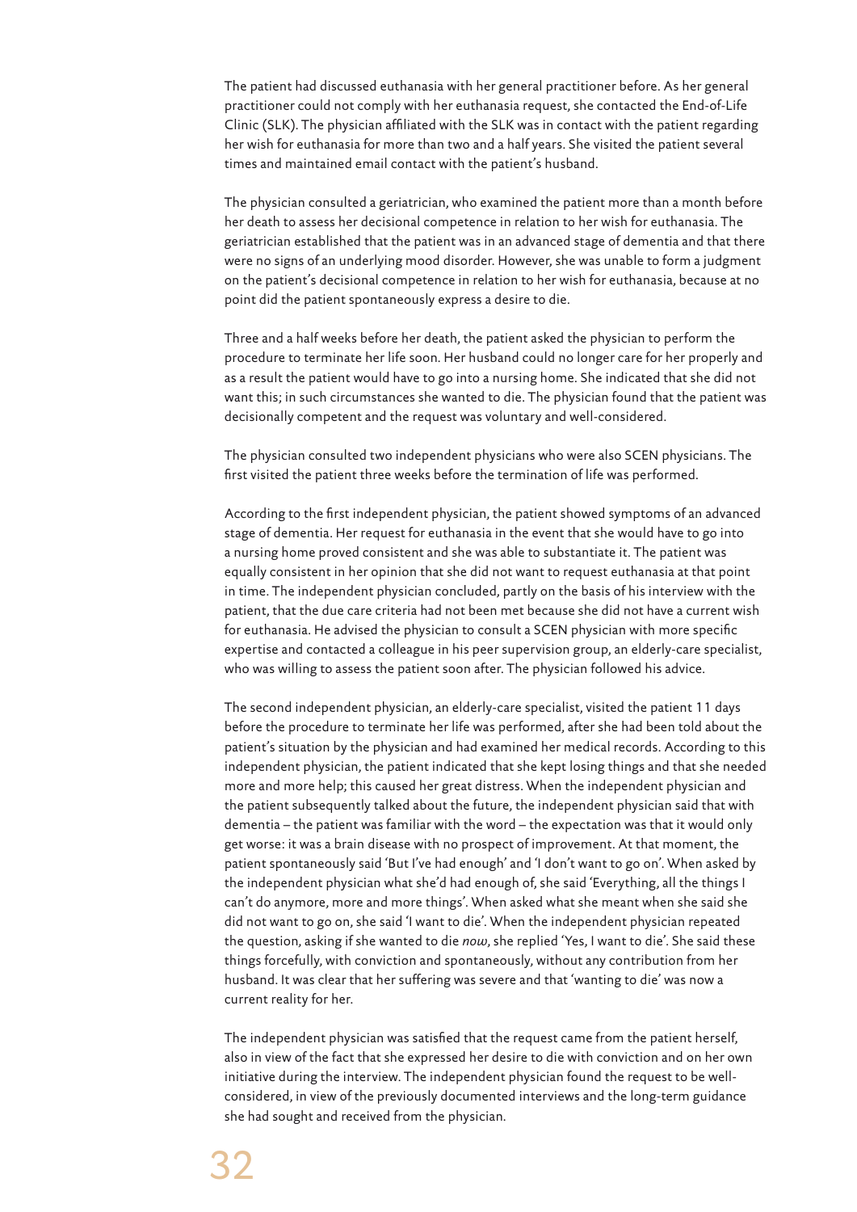The patient had discussed euthanasia with her general practitioner before. As her general practitioner could not comply with her euthanasia request, she contacted the End-of-Life Clinic (SLK). The physician affiliated with the SLK was in contact with the patient regarding her wish for euthanasia for more than two and a half years. She visited the patient several times and maintained email contact with the patient's husband.

The physician consulted a geriatrician, who examined the patient more than a month before her death to assess her decisional competence in relation to her wish for euthanasia. The geriatrician established that the patient was in an advanced stage of dementia and that there were no signs of an underlying mood disorder. However, she was unable to form a judgment on the patient's decisional competence in relation to her wish for euthanasia, because at no point did the patient spontaneously express a desire to die.

Three and a half weeks before her death, the patient asked the physician to perform the procedure to terminate her life soon. Her husband could no longer care for her properly and as a result the patient would have to go into a nursing home. She indicated that she did not want this; in such circumstances she wanted to die. The physician found that the patient was decisionally competent and the request was voluntary and well-considered.

The physician consulted two independent physicians who were also SCEN physicians. The first visited the patient three weeks before the termination of life was performed.

According to the first independent physician, the patient showed symptoms of an advanced stage of dementia. Her request for euthanasia in the event that she would have to go into a nursing home proved consistent and she was able to substantiate it. The patient was equally consistent in her opinion that she did not want to request euthanasia at that point in time. The independent physician concluded, partly on the basis of his interview with the patient, that the due care criteria had not been met because she did not have a current wish for euthanasia. He advised the physician to consult a SCEN physician with more specific expertise and contacted a colleague in his peer supervision group, an elderly-care specialist, who was willing to assess the patient soon after. The physician followed his advice.

The second independent physician, an elderly-care specialist, visited the patient 11 days before the procedure to terminate her life was performed, after she had been told about the patient's situation by the physician and had examined her medical records. According to this independent physician, the patient indicated that she kept losing things and that she needed more and more help; this caused her great distress. When the independent physician and the patient subsequently talked about the future, the independent physician said that with dementia – the patient was familiar with the word – the expectation was that it would only get worse: it was a brain disease with no prospect of improvement. At that moment, the patient spontaneously said 'But I've had enough' and 'I don't want to go on'. When asked by the independent physician what she'd had enough of, she said 'Everything, all the things I can't do anymore, more and more things'. When asked what she meant when she said she did not want to go on, she said 'I want to die'. When the independent physician repeated the question, asking if she wanted to die *now*, she replied 'Yes, I want to die'. She said these things forcefully, with conviction and spontaneously, without any contribution from her husband. It was clear that her suffering was severe and that 'wanting to die' was now a current reality for her.

The independent physician was satisfied that the request came from the patient herself, also in view of the fact that she expressed her desire to die with conviction and on her own initiative during the interview. The independent physician found the request to be well-considered, in view of the previously documented interviews and the long-term guidance she had sought and received from the physician.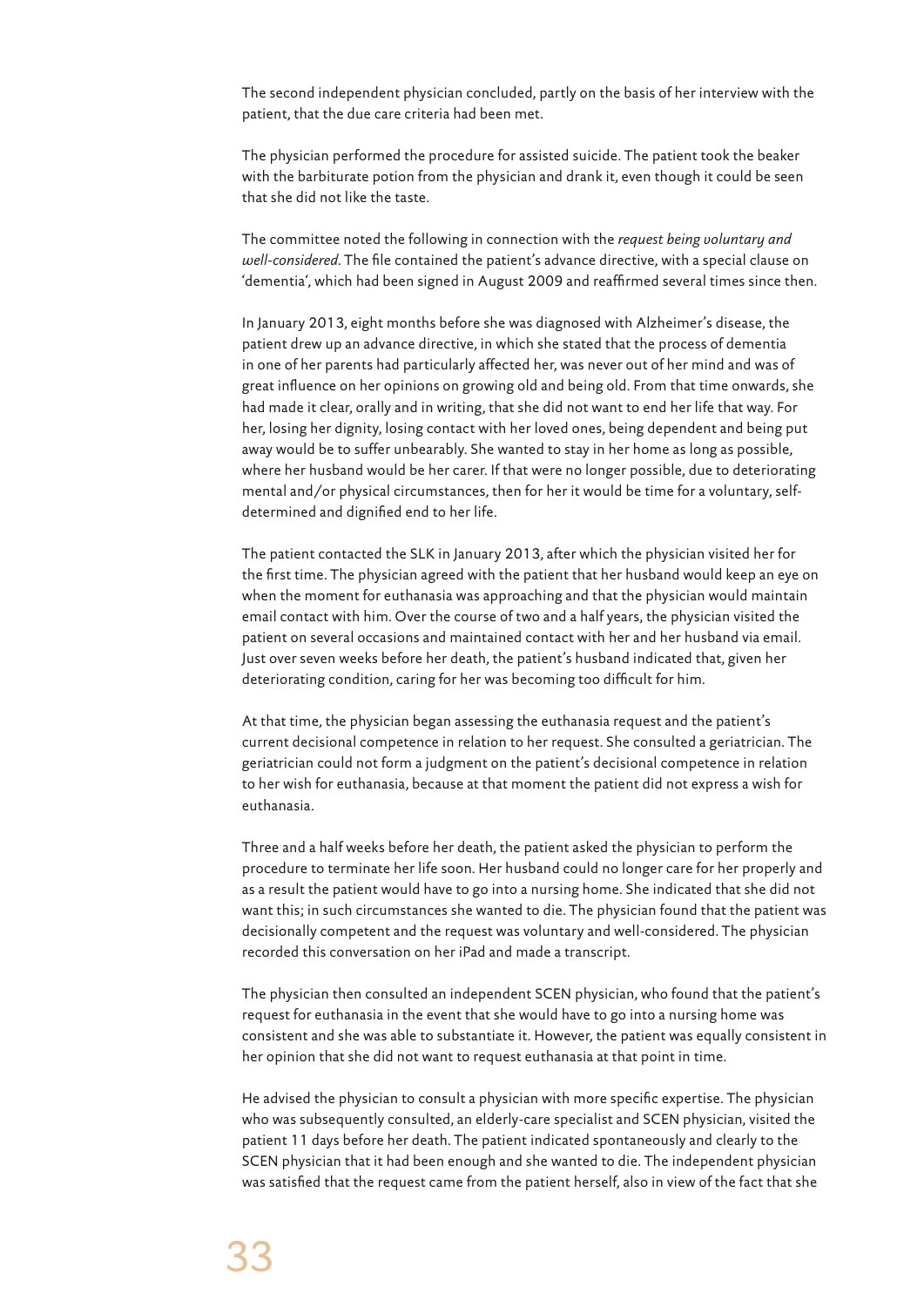The second independent physician concluded, partly on the basis of her interview with the patient, that the due care criteria had been met.

The physician performed the procedure for assisted suicide. The patient took the beaker with the barbiturate potion from the physician and drank it, even though it could be seen that she did not like the taste.

The committee noted the following in connection with the *request being voluntary and well-considered*. The file contained the patient's advance directive, with a special clause on 'dementia', which had been signed in August 2009 and reaffirmed several times since then.

In January 2013, eight months before she was diagnosed with Alzheimer's disease, the patient drew up an advance directive, in which she stated that the process of dementia in one of her parents had particularly affected her, was never out of her mind and was of great influence on her opinions on growing old and being old. From that time onwards, she had made it clear, orally and in writing, that she did not want to end her life that way. For her, losing her dignity, losing contact with her loved ones, being dependent and being put away would be to suffer unbearably. She wanted to stay in her home as long as possible, where her husband would be her carer. If that were no longer possible, due to deteriorating mental and/or physical circumstances, then for her it would be time for a voluntary, self-determined and dignified end to her life.

The patient contacted the SLK in January 2013, after which the physician visited her for the first time. The physician agreed with the patient that her husband would keep an eye on when the moment for euthanasia was approaching and that the physician would maintain email contact with him. Over the course of two and a half years, the physician visited the patient on several occasions and maintained contact with her and her husband via email. Just over seven weeks before her death, the patient's husband indicated that, given her deteriorating condition, caring for her was becoming too difficult for him.

At that time, the physician began assessing the euthanasia request and the patient's current decisional competence in relation to her request. She consulted a geriatrician. The geriatrician could not form a judgment on the patient's decisional competence in relation to her wish for euthanasia, because at that moment the patient did not express a wish for euthanasia.

Three and a half weeks before her death, the patient asked the physician to perform the procedure to terminate her life soon. Her husband could no longer care for her properly and as a result the patient would have to go into a nursing home. She indicated that she did not want this; in such circumstances she wanted to die. The physician found that the patient was decisionally competent and the request was voluntary and well-considered. The physician recorded this conversation on her iPad and made a transcript.

The physician then consulted an independent SCEN physician, who found that the patient's request for euthanasia in the event that she would have to go into a nursing home was consistent and she was able to substantiate it. However, the patient was equally consistent in her opinion that she did not want to request euthanasia at that point in time.

He advised the physician to consult a physician with more specific expertise. The physician who was subsequently consulted, an elderly-care specialist and SCEN physician, visited the patient 11 days before her death. The patient indicated spontaneously and clearly to the SCEN physician that it had been enough and she wanted to die. The independent physician was satisfied that the request came from the patient herself, also in view of the fact that she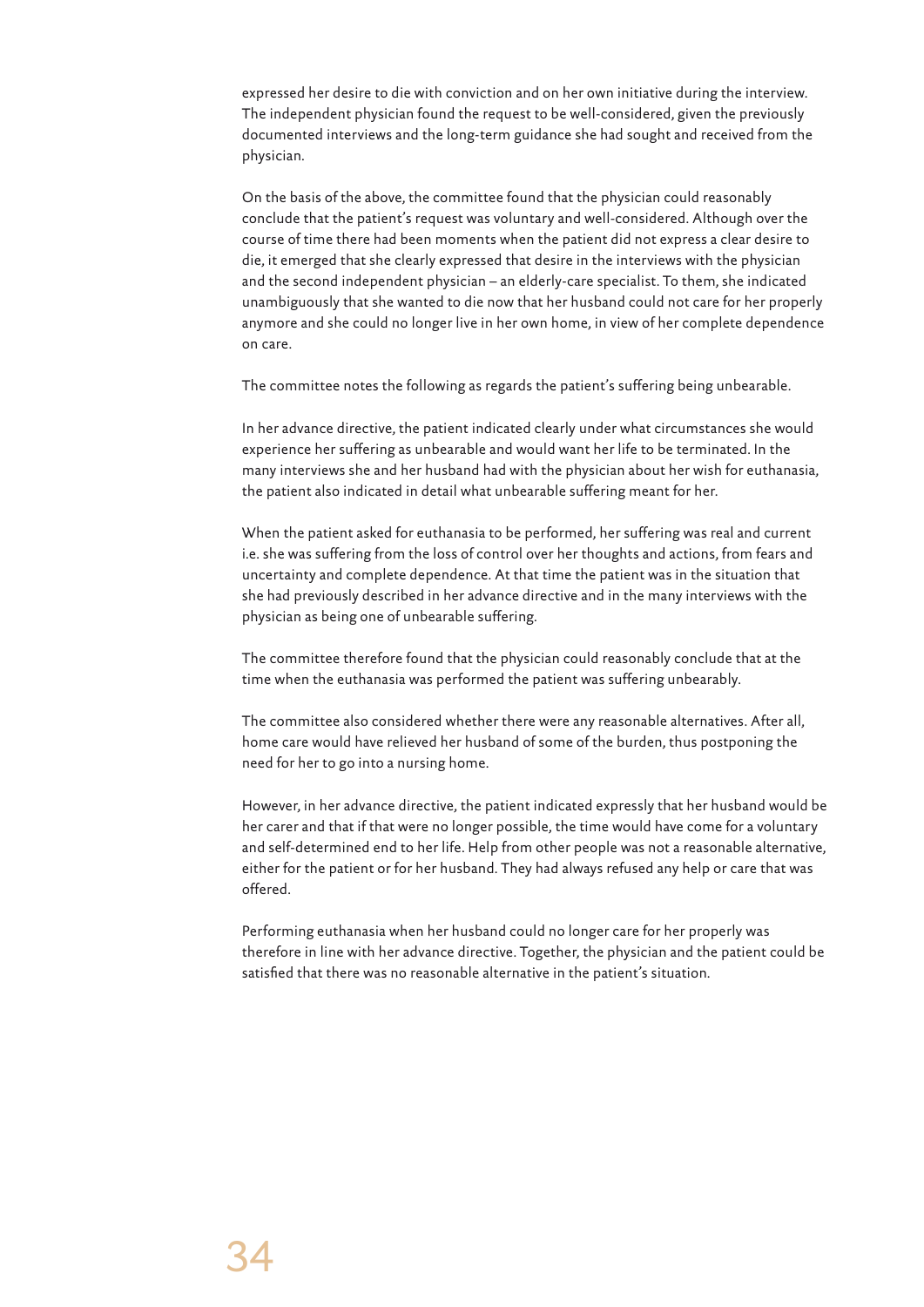expressed her desire to die with conviction and on her own initiative during the interview. The independent physician found the request to be well-considered, given the previously documented interviews and the long-term guidance she had sought and received from the physician.

On the basis of the above, the committee found that the physician could reasonably conclude that the patient's request was voluntary and well-considered. Although over the course of time there had been moments when the patient did not express a clear desire to die, it emerged that she clearly expressed that desire in the interviews with the physician and the second independent physician – an elderly-care specialist. To them, she indicated unambiguously that she wanted to die now that her husband could not care for her properly anymore and she could no longer live in her own home, in view of her complete dependence on care.

The committee notes the following as regards the patient's suffering being unbearable.

In her advance directive, the patient indicated clearly under what circumstances she would experience her suffering as unbearable and would want her life to be terminated. In the many interviews she and her husband had with the physician about her wish for euthanasia, the patient also indicated in detail what unbearable suffering meant for her.

When the patient asked for euthanasia to be performed, her suffering was real and current i.e. she was suffering from the loss of control over her thoughts and actions, from fears and uncertainty and complete dependence. At that time the patient was in the situation that she had previously described in her advance directive and in the many interviews with the physician as being one of unbearable suffering.

The committee therefore found that the physician could reasonably conclude that at the time when the euthanasia was performed the patient was suffering unbearably.

The committee also considered whether there were any reasonable alternatives. After all, home care would have relieved her husband of some of the burden, thus postponing the need for her to go into a nursing home.

However, in her advance directive, the patient indicated expressly that her husband would be her carer and that if that were no longer possible, the time would have come for a voluntary and self-determined end to her life. Help from other people was not a reasonable alternative, either for the patient or for her husband. They had always refused any help or care that was offered.

Performing euthanasia when her husband could no longer care for her properly was therefore in line with her advance directive. Together, the physician and the patient could be satisfied that there was no reasonable alternative in the patient's situation.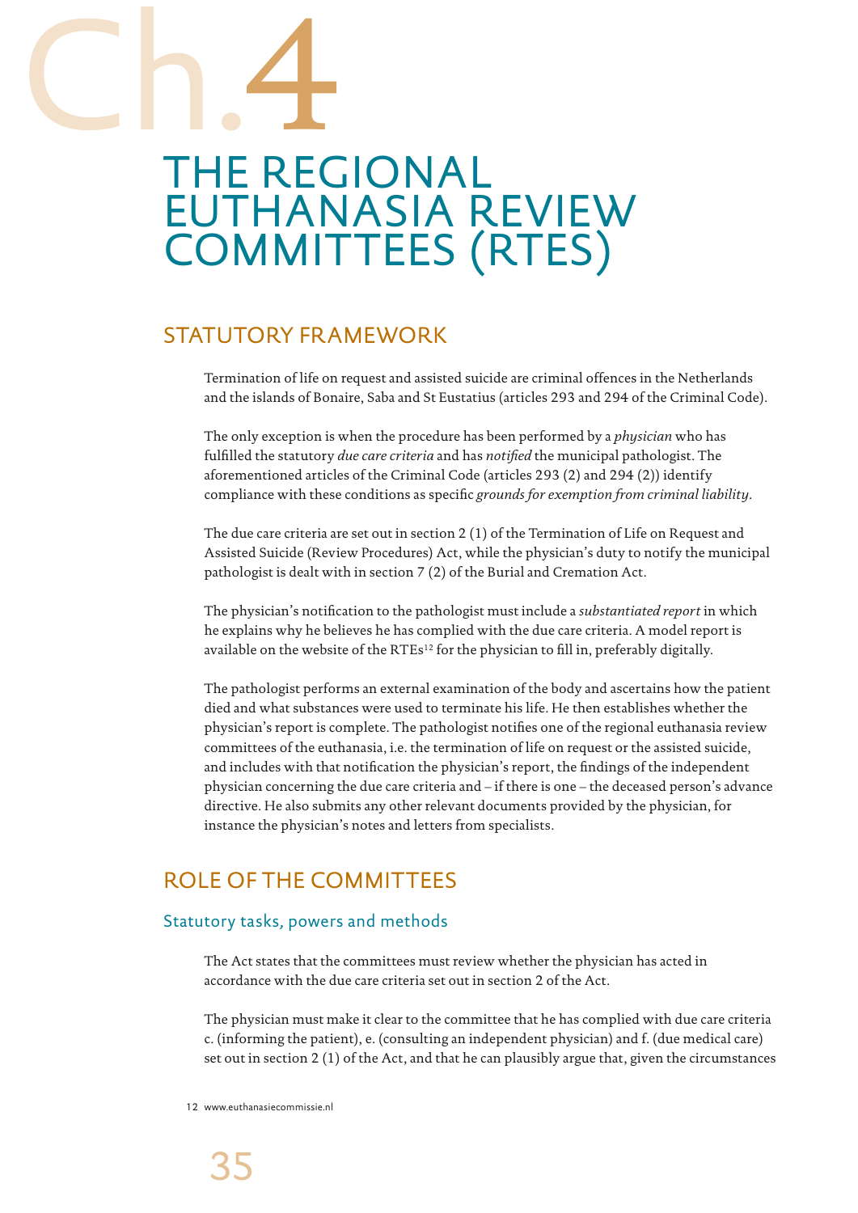# Ch.4

# THE REGIONAL EUTHANASIA REVIEW COMMITTEES (RTES)

## STATUTORY FRAMEWORK

Termination of life on request and assisted suicide are criminal offences in the Netherlands and the islands of Bonaire, Saba and St Eustatius (articles 293 and 294 of the Criminal Code).

The only exception is when the procedure has been performed by a *physician* who has fulfilled the statutory *due care criteria* and has *notified* the municipal pathologist. The aforementioned articles of the Criminal Code (articles 293 (2) and 294 (2)) identify compliance with these conditions as specific *grounds for exemption from criminal liability*.

The due care criteria are set out in section 2 (1) of the Termination of Life on Request and Assisted Suicide (Review Procedures) Act, while the physician's duty to notify the municipal pathologist is dealt with in section 7 (2) of the Burial and Cremation Act.

The physician's notification to the pathologist must include a *substantiated report* in which he explains why he believes he has complied with the due care criteria. A model report is available on the website of the RTEs[12] for the physician to fill in, preferably digitally.

The pathologist performs an external examination of the body and ascertains how the patient died and what substances were used to terminate his life. He then establishes whether the physician's report is complete. The pathologist notifies one of the regional euthanasia review committees of the euthanasia, i.e. the termination of life on request or the assisted suicide, and includes with that notification the physician's report, the findings of the independent physician concerning the due care criteria and – if there is one – the deceased person's advance directive. He also submits any other relevant documents provided by the physician, for instance the physician's notes and letters from specialists.

## ROLE OF THE COMMITTEES

### Statutory tasks, powers and methods

The Act states that the committees must review whether the physician has acted in accordance with the due care criteria set out in section 2 of the Act.

The physician must make it clear to the committee that he has complied with due care criteria c. (informing the patient), e. (consulting an independent physician) and f. (due medical care) set out in section 2 (1) of the Act, and that he can plausibly argue that, given the circumstances

12 www.euthanasiecommissie.nl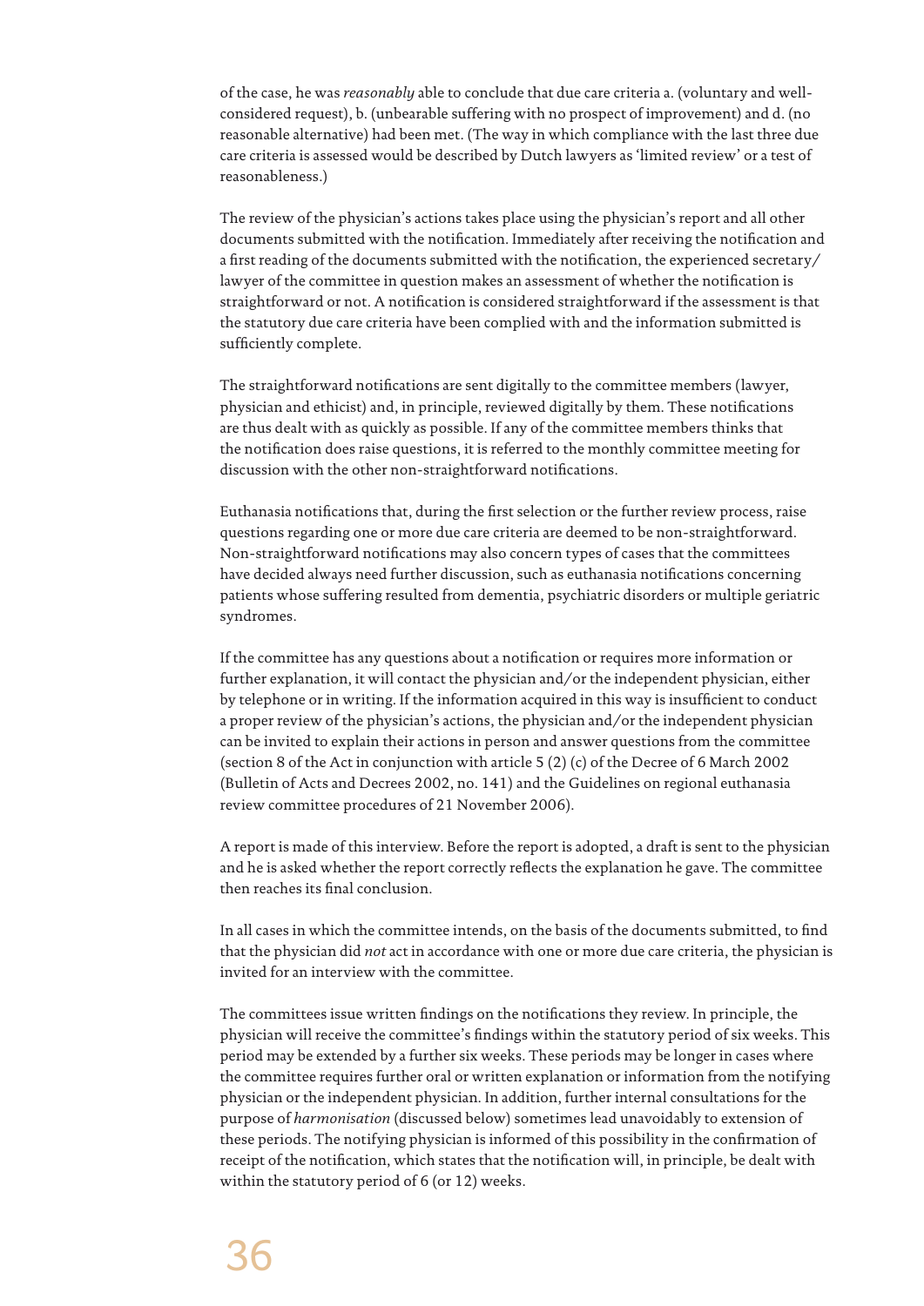of the case, he was *reasonably* able to conclude that due care criteria a. (voluntary and well-considered request), b. (unbearable suffering with no prospect of improvement) and d. (no reasonable alternative) had been met. (The way in which compliance with the last three due care criteria is assessed would be described by Dutch lawyers as 'limited review' or a test of reasonableness.)

The review of the physician's actions takes place using the physician's report and all other documents submitted with the notification. Immediately after receiving the notification and a first reading of the documents submitted with the notification, the experienced secretary/lawyer of the committee in question makes an assessment of whether the notification is straightforward or not. A notification is considered straightforward if the assessment is that the statutory due care criteria have been complied with and the information submitted is sufficiently complete.

The straightforward notifications are sent digitally to the committee members (lawyer, physician and ethicist) and, in principle, reviewed digitally by them. These notifications are thus dealt with as quickly as possible. If any of the committee members thinks that the notification does raise questions, it is referred to the monthly committee meeting for discussion with the other non-straightforward notifications.

Euthanasia notifications that, during the first selection or the further review process, raise questions regarding one or more due care criteria are deemed to be non-straightforward. Non-straightforward notifications may also concern types of cases that the committees have decided always need further discussion, such as euthanasia notifications concerning patients whose suffering resulted from dementia, psychiatric disorders or multiple geriatric syndromes.

If the committee has any questions about a notification or requires more information or further explanation, it will contact the physician and/or the independent physician, either by telephone or in writing. If the information acquired in this way is insufficient to conduct a proper review of the physician's actions, the physician and/or the independent physician can be invited to explain their actions in person and answer questions from the committee (section 8 of the Act in conjunction with article 5 (2) (c) of the Decree of 6 March 2002 (Bulletin of Acts and Decrees 2002, no. 141) and the Guidelines on regional euthanasia review committee procedures of 21 November 2006).

A report is made of this interview. Before the report is adopted, a draft is sent to the physician and he is asked whether the report correctly reflects the explanation he gave. The committee then reaches its final conclusion.

In all cases in which the committee intends, on the basis of the documents submitted, to find that the physician did *not* act in accordance with one or more due care criteria, the physician is invited for an interview with the committee.

The committees issue written findings on the notifications they review. In principle, the physician will receive the committee's findings within the statutory period of six weeks. This period may be extended by a further six weeks. These periods may be longer in cases where the committee requires further oral or written explanation or information from the notifying physician or the independent physician. In addition, further internal consultations for the purpose of *harmonisation* (discussed below) sometimes lead unavoidably to extension of these periods. The notifying physician is informed of this possibility in the confirmation of receipt of the notification, which states that the notification will, in principle, be dealt with within the statutory period of 6 (or 12) weeks.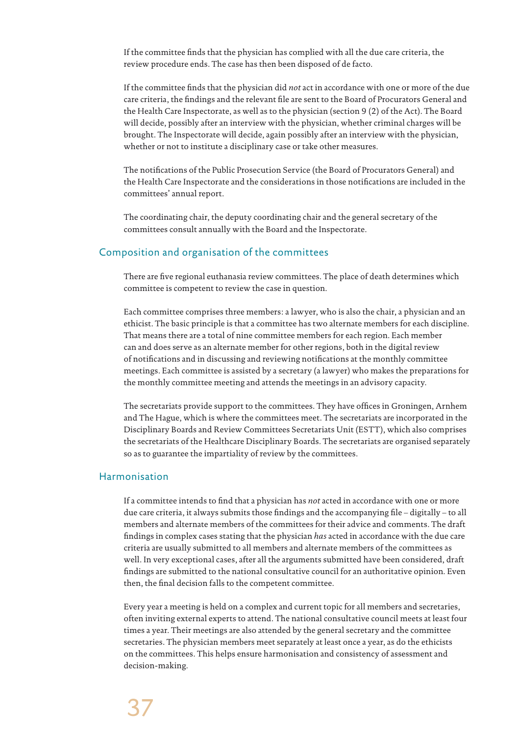If the committee finds that the physician has complied with all the due care criteria, the review procedure ends. The case has then been disposed of de facto.

If the committee finds that the physician did *not* act in accordance with one or more of the due care criteria, the findings and the relevant file are sent to the Board of Procurators General and the Health Care Inspectorate, as well as to the physician (section 9 (2) of the Act). The Board will decide, possibly after an interview with the physician, whether criminal charges will be brought. The Inspectorate will decide, again possibly after an interview with the physician, whether or not to institute a disciplinary case or take other measures.

The notifications of the Public Prosecution Service (the Board of Procurators General) and the Health Care Inspectorate and the considerations in those notifications are included in the committees' annual report.

The coordinating chair, the deputy coordinating chair and the general secretary of the committees consult annually with the Board and the Inspectorate.

## Composition and organisation of the committees

There are five regional euthanasia review committees. The place of death determines which committee is competent to review the case in question.

Each committee comprises three members: a lawyer, who is also the chair, a physician and an ethicist. The basic principle is that a committee has two alternate members for each discipline. That means there are a total of nine committee members for each region. Each member can and does serve as an alternate member for other regions, both in the digital review of notifications and in discussing and reviewing notifications at the monthly committee meetings. Each committee is assisted by a secretary (a lawyer) who makes the preparations for the monthly committee meeting and attends the meetings in an advisory capacity.

The secretariats provide support to the committees. They have offices in Groningen, Arnhem and The Hague, which is where the committees meet. The secretariats are incorporated in the Disciplinary Boards and Review Committees Secretariats Unit (ESTT), which also comprises the secretariats of the Healthcare Disciplinary Boards. The secretariats are organised separately so as to guarantee the impartiality of review by the committees.

## Harmonisation

If a committee intends to find that a physician has *not* acted in accordance with one or more due care criteria, it always submits those findings and the accompanying file – digitally – to all members and alternate members of the committees for their advice and comments. The draft findings in complex cases stating that the physician *has* acted in accordance with the due care criteria are usually submitted to all members and alternate members of the committees as well. In very exceptional cases, after all the arguments submitted have been considered, draft findings are submitted to the national consultative council for an authoritative opinion. Even then, the final decision falls to the competent committee.

Every year a meeting is held on a complex and current topic for all members and secretaries, often inviting external experts to attend. The national consultative council meets at least four times a year. Their meetings are also attended by the general secretary and the committee secretaries. The physician members meet separately at least once a year, as do the ethicists on the committees. This helps ensure harmonisation and consistency of assessment and decision-making.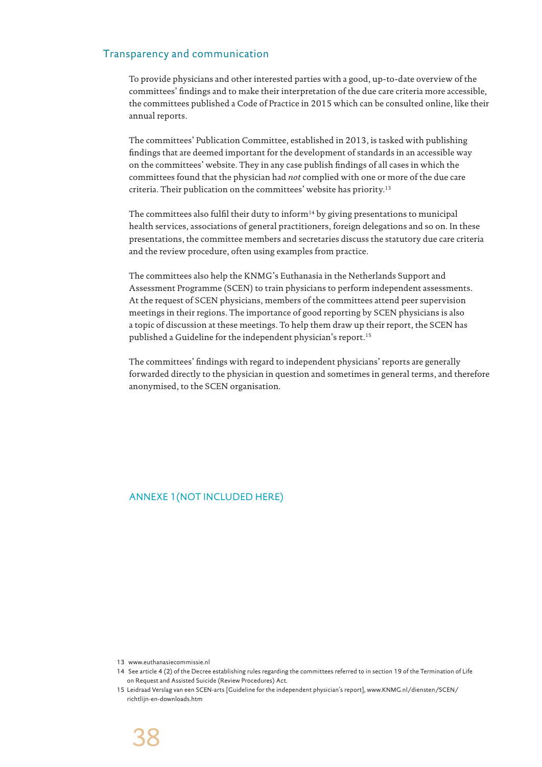## Transparency and communication

To provide physicians and other interested parties with a good, up-to-date overview of the committees' findings and to make their interpretation of the due care criteria more accessible, the committees published a Code of Practice in 2015 which can be consulted online, like their annual reports.

The committees' Publication Committee, established in 2013, is tasked with publishing findings that are deemed important for the development of standards in an accessible way on the committees' website. They in any case publish findings of all cases in which the committees found that the physician had *not* complied with one or more of the due care criteria. Their publication on the committees' website has priority.[13]

The committees also fulfil their duty to inform[14] by giving presentations to municipal health services, associations of general practitioners, foreign delegations and so on. In these presentations, the committee members and secretaries discuss the statutory due care criteria and the review procedure, often using examples from practice.

The committees also help the KNMG's Euthanasia in the Netherlands Support and Assessment Programme (SCEN) to train physicians to perform independent assessments. At the request of SCEN physicians, members of the committees attend peer supervision meetings in their regions. The importance of good reporting by SCEN physicians is also a topic of discussion at these meetings. To help them draw up their report, the SCEN has published a Guideline for the independent physician's report.[15]

The committees' findings with regard to independent physicians' reports are generally forwarded directly to the physician in question and sometimes in general terms, and therefore anonymised, to the SCEN organisation.

## ANNEXE 1 (NOT INCLUDED HERE)

13 www.euthanasiecommissie.nl

14 See article 4 (2) of the Decree establishing rules regarding the committees referred to in section 19 of the Termination of Life on Request and Assisted Suicide (Review Procedures) Act.

15 Leidraad Verslag van een SCEN-arts [Guideline for the independent physician's report], www.KNMG.nl/diensten/SCEN/richtlijn-en-downloads.htm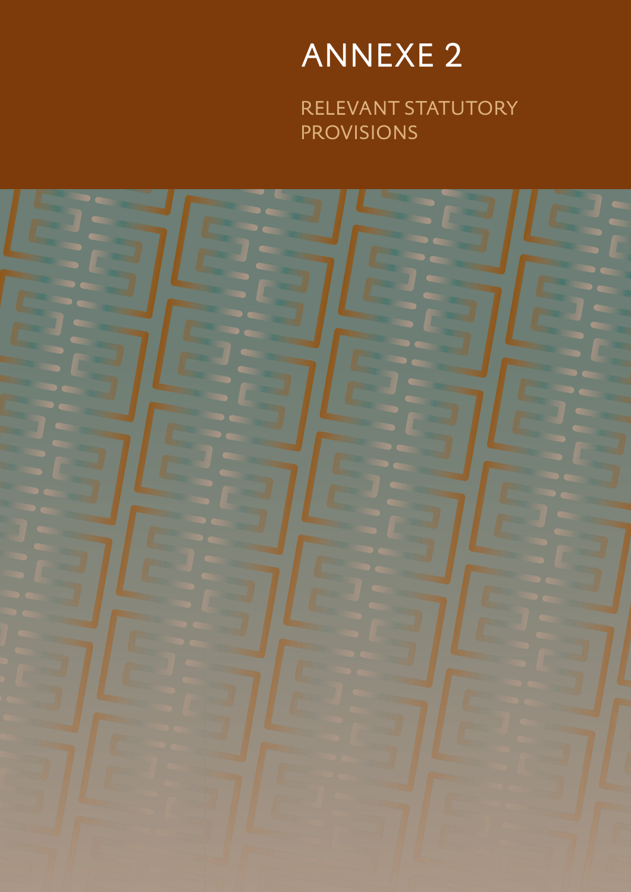# ANNEXE 2

## RELEVANT STATUTORY PROVISIONS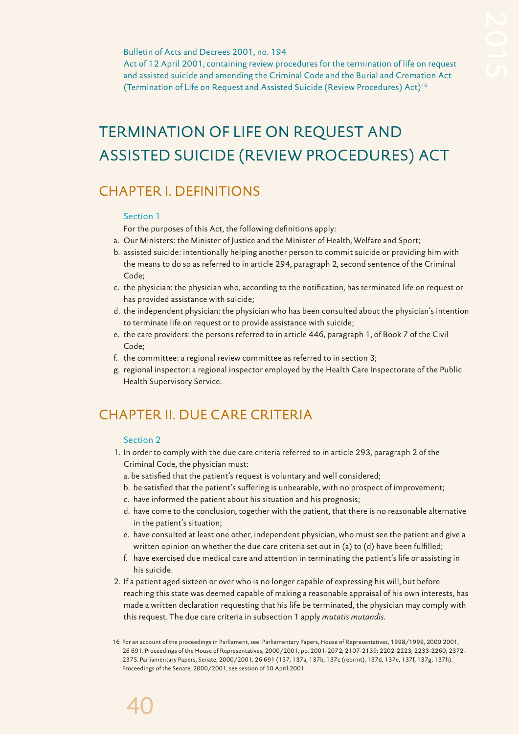Bulletin of Acts and Decrees 2001, no. 194
Act of 12 April 2001, containing review procedures for the termination of life on request and assisted suicide and amending the Criminal Code and the Burial and Cremation Act (Termination of Life on Request and Assisted Suicide (Review Procedures) Act)[16]

# TERMINATION OF LIFE ON REQUEST AND ASSISTED SUICIDE (REVIEW PROCEDURES) ACT

## CHAPTER I. DEFINITIONS

### Section 1

For the purposes of this Act, the following definitions apply:

a. Our Ministers: the Minister of Justice and the Minister of Health, Welfare and Sport;
b. assisted suicide: intentionally helping another person to commit suicide or providing him with the means to do so as referred to in article 294, paragraph 2, second sentence of the Criminal Code;
c. the physician: the physician who, according to the notification, has terminated life on request or has provided assistance with suicide;
d. the independent physician: the physician who has been consulted about the physician's intention to terminate life on request or to provide assistance with suicide;
e. the care providers: the persons referred to in article 446, paragraph 1, of Book 7 of the Civil Code;
f. the committee: a regional review committee as referred to in section 3;
g. regional inspector: a regional inspector employed by the Health Care Inspectorate of the Public Health Supervisory Service.

## CHAPTER II. DUE CARE CRITERIA

### Section 2

1. In order to comply with the due care criteria referred to in article 293, paragraph 2 of the Criminal Code, the physician must:
   a. be satisfied that the patient's request is voluntary and well considered;
   b. be satisfied that the patient's suffering is unbearable, with no prospect of improvement;
   c. have informed the patient about his situation and his prognosis;
   d. have come to the conclusion, together with the patient, that there is no reasonable alternative in the patient's situation;
   e. have consulted at least one other, independent physician, who must see the patient and give a written opinion on whether the due care criteria set out in (a) to (d) have been fulfilled;
   f. have exercised due medical care and attention in terminating the patient's life or assisting in his suicide.
2. If a patient aged sixteen or over who is no longer capable of expressing his will, but before reaching this state was deemed capable of making a reasonable appraisal of his own interests, has made a written declaration requesting that his life be terminated, the physician may comply with this request. The due care criteria in subsection 1 apply *mutatis mutandis*.

16 For an account of the proceedings in Parliament, see: Parliamentary Papers, House of Representatives, 1998/1999, 2000 2001, 26 691. Proceedings of the House of Representatives, 2000/2001, pp. 2001-2072; 2107-2139; 2202-2223; 2233-2260; 2372-2375. Parliamentary Papers, Senate, 2000/2001, 26 691 (137, 137a, 137b, 137c (reprint), 137d, 137e, 137f, 137g, 137h). Proceedings of the Senate, 2000/2001, see session of 10 April 2001.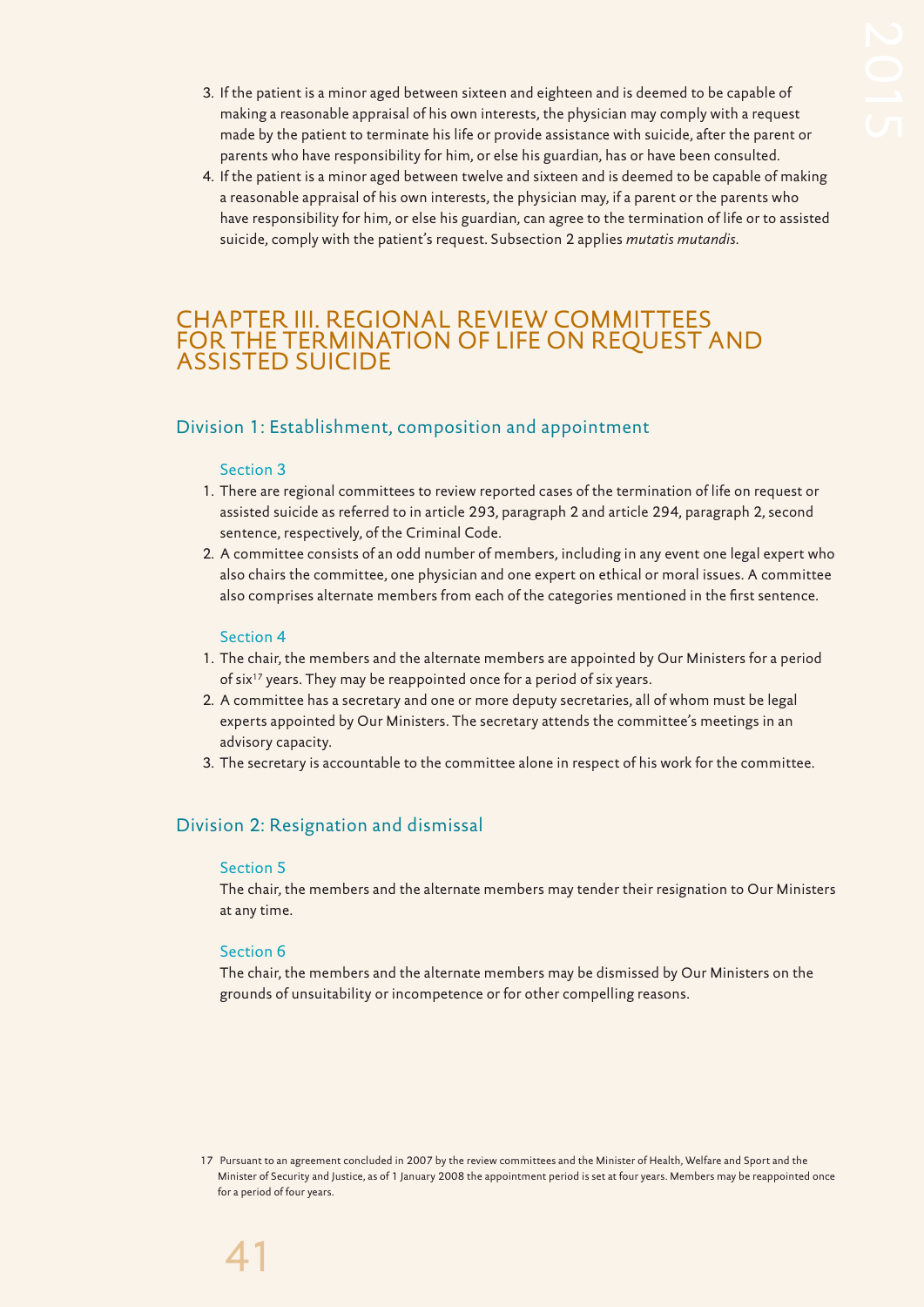3. If the patient is a minor aged between sixteen and eighteen and is deemed to be capable of making a reasonable appraisal of his own interests, the physician may comply with a request made by the patient to terminate his life or provide assistance with suicide, after the parent or parents who have responsibility for him, or else his guardian, has or have been consulted.
4. If the patient is a minor aged between twelve and sixteen and is deemed to be capable of making a reasonable appraisal of his own interests, the physician may, if a parent or the parents who have responsibility for him, or else his guardian, can agree to the termination of life or to assisted suicide, comply with the patient's request. Subsection 2 applies *mutatis mutandis*.

# CHAPTER III. REGIONAL REVIEW COMMITTEES FOR THE TERMINATION OF LIFE ON REQUEST AND ASSISTED SUICIDE

## Division 1: Establishment, composition and appointment

### Section 3

1. There are regional committees to review reported cases of the termination of life on request or assisted suicide as referred to in article 293, paragraph 2 and article 294, paragraph 2, second sentence, respectively, of the Criminal Code.
2. A committee consists of an odd number of members, including in any event one legal expert who also chairs the committee, one physician and one expert on ethical or moral issues. A committee also comprises alternate members from each of the categories mentioned in the first sentence.

### Section 4

1. The chair, the members and the alternate members are appointed by Our Ministers for a period of six[17] years. They may be reappointed once for a period of six years.
2. A committee has a secretary and one or more deputy secretaries, all of whom must be legal experts appointed by Our Ministers. The secretary attends the committee's meetings in an advisory capacity.
3. The secretary is accountable to the committee alone in respect of his work for the committee.

## Division 2: Resignation and dismissal

### Section 5

The chair, the members and the alternate members may tender their resignation to Our Ministers at any time.

### Section 6

The chair, the members and the alternate members may be dismissed by Our Ministers on the grounds of unsuitability or incompetence or for other compelling reasons.

17 Pursuant to an agreement concluded in 2007 by the review committees and the Minister of Health, Welfare and Sport and the Minister of Security and Justice, as of 1 January 2008 the appointment period is set at four years. Members may be reappointed once for a period of four years.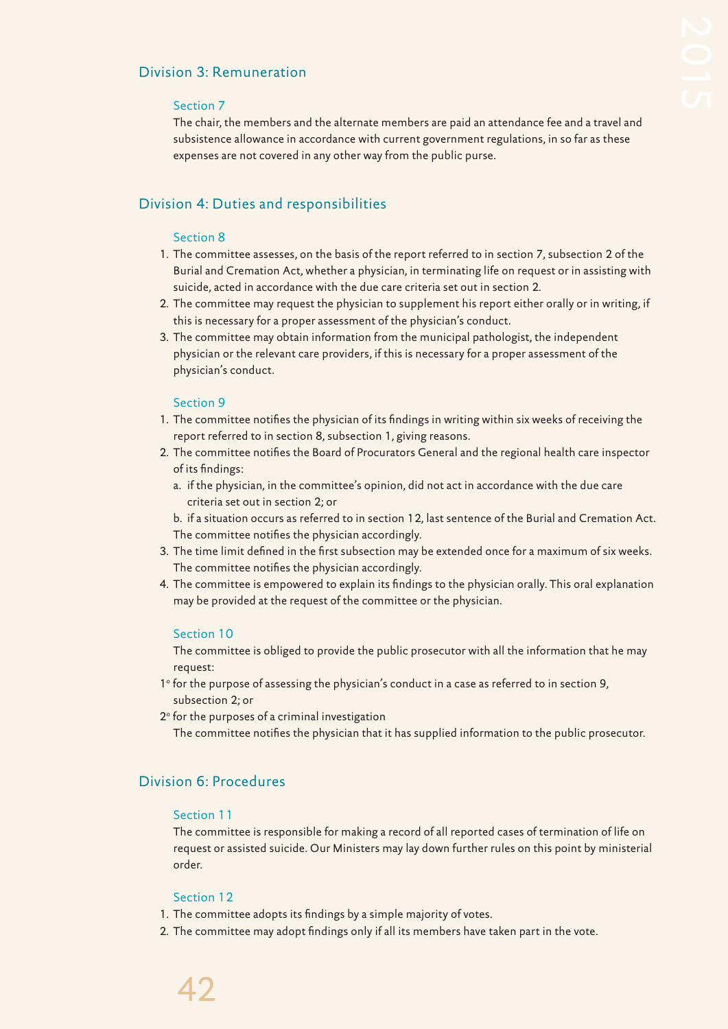## Division 3: Remuneration

### Section 7

The chair, the members and the alternate members are paid an attendance fee and a travel and subsistence allowance in accordance with current government regulations, in so far as these expenses are not covered in any other way from the public purse.

## Division 4: Duties and responsibilities

### Section 8

1. The committee assesses, on the basis of the report referred to in section 7, subsection 2 of the Burial and Cremation Act, whether a physician, in terminating life on request or in assisting with suicide, acted in accordance with the due care criteria set out in section 2.
2. The committee may request the physician to supplement his report either orally or in writing, if this is necessary for a proper assessment of the physician's conduct.
3. The committee may obtain information from the municipal pathologist, the independent physician or the relevant care providers, if this is necessary for a proper assessment of the physician's conduct.

### Section 9

1. The committee notifies the physician of its findings in writing within six weeks of receiving the report referred to in section 8, subsection 1, giving reasons.
2. The committee notifies the Board of Procurators General and the regional health care inspector of its findings:
   a. if the physician, in the committee's opinion, did not act in accordance with the due care criteria set out in section 2; or
   b. if a situation occurs as referred to in section 12, last sentence of the Burial and Cremation Act.
   The committee notifies the physician accordingly.
3. The time limit defined in the first subsection may be extended once for a maximum of six weeks. The committee notifies the physician accordingly.
4. The committee is empowered to explain its findings to the physician orally. This oral explanation may be provided at the request of the committee or the physician.

### Section 10

The committee is obliged to provide the public prosecutor with all the information that he may request:

1° for the purpose of assessing the physician's conduct in a case as referred to in section 9, subsection 2; or

2° for the purposes of a criminal investigation

The committee notifies the physician that it has supplied information to the public prosecutor.

## Division 6: Procedures

### Section 11

The committee is responsible for making a record of all reported cases of termination of life on request or assisted suicide. Our Ministers may lay down further rules on this point by ministerial order.

### Section 12

1. The committee adopts its findings by a simple majority of votes.
2. The committee may adopt findings only if all its members have taken part in the vote.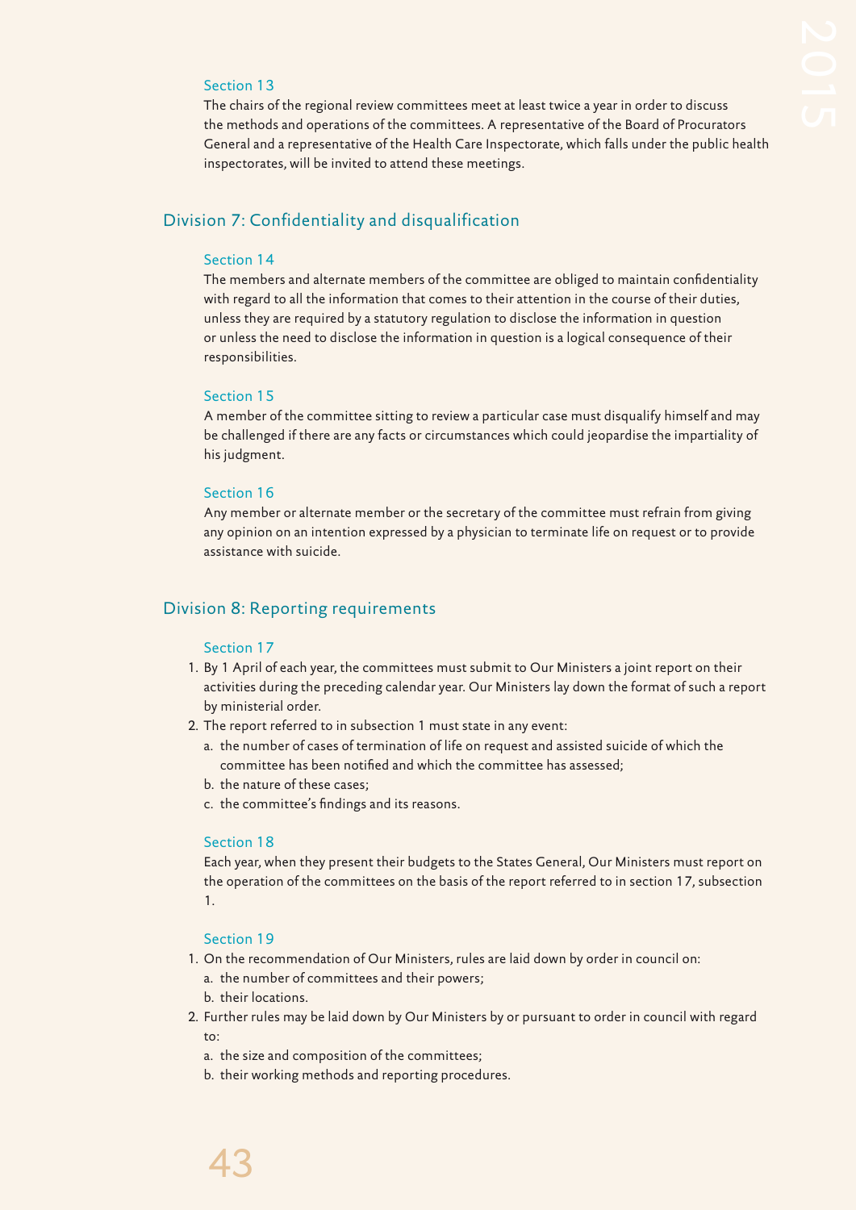### Section 13

The chairs of the regional review committees meet at least twice a year in order to discuss the methods and operations of the committees. A representative of the Board of Procurators General and a representative of the Health Care Inspectorate, which falls under the public health inspectorates, will be invited to attend these meetings.

## Division 7: Confidentiality and disqualification

### Section 14

The members and alternate members of the committee are obliged to maintain confidentiality with regard to all the information that comes to their attention in the course of their duties, unless they are required by a statutory regulation to disclose the information in question or unless the need to disclose the information in question is a logical consequence of their responsibilities.

### Section 15

A member of the committee sitting to review a particular case must disqualify himself and may be challenged if there are any facts or circumstances which could jeopardise the impartiality of his judgment.

### Section 16

Any member or alternate member or the secretary of the committee must refrain from giving any opinion on an intention expressed by a physician to terminate life on request or to provide assistance with suicide.

## Division 8: Reporting requirements

### Section 17

1. By 1 April of each year, the committees must submit to Our Ministers a joint report on their activities during the preceding calendar year. Our Ministers lay down the format of such a report by ministerial order.
2. The report referred to in subsection 1 must state in any event:
   a. the number of cases of termination of life on request and assisted suicide of which the committee has been notified and which the committee has assessed;
   b. the nature of these cases;
   c. the committee's findings and its reasons.

### Section 18

Each year, when they present their budgets to the States General, Our Ministers must report on the operation of the committees on the basis of the report referred to in section 17, subsection 1.

### Section 19

1. On the recommendation of Our Ministers, rules are laid down by order in council on:
   a. the number of committees and their powers;
   b. their locations.
2. Further rules may be laid down by Our Ministers by or pursuant to order in council with regard to:
   a. the size and composition of the committees;
   b. their working methods and reporting procedures.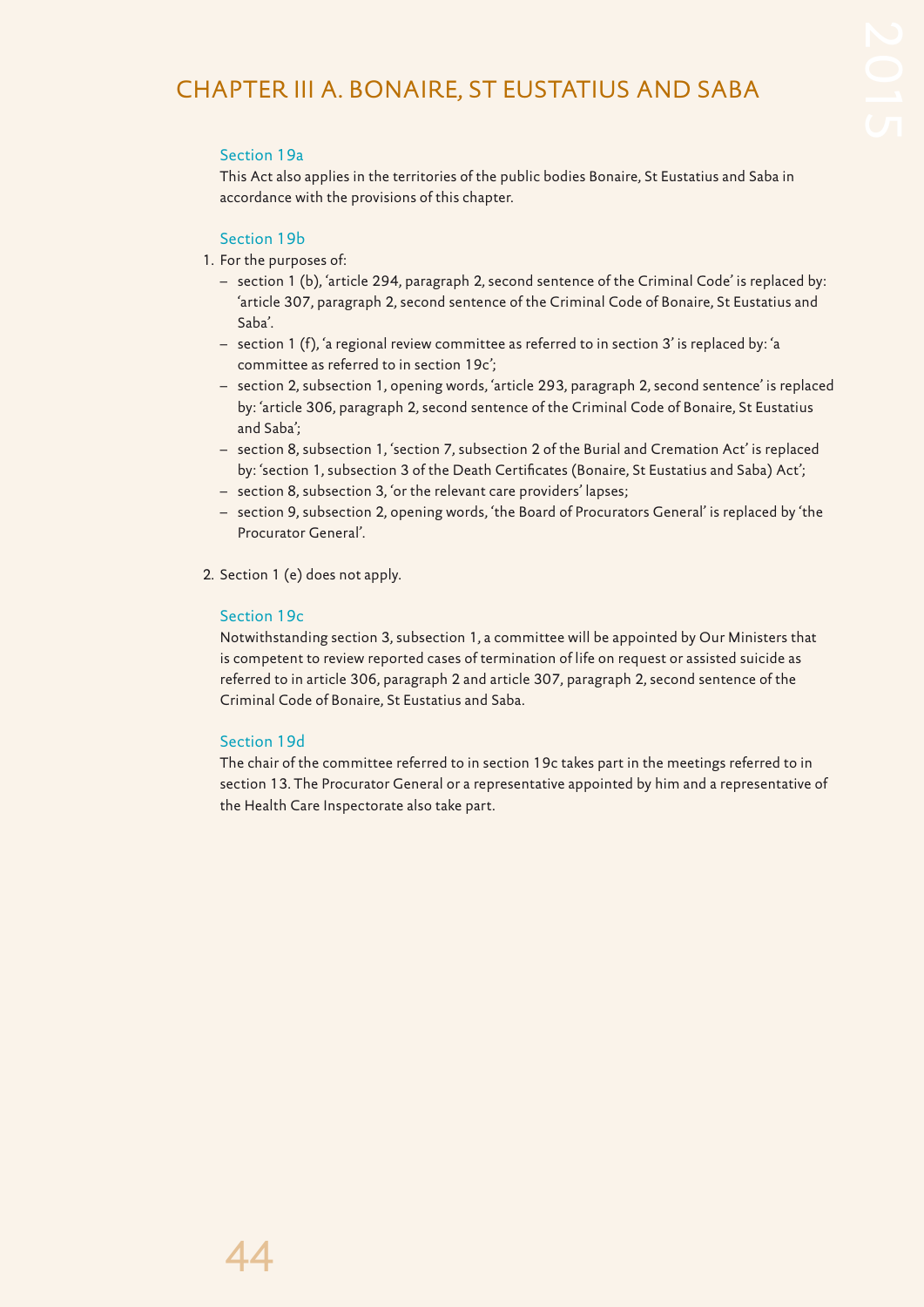# CHAPTER III A. BONAIRE, ST EUSTATIUS AND SABA

### Section 19a

This Act also applies in the territories of the public bodies Bonaire, St Eustatius and Saba in accordance with the provisions of this chapter.

### Section 19b

1. For the purposes of:
   - section 1 (b), 'article 294, paragraph 2, second sentence of the Criminal Code' is replaced by: 'article 307, paragraph 2, second sentence of the Criminal Code of Bonaire, St Eustatius and Saba'.
   - section 1 (f), 'a regional review committee as referred to in section 3' is replaced by: 'a committee as referred to in section 19c';
   - section 2, subsection 1, opening words, 'article 293, paragraph 2, second sentence' is replaced by: 'article 306, paragraph 2, second sentence of the Criminal Code of Bonaire, St Eustatius and Saba';
   - section 8, subsection 1, 'section 7, subsection 2 of the Burial and Cremation Act' is replaced by: 'section 1, subsection 3 of the Death Certificates (Bonaire, St Eustatius and Saba) Act';
   - section 8, subsection 3, 'or the relevant care providers' lapses;
   - section 9, subsection 2, opening words, 'the Board of Procurators General' is replaced by 'the Procurator General'.

2. Section 1 (e) does not apply.

### Section 19c

Notwithstanding section 3, subsection 1, a committee will be appointed by Our Ministers that is competent to review reported cases of termination of life on request or assisted suicide as referred to in article 306, paragraph 2 and article 307, paragraph 2, second sentence of the Criminal Code of Bonaire, St Eustatius and Saba.

### Section 19d

The chair of the committee referred to in section 19c takes part in the meetings referred to in section 13. The Procurator General or a representative appointed by him and a representative of the Health Care Inspectorate also take part.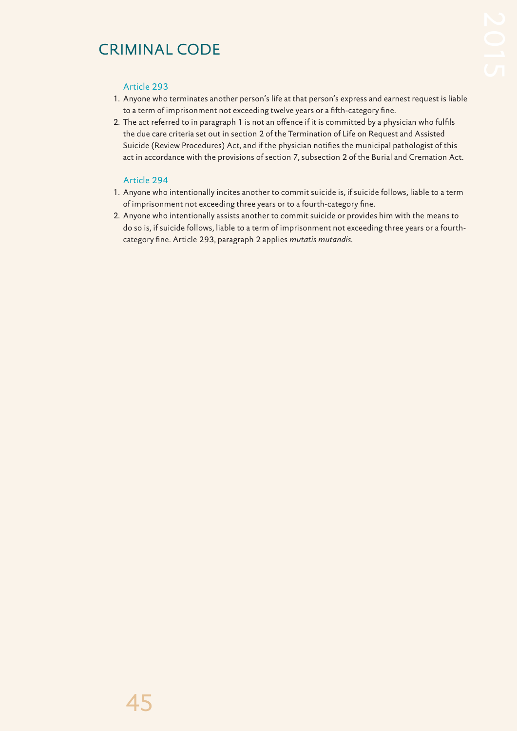# CRIMINAL CODE

### Article 293

1. Anyone who terminates another person's life at that person's express and earnest request is liable to a term of imprisonment not exceeding twelve years or a fifth-category fine.
2. The act referred to in paragraph 1 is not an offence if it is committed by a physician who fulfils the due care criteria set out in section 2 of the Termination of Life on Request and Assisted Suicide (Review Procedures) Act, and if the physician notifies the municipal pathologist of this act in accordance with the provisions of section 7, subsection 2 of the Burial and Cremation Act.

### Article 294

1. Anyone who intentionally incites another to commit suicide is, if suicide follows, liable to a term of imprisonment not exceeding three years or to a fourth-category fine.
2. Anyone who intentionally assists another to commit suicide or provides him with the means to do so is, if suicide follows, liable to a term of imprisonment not exceeding three years or a fourth-category fine. Article 293, paragraph 2 applies *mutatis mutandis*.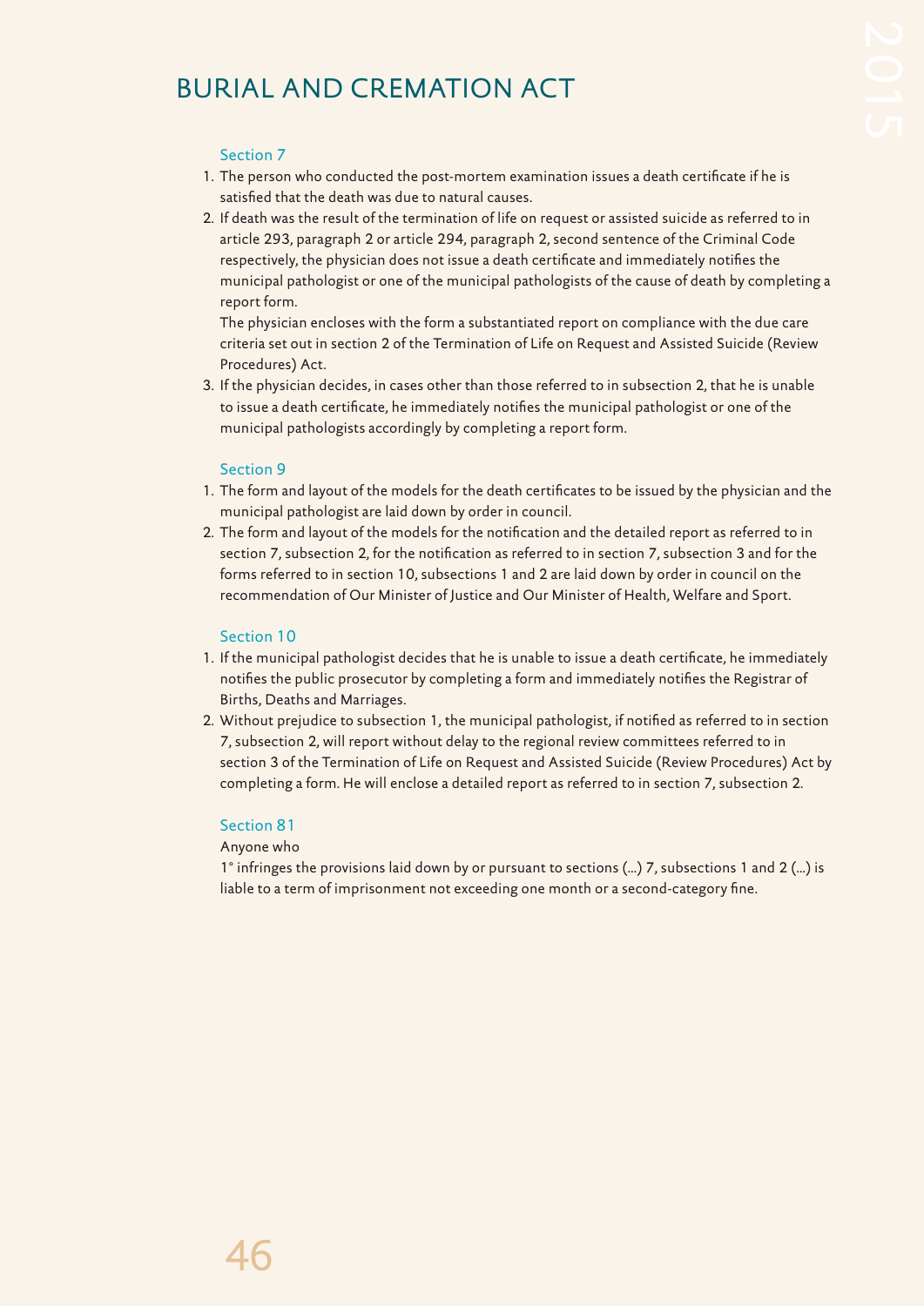# BURIAL AND CREMATION ACT

### Section 7

1. The person who conducted the post-mortem examination issues a death certificate if he is satisfied that the death was due to natural causes.
2. If death was the result of the termination of life on request or assisted suicide as referred to in article 293, paragraph 2 or article 294, paragraph 2, second sentence of the Criminal Code respectively, the physician does not issue a death certificate and immediately notifies the municipal pathologist or one of the municipal pathologists of the cause of death by completing a report form.
   The physician encloses with the form a substantiated report on compliance with the due care criteria set out in section 2 of the Termination of Life on Request and Assisted Suicide (Review Procedures) Act.
3. If the physician decides, in cases other than those referred to in subsection 2, that he is unable to issue a death certificate, he immediately notifies the municipal pathologist or one of the municipal pathologists accordingly by completing a report form.

### Section 9

1. The form and layout of the models for the death certificates to be issued by the physician and the municipal pathologist are laid down by order in council.
2. The form and layout of the models for the notification and the detailed report as referred to in section 7, subsection 2, for the notification as referred to in section 7, subsection 3 and for the forms referred to in section 10, subsections 1 and 2 are laid down by order in council on the recommendation of Our Minister of Justice and Our Minister of Health, Welfare and Sport.

### Section 10

1. If the municipal pathologist decides that he is unable to issue a death certificate, he immediately notifies the public prosecutor by completing a form and immediately notifies the Registrar of Births, Deaths and Marriages.
2. Without prejudice to subsection 1, the municipal pathologist, if notified as referred to in section 7, subsection 2, will report without delay to the regional review committees referred to in section 3 of the Termination of Life on Request and Assisted Suicide (Review Procedures) Act by completing a form. He will enclose a detailed report as referred to in section 7, subsection 2.

### Section 81

Anyone who

1° infringes the provisions laid down by or pursuant to sections (...) 7, subsections 1 and 2 (...) is liable to a term of imprisonment not exceeding one month or a second-category fine.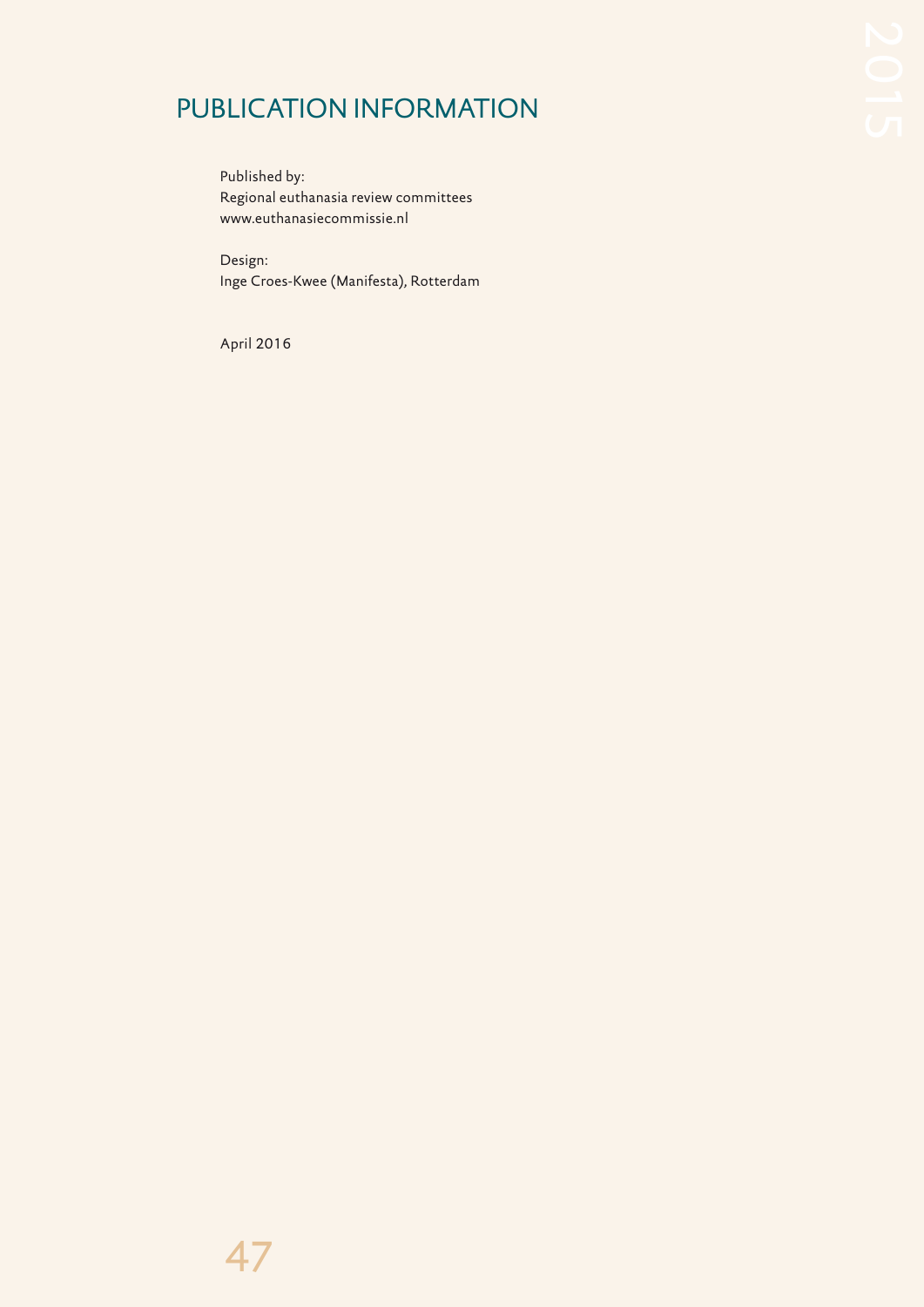# PUBLICATION INFORMATION

Published by:
Regional euthanasia review committees
www.euthanasiecommissie.nl

Design:
Inge Croes-Kwee (Manifesta), Rotterdam

April 2016